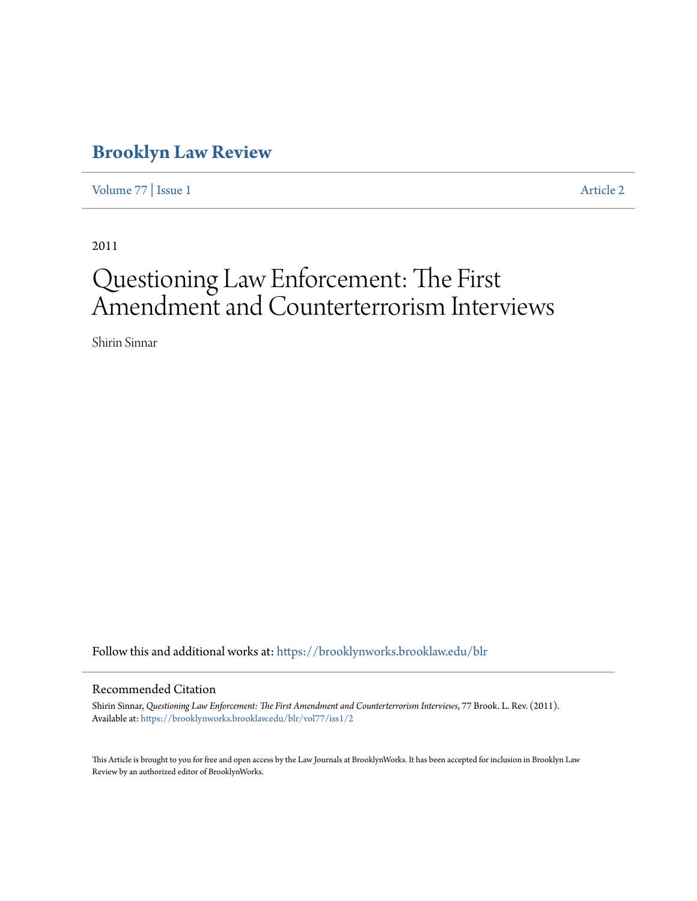# Brooklyn Law Review

Volume 77 | Issue 1 Article 2

2011

# Questioning Law Enforcement: The First Amendment and Counterterrorism Interviews

Shirin Sinnar

Follow this and additional works at: https://brooklynworks.brooklaw.edu/blr

## Recommended Citation

Shirin Sinnar, *Questioning Law Enforcement: The First Amendment and Counterterrorism Interviews*, 77 Brook. L. Rev. (2011).
Available at: https://brooklynworks.brooklaw.edu/blr/vol77/iss1/2

This Article is brought to you for free and open access by the Law Journals at BrooklynWorks. It has been accepted for inclusion in Brooklyn Law Review by an authorized editor of BrooklynWorks.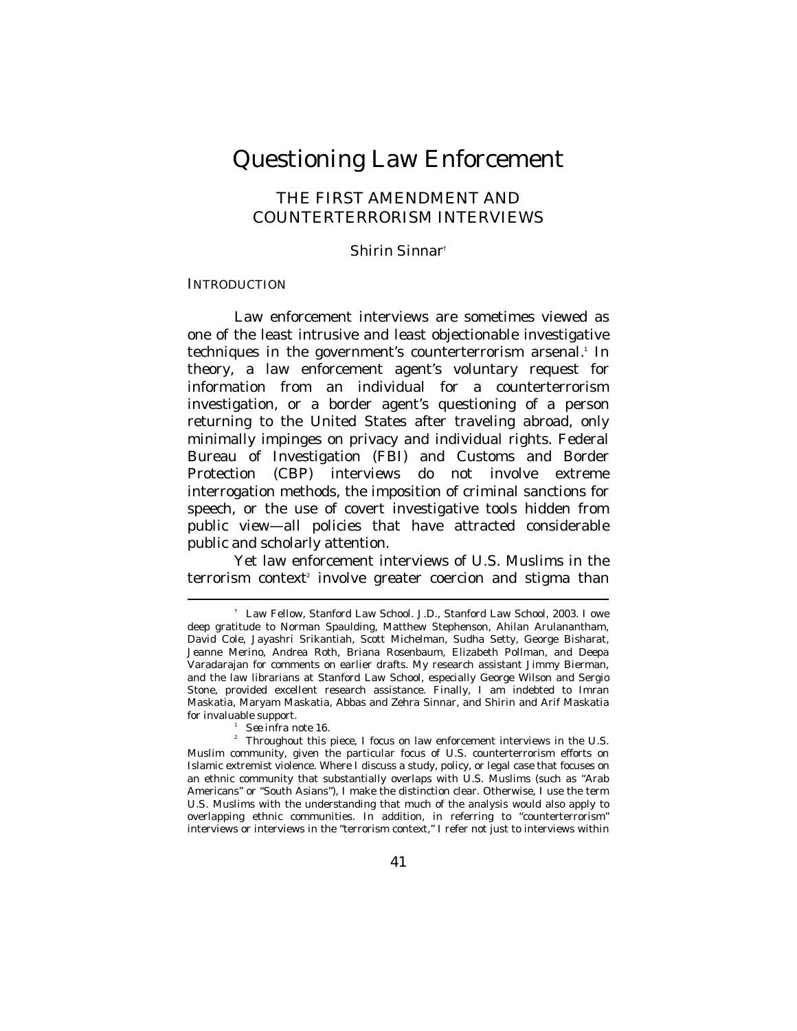# Questioning Law Enforcement

## THE FIRST AMENDMENT AND COUNTERTERRORISM INTERVIEWS

Shirin Sinnar[†]

### INTRODUCTION

Law enforcement interviews are sometimes viewed as one of the least intrusive and least objectionable investigative techniques in the government's counterterrorism arsenal.[1] In theory, a law enforcement agent's voluntary request for information from an individual for a counterterrorism investigation, or a border agent's questioning of a person returning to the United States after traveling abroad, only minimally impinges on privacy and individual rights. Federal Bureau of Investigation (FBI) and Customs and Border Protection (CBP) interviews do not involve extreme interrogation methods, the imposition of criminal sanctions for speech, or the use of covert investigative tools hidden from public view—all policies that have attracted considerable public and scholarly attention.

Yet law enforcement interviews of U.S. Muslims in the terrorism context[2] involve greater coercion and stigma than

---

[†] Law Fellow, Stanford Law School. J.D., Stanford Law School, 2003. I owe deep gratitude to Norman Spaulding, Matthew Stephenson, Ahilan Arulanantham, David Cole, Jayashri Srikantiah, Scott Michelman, Sudha Setty, George Bisharat, Jeanne Merino, Andrea Roth, Briana Rosenbaum, Elizabeth Pollman, and Deepa Varadarajan for comments on earlier drafts. My research assistant Jimmy Bierman, and the law librarians at Stanford Law School, especially George Wilson and Sergio Stone, provided excellent research assistance. Finally, I am indebted to Imran Maskatia, Maryam Maskatia, Abbas and Zehra Sinnar, and Shirin and Arif Maskatia for invaluable support.

[1] *See infra* note 16.

[2] Throughout this piece, I focus on law enforcement interviews in the U.S. Muslim community, given the particular focus of U.S. counterterrorism efforts on Islamic extremist violence. Where I discuss a study, policy, or legal case that focuses on an ethnic community that substantially overlaps with U.S. Muslims (such as "Arab Americans" or "South Asians"), I make the distinction clear. Otherwise, I use the term U.S. Muslims with the understanding that much of the analysis would also apply to overlapping ethnic communities. In addition, in referring to "counterterrorism" interviews or interviews in the "terrorism context," I refer not just to interviews within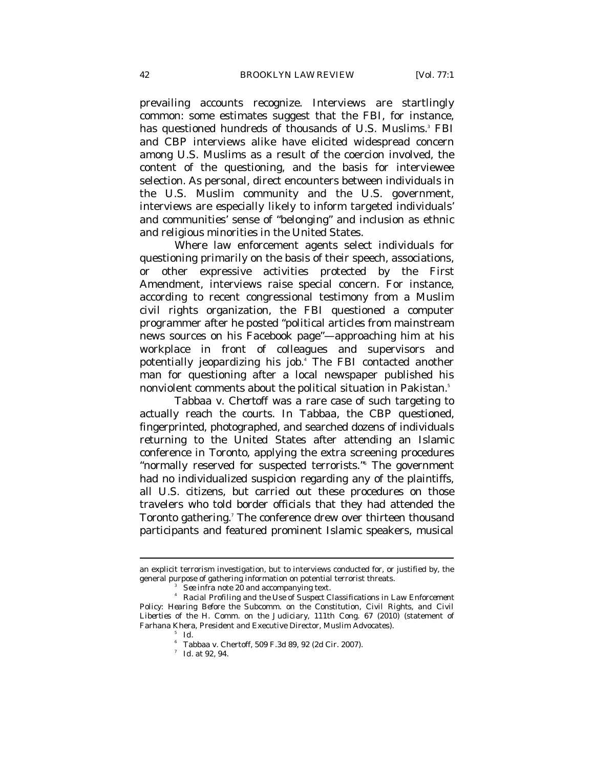prevailing accounts recognize. Interviews are startlingly common: some estimates suggest that the FBI, for instance, has questioned hundreds of thousands of U.S. Muslims.[3] FBI and CBP interviews alike have elicited widespread concern among U.S. Muslims as a result of the coercion involved, the content of the questioning, and the basis for interviewee selection. As personal, direct encounters between individuals in the U.S. Muslim community and the U.S. government, interviews are especially likely to inform targeted individuals' and communities' sense of "belonging" and inclusion as ethnic and religious minorities in the United States.

Where law enforcement agents select individuals for questioning primarily on the basis of their speech, associations, or other expressive activities protected by the First Amendment, interviews raise special concern. For instance, according to recent congressional testimony from a Muslim civil rights organization, the FBI questioned a computer programmer after he posted "political articles from mainstream news sources on his Facebook page"—approaching him at his workplace in front of colleagues and supervisors and potentially jeopardizing his job.[4] The FBI contacted another man for questioning after a local newspaper published his nonviolent comments about the political situation in Pakistan.[5]

*Tabbaa v. Chertoff* was a rare case of such targeting to actually reach the courts. In *Tabbaa*, the CBP questioned, fingerprinted, photographed, and searched dozens of individuals returning to the United States after attending an Islamic conference in Toronto, applying the extra screening procedures "normally reserved for suspected terrorists."[6] The government had no individualized suspicion regarding any of the plaintiffs, all U.S. citizens, but carried out these procedures on those travelers who told border officials that they had attended the Toronto gathering.[7] The conference drew over thirteen thousand participants and featured prominent Islamic speakers, musical

---

an explicit terrorism investigation, but to interviews conducted for, or justified by, the general purpose of gathering information on potential terrorist threats.

[3] *See infra* note 20 and accompanying text.

[4] *Racial Profiling and the Use of Suspect Classifications in Law Enforcement Policy: Hearing Before the Subcomm. on the Constitution, Civil Rights, and Civil Liberties of the H. Comm. on the Judiciary*, 111th Cong. 67 (2010) (statement of Farhana Khera, President and Executive Director, Muslim Advocates).

[5] *Id.*

[6] Tabbaa v. Chertoff, 509 F.3d 89, 92 (2d Cir. 2007).

[7] *Id.* at 92, 94.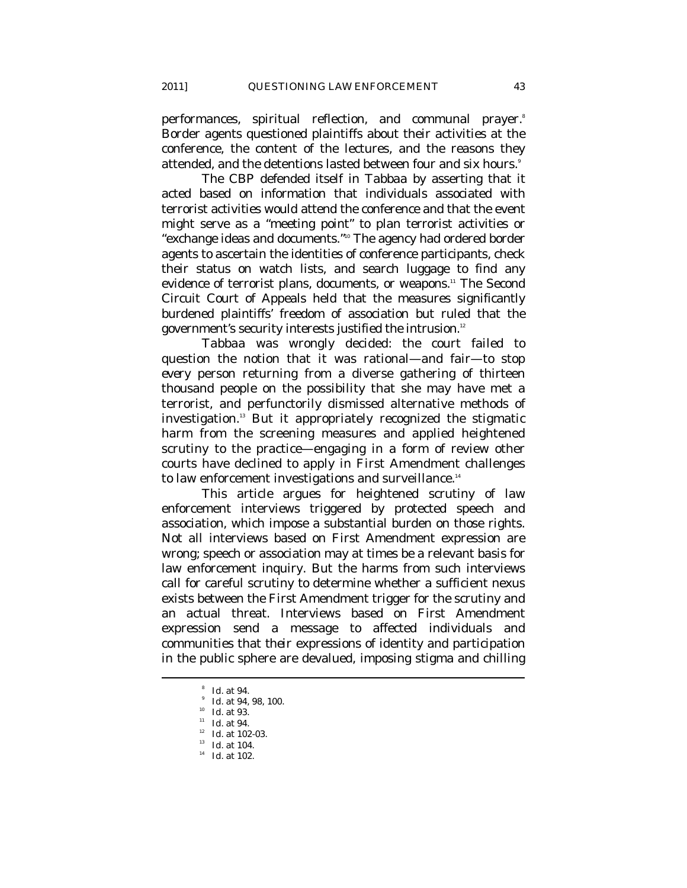performances, spiritual reflection, and communal prayer.[8] Border agents questioned plaintiffs about their activities at the conference, the content of the lectures, and the reasons they attended, and the detentions lasted between four and six hours.[9]

The CBP defended itself in *Tabbaa* by asserting that it acted based on information that individuals associated with terrorist activities would attend the conference and that the event might serve as a "meeting point" to plan terrorist activities or "exchange ideas and documents."[10] The agency had ordered border agents to ascertain the identities of conference participants, check their status on watch lists, and search luggage to find any evidence of terrorist plans, documents, or weapons.[11] The Second Circuit Court of Appeals held that the measures significantly burdened plaintiffs' freedom of association but ruled that the government's security interests justified the intrusion.[12]

*Tabbaa* was wrongly decided: the court failed to question the notion that it was rational—and fair—to stop *every* person returning from a diverse gathering of thirteen thousand people on the possibility that she may have met a terrorist, and perfunctorily dismissed alternative methods of investigation.[13] But it appropriately recognized the stigmatic harm from the screening measures and applied heightened scrutiny to the practice—engaging in a form of review other courts have declined to apply in First Amendment challenges to law enforcement investigations and surveillance.[14]

This article argues for heightened scrutiny of law enforcement interviews triggered by protected speech and association, which impose a substantial burden on those rights. Not all interviews based on First Amendment expression are wrong; speech or association may at times be a relevant basis for law enforcement inquiry. But the harms from such interviews call for careful scrutiny to determine whether a sufficient nexus exists between the First Amendment trigger for the scrutiny and an actual threat. Interviews based on First Amendment expression send a message to affected individuals and communities that their expressions of identity and participation in the public sphere are devalued, imposing stigma and chilling

---

[8] *Id.* at 94.

[9] *Id.* at 94, 98, 100.

[10] *Id.* at 93.

[11] *Id.* at 94.

[12] *Id.* at 102-03.

[13] *Id.* at 104.

[14] *Id.* at 102.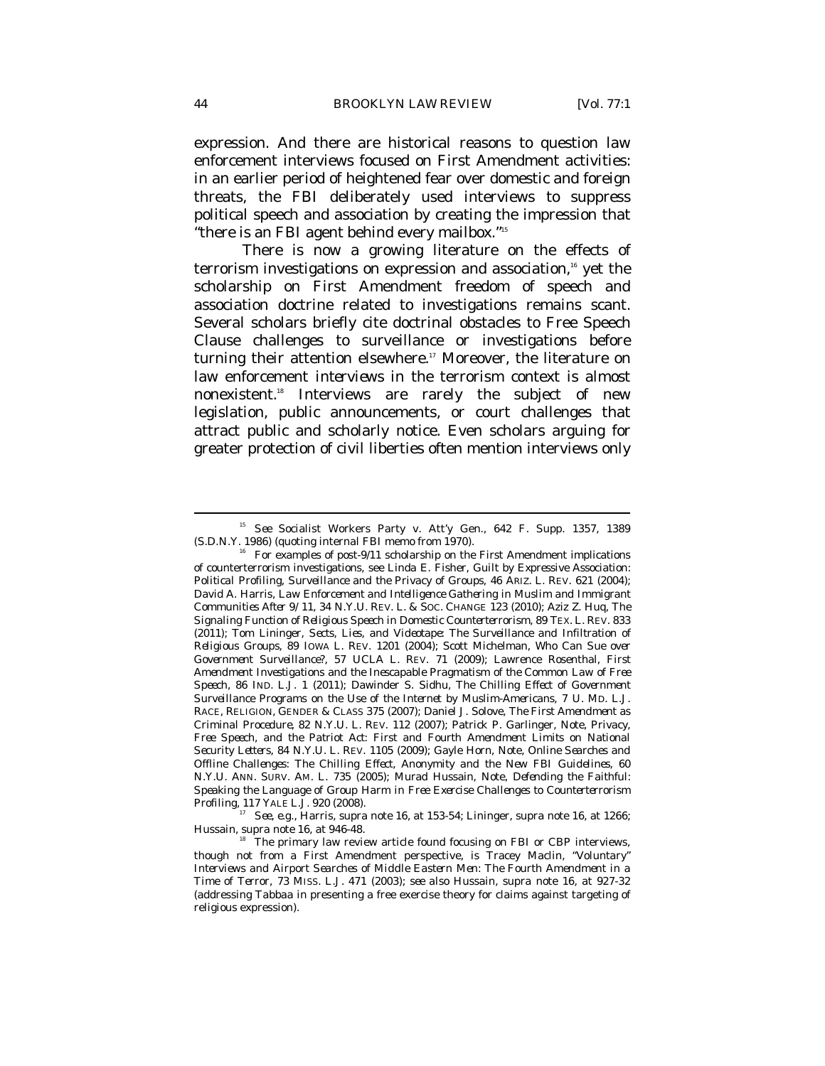expression. And there are historical reasons to question law enforcement interviews focused on First Amendment activities: in an earlier period of heightened fear over domestic and foreign threats, the FBI deliberately used interviews to suppress political speech and association by creating the impression that "there is an FBI agent behind every mailbox."[15]

There is now a growing literature on the effects of terrorism investigations on expression and association,[16] yet the scholarship on First Amendment freedom of speech and association doctrine related to investigations remains scant. Several scholars briefly cite doctrinal obstacles to Free Speech Clause challenges to surveillance or investigations before turning their attention elsewhere.[17] Moreover, the literature on law enforcement interviews in the terrorism context is almost nonexistent.[18] Interviews are rarely the subject of new legislation, public announcements, or court challenges that attract public and scholarly notice. Even scholars arguing for greater protection of civil liberties often mention interviews only

---

[15] *See* Socialist Workers Party v. Att'y Gen., 642 F. Supp. 1357, 1389 (S.D.N.Y. 1986) (quoting internal FBI memo from 1970).

[16] For examples of post-9/11 scholarship on the First Amendment implications of counterterrorism investigations, see Linda E. Fisher, Guilt by Expressive Association: Political Profiling, Surveillance and the Privacy of Groups, 46 ARIZ. L. REV. 621 (2004); David A. Harris, *Law Enforcement and Intelligence Gathering in Muslim and Immigrant Communities After 9/11*, 34 N.Y.U. REV. L. & SOC. CHANGE 123 (2010); Aziz Z. Huq, *The Signaling Function of Religious Speech in Domestic Counterterrorism*, 89 TEX. L. REV. 833 (2011); Tom Lininger, *Sects, Lies, and Videotape: The Surveillance and Infiltration of Religious Groups*, 89 IOWA L. REV. 1201 (2004); Scott Michelman, *Who Can Sue over Government Surveillance?*, 57 UCLA L. REV. 71 (2009); Lawrence Rosenthal, *First Amendment Investigations and the Inescapable Pragmatism of the Common Law of Free Speech*, 86 IND. L.J. 1 (2011); Dawinder S. Sidhu, *The Chilling Effect of Government Surveillance Programs on the Use of the Internet by Muslim-Americans*, 7 U. MD. L.J. RACE, RELIGION, GENDER & CLASS 375 (2007); Daniel J. Solove, *The First Amendment as Criminal Procedure*, 82 N.Y.U. L. REV. 112 (2007); Patrick P. Garlinger, Note, *Privacy, Free Speech, and the Patriot Act: First and Fourth Amendment Limits on National Security Letters*, 84 N.Y.U. L. REV. 1105 (2009); Gayle Horn, Note, *Online Searches and Offline Challenges: The Chilling Effect, Anonymity and the New FBI Guidelines*, 60 N.Y.U. ANN. SURV. AM. L. 735 (2005); Murad Hussain, Note, *Defending the Faithful: Speaking the Language of Group Harm in Free Exercise Challenges to Counterterrorism Profiling*, 117 YALE L.J. 920 (2008).

[17] *See, e.g.*, Harris, *supra* note 16, at 153-54; Lininger, *supra* note 16, at 1266; Hussain, *supra* note 16, at 946-48.

[18] The primary law review article found focusing on FBI or CBP interviews, though not from a First Amendment perspective, is Tracey Maclin, *"Voluntary" Interviews and Airport Searches of Middle Eastern Men: The Fourth Amendment in a Time of Terror*, 73 MISS. L.J. 471 (2003); *see also* Hussain, *supra* note 16, at 927-32 (addressing *Tabbaa* in presenting a free exercise theory for claims against targeting of religious expression).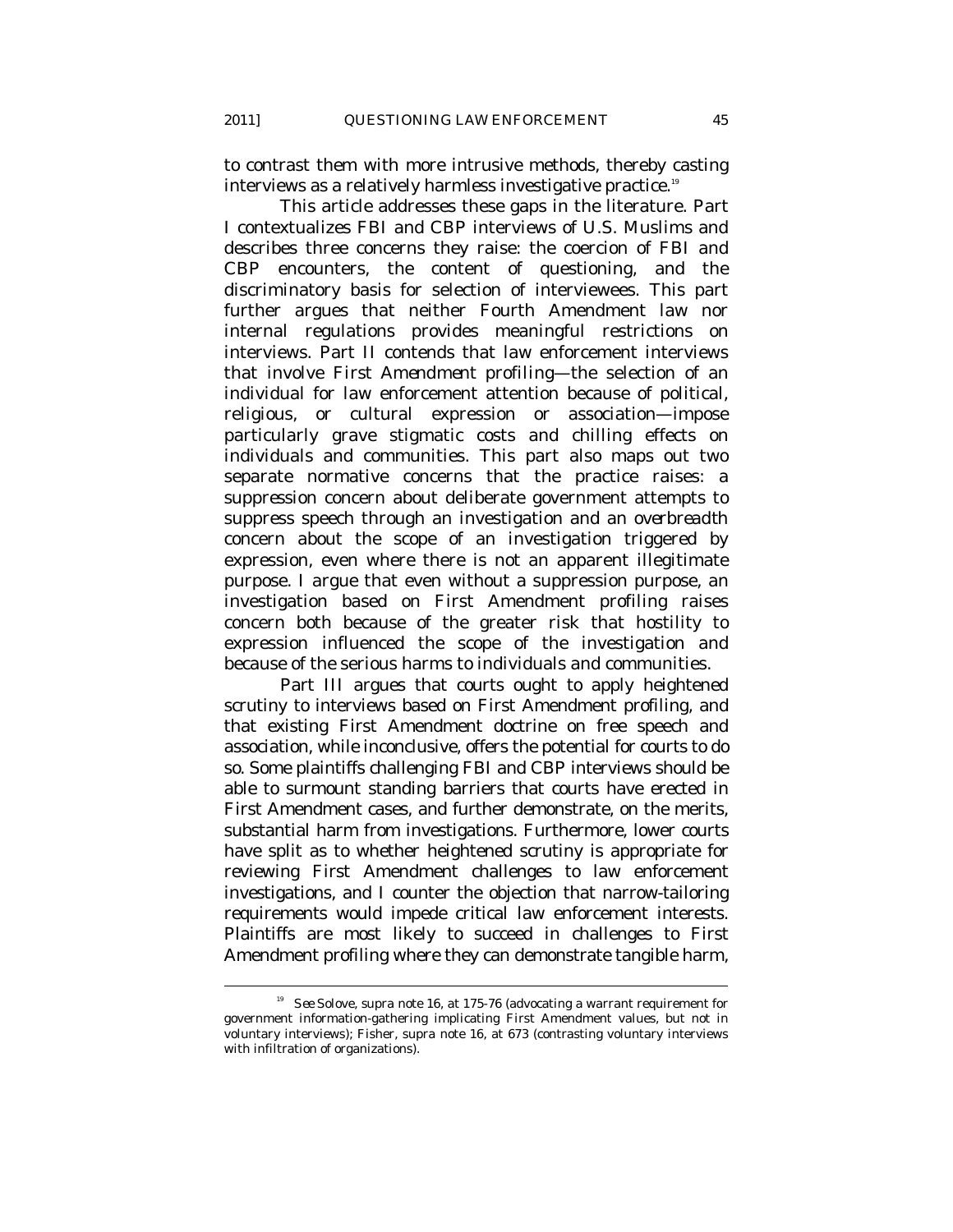to contrast them with more intrusive methods, thereby casting interviews as a relatively harmless investigative practice.[19]

This article addresses these gaps in the literature. Part I contextualizes FBI and CBP interviews of U.S. Muslims and describes three concerns they raise: the coercion of FBI and CBP encounters, the content of questioning, and the discriminatory basis for selection of interviewees. This part further argues that neither Fourth Amendment law nor internal regulations provides meaningful restrictions on interviews. Part II contends that law enforcement interviews that involve *First Amendment profiling*—the selection of an individual for law enforcement attention because of political, religious, or cultural expression or association—impose particularly grave stigmatic costs and chilling effects on individuals and communities. This part also maps out two separate normative concerns that the practice raises: a *suppression* concern about deliberate government attempts to suppress speech through an investigation and an *overbreadth* concern about the scope of an investigation triggered by expression, even where there is not an apparent illegitimate purpose. I argue that even without a suppression purpose, an investigation based on First Amendment profiling raises concern both because of the greater risk that hostility to expression influenced the scope of the investigation and because of the serious harms to individuals and communities.

Part III argues that courts ought to apply heightened scrutiny to interviews based on First Amendment profiling, and that existing First Amendment doctrine on free speech and association, while inconclusive, offers the potential for courts to do so. Some plaintiffs challenging FBI and CBP interviews should be able to surmount standing barriers that courts have erected in First Amendment cases, and further demonstrate, on the merits, substantial harm from investigations. Furthermore, lower courts have split as to whether heightened scrutiny is appropriate for reviewing First Amendment challenges to law enforcement investigations, and I counter the objection that narrow-tailoring requirements would impede critical law enforcement interests. Plaintiffs are most likely to succeed in challenges to First Amendment profiling where they can demonstrate tangible harm,

---

[19] *See* Solove, *supra* note 16, at 175-76 (advocating a warrant requirement for government information-gathering implicating First Amendment values, but not in voluntary interviews); Fisher, *supra* note 16, at 673 (contrasting voluntary interviews with infiltration of organizations).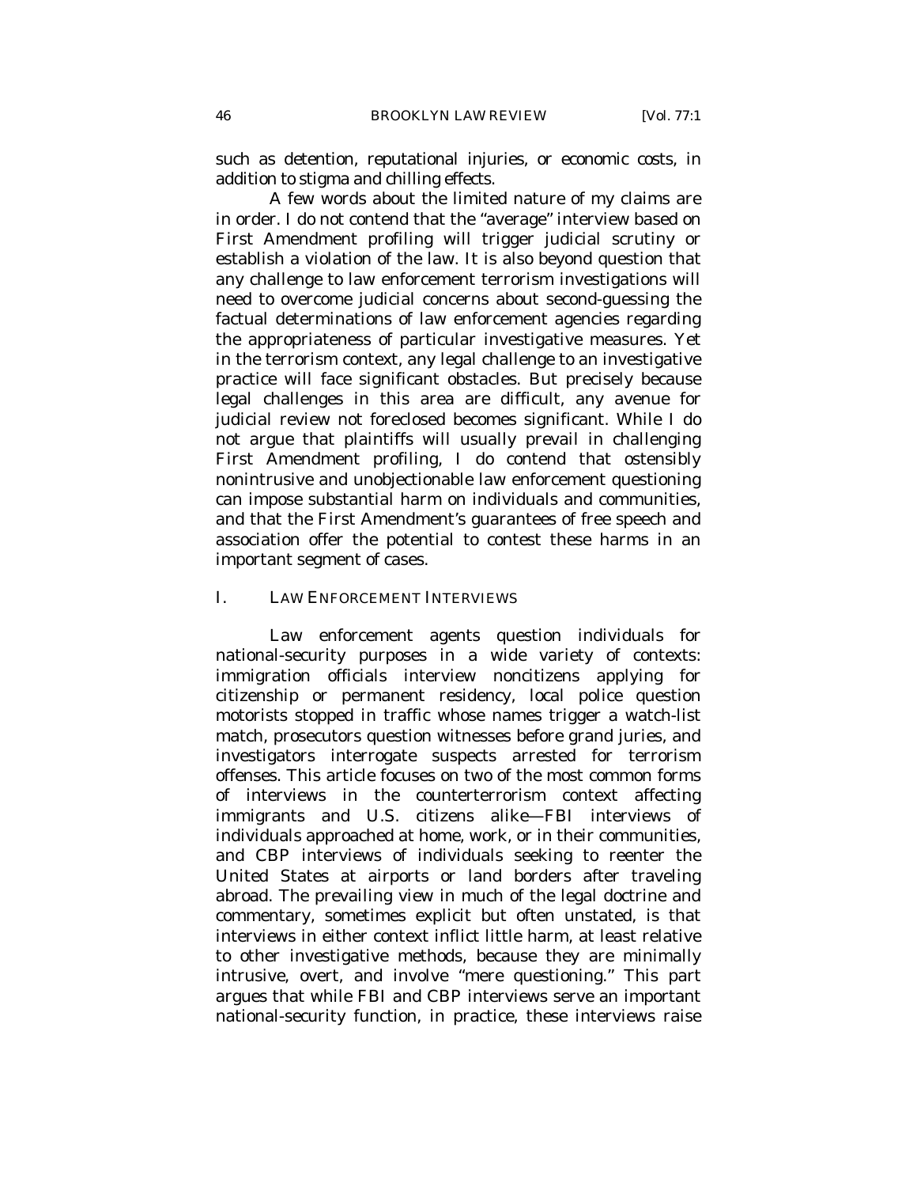such as detention, reputational injuries, or economic costs, in addition to stigma and chilling effects.

A few words about the limited nature of my claims are in order. I do not contend that the "average" interview based on First Amendment profiling will trigger judicial scrutiny or establish a violation of the law. It is also beyond question that any challenge to law enforcement terrorism investigations will need to overcome judicial concerns about second-guessing the factual determinations of law enforcement agencies regarding the appropriateness of particular investigative measures. Yet in the terrorism context, any legal challenge to an investigative practice will face significant obstacles. But precisely because legal challenges in this area are difficult, any avenue for judicial review not foreclosed becomes significant. While I do not argue that plaintiffs will usually prevail in challenging First Amendment profiling, I do contend that ostensibly nonintrusive and unobjectionable law enforcement questioning can impose substantial harm on individuals and communities, and that the First Amendment's guarantees of free speech and association offer the potential to contest these harms in an important segment of cases.

## I. LAW ENFORCEMENT INTERVIEWS

Law enforcement agents question individuals for national-security purposes in a wide variety of contexts: immigration officials interview noncitizens applying for citizenship or permanent residency, local police question motorists stopped in traffic whose names trigger a watch-list match, prosecutors question witnesses before grand juries, and investigators interrogate suspects arrested for terrorism offenses. This article focuses on two of the most common forms of interviews in the counterterrorism context affecting immigrants and U.S. citizens alike—FBI interviews of individuals approached at home, work, or in their communities, and CBP interviews of individuals seeking to reenter the United States at airports or land borders after traveling abroad. The prevailing view in much of the legal doctrine and commentary, sometimes explicit but often unstated, is that interviews in either context inflict little harm, at least relative to other investigative methods, because they are minimally intrusive, overt, and involve "mere questioning." This part argues that while FBI and CBP interviews serve an important national-security function, in practice, these interviews raise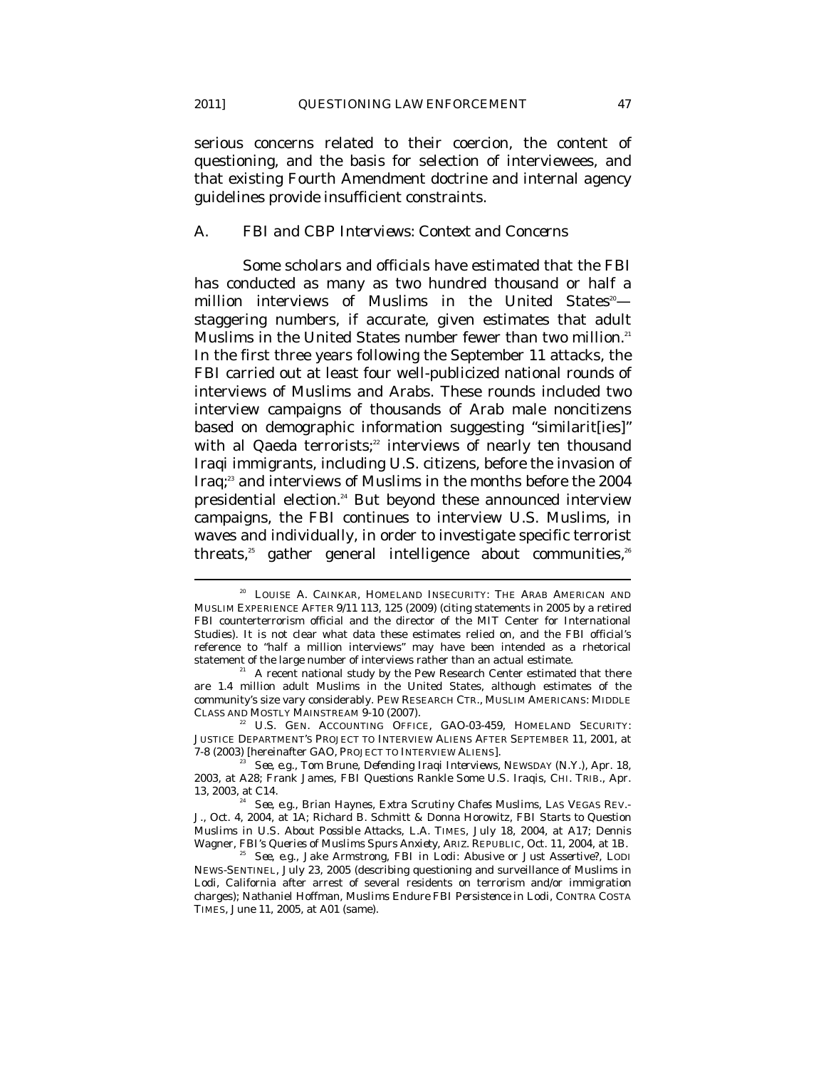serious concerns related to their coercion, the content of questioning, and the basis for selection of interviewees, and that existing Fourth Amendment doctrine and internal agency guidelines provide insufficient constraints.

## A. FBI and CBP Interviews: Context and Concerns

Some scholars and officials have estimated that the FBI has conducted as many as two hundred thousand or half a million interviews of Muslims in the United States[20]—staggering numbers, if accurate, given estimates that adult Muslims in the United States number fewer than two million.[21] In the first three years following the September 11 attacks, the FBI carried out at least four well-publicized national rounds of interviews of Muslims and Arabs. These rounds included two interview campaigns of thousands of Arab male noncitizens based on demographic information suggesting "similarit[ies]" with al Qaeda terrorists;[22] interviews of nearly ten thousand Iraqi immigrants, including U.S. citizens, before the invasion of Iraq;[23] and interviews of Muslims in the months before the 2004 presidential election.[24] But beyond these announced interview campaigns, the FBI continues to interview U.S. Muslims, in waves and individually, in order to investigate specific terrorist threats,[25] gather general intelligence about communities,[26]

---

[20] LOUISE A. CAINKAR, HOMELAND INSECURITY: THE ARAB AMERICAN AND MUSLIM EXPERIENCE AFTER 9/11 113, 125 (2009) (citing statements in 2005 by a retired FBI counterterrorism official and the director of the MIT Center for International Studies). It is not clear what data these estimates relied on, and the FBI official's reference to "half a million interviews" may have been intended as a rhetorical statement of the large number of interviews rather than an actual estimate.

[21] A recent national study by the Pew Research Center estimated that there are 1.4 million adult Muslims in the United States, although estimates of the community's size vary considerably. PEW RESEARCH CTR., MUSLIM AMERICANS: MIDDLE CLASS AND MOSTLY MAINSTREAM 9-10 (2007).

[22] U.S. GEN. ACCOUNTING OFFICE, GAO-03-459, HOMELAND SECURITY: JUSTICE DEPARTMENT'S PROJECT TO INTERVIEW ALIENS AFTER SEPTEMBER 11, 2001, at 7-8 (2003) [hereinafter GAO, PROJECT TO INTERVIEW ALIENS].

[23] *See, e.g.*, Tom Brune, *Defending Iraqi Interviews*, NEWSDAY (N.Y.), Apr. 18, 2003, at A28; Frank James, *FBI Questions Rankle Some U.S. Iraqis*, CHI. TRIB., Apr. 13, 2003, at C14.

[24] *See, e.g.*, Brian Haynes, *Extra Scrutiny Chafes Muslims*, LAS VEGAS REV.-J., Oct. 4, 2004, at 1A; Richard B. Schmitt & Donna Horowitz, *FBI Starts to Question Muslims in U.S. About Possible Attacks*, L.A. TIMES, July 18, 2004, at A17; Dennis Wagner, *FBI's Queries of Muslims Spurs Anxiety*, ARIZ. REPUBLIC, Oct. 11, 2004, at 1B.

[25] *See, e.g.*, Jake Armstrong, *FBI in Lodi: Abusive or Just Assertive?*, LODI NEWS-SENTINEL, July 23, 2005 (describing questioning and surveillance of Muslims in Lodi, California after arrest of several residents on terrorism and/or immigration charges); Nathaniel Hoffman, *Muslims Endure FBI Persistence in Lodi*, CONTRA COSTA TIMES, June 11, 2005, at A01 (same).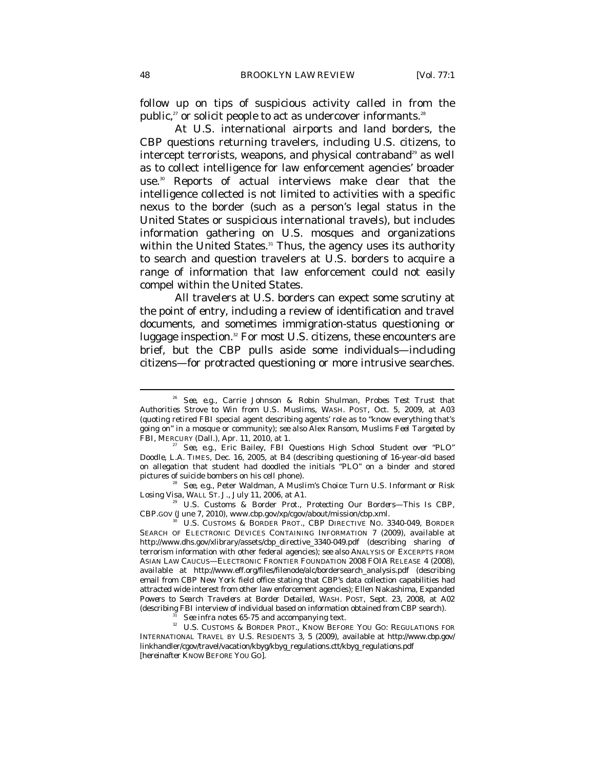follow up on tips of suspicious activity called in from the public,[27] or solicit people to act as undercover informants.[28]

At U.S. international airports and land borders, the CBP questions returning travelers, including U.S. citizens, to intercept terrorists, weapons, and physical contraband[29] as well as to collect intelligence for law enforcement agencies' broader use.[30] Reports of actual interviews make clear that the intelligence collected is not limited to activities with a specific nexus to the border (such as a person's legal status in the United States or suspicious international travels), but includes information gathering on U.S. mosques and organizations within the United States.[31] Thus, the agency uses its authority to search and question travelers at U.S. borders to acquire a range of information that law enforcement could not easily compel within the United States.

All travelers at U.S. borders can expect some scrutiny at the point of entry, including a review of identification and travel documents, and sometimes immigration-status questioning or luggage inspection.[32] For most U.S. citizens, these encounters are brief, but the CBP pulls aside some individuals—including citizens—for protracted questioning or more intrusive searches.

---

[26] *See, e.g.*, Carrie Johnson & Robin Shulman, *Probes Test Trust that Authorities Strove to Win from U.S. Muslims*, WASH. POST, Oct. 5, 2009, at A03 (quoting retired FBI special agent describing agents' role as to "know everything that's going on" in a mosque or community); *see also* Alex Ransom, *Muslims Feel Targeted by FBI*, MERCURY (Dall.), Apr. 11, 2010, at 1.

[27] *See, e.g.*, Eric Bailey, *FBI Questions High School Student over "PLO" Doodle*, L.A. TIMES, Dec. 16, 2005, at B4 (describing questioning of 16-year-old based on allegation that student had doodled the initials "PLO" on a binder and stored pictures of suicide bombers on his cell phone).

[28] *See, e.g.*, Peter Waldman, *A Muslim's Choice: Turn U.S. Informant or Risk Losing Visa*, WALL ST. J., July 11, 2006, at A1.

[29] U.S. Customs & Border Prot., *Protecting Our Borders—This Is CBP*, CBP.GOV (June 7, 2010), www.cbp.gov/xp/cgov/about/mission/cbp.xml.

[30] U.S. CUSTOMS & BORDER PROT., CBP DIRECTIVE NO. 3340-049, BORDER SEARCH OF ELECTRONIC DEVICES CONTAINING INFORMATION 7 (2009), *available at* http://www.dhs.gov/xlibrary/assets/cbp_directive_3340-049.pdf (describing sharing of terrorism information with other federal agencies); *see also* ANALYSIS OF EXCERPTS FROM ASIAN LAW CAUCUS—ELECTRONIC FRONTIER FOUNDATION 2008 FOIA RELEASE 4 (2008), *available at* http://www.eff.org/files/filenode/alc/bordersearch_analysis.pdf (describing email from CBP New York field office stating that CBP's data collection capabilities had attracted wide interest from other law enforcement agencies); Ellen Nakashima, *Expanded Powers to Search Travelers at Border Detailed*, WASH. POST, Sept. 23, 2008, at A02 (describing FBI interview of individual based on information obtained from CBP search).

[31] *See infra* notes 65-75 and accompanying text.

[32] U.S. CUSTOMS & BORDER PROT., KNOW BEFORE YOU GO: REGULATIONS FOR INTERNATIONAL TRAVEL BY U.S. RESIDENTS 3, 5 (2009), *available at* http://www.cbp.gov/linkhandler/cgov/travel/vacation/kbyg/kbyg_regulations.ctt/kbyg_regulations.pdf [hereinafter KNOW BEFORE YOU GO].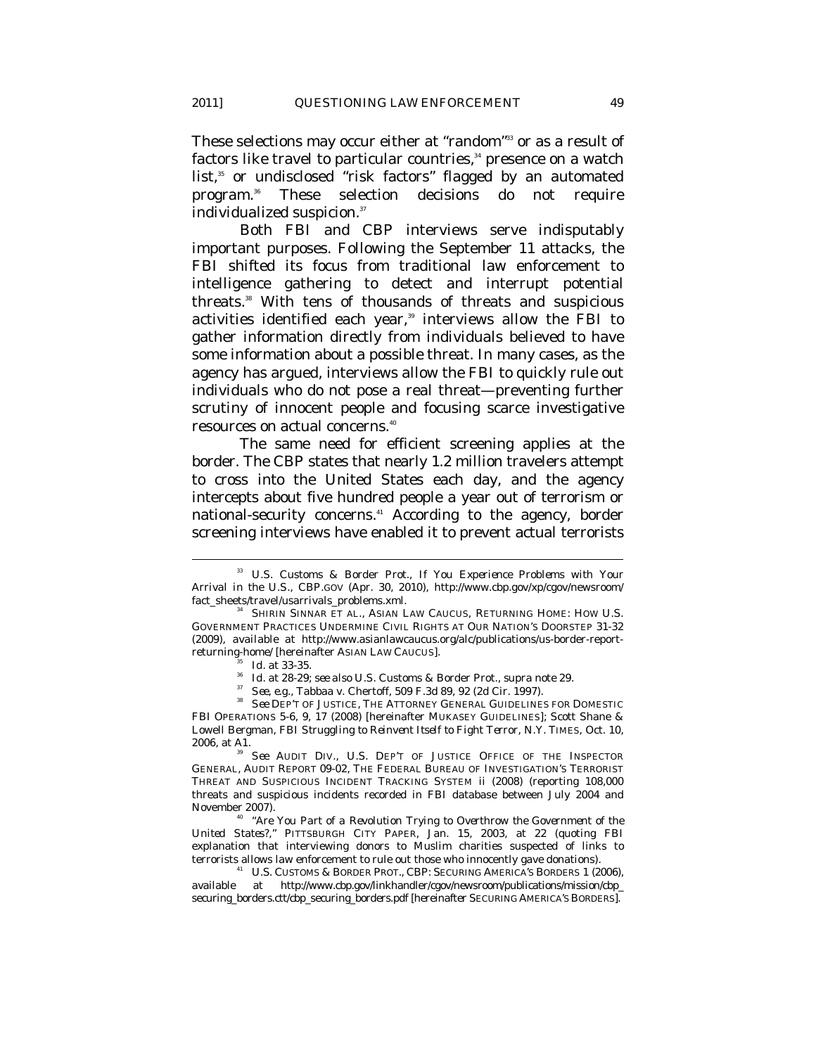These selections may occur either at "random"[33] or as a result of factors like travel to particular countries,[34] presence on a watch list,[35] or undisclosed "risk factors" flagged by an automated program.[36] These selection decisions do not require individualized suspicion.[37]

Both FBI and CBP interviews serve indisputably important purposes. Following the September 11 attacks, the FBI shifted its focus from traditional law enforcement to intelligence gathering to detect and interrupt potential threats.[38] With tens of thousands of threats and suspicious activities identified each year,[39] interviews allow the FBI to gather information directly from individuals believed to have some information about a possible threat. In many cases, as the agency has argued, interviews allow the FBI to quickly rule out individuals who do not pose a real threat—preventing further scrutiny of innocent people and focusing scarce investigative resources on actual concerns.[40]

The same need for efficient screening applies at the border. The CBP states that nearly 1.2 million travelers attempt to cross into the United States each day, and the agency intercepts about five hundred people a year out of terrorism or national-security concerns.[41] According to the agency, border screening interviews have enabled it to prevent actual terrorists

---

[33] U.S. Customs & Border Prot., *If You Experience Problems with Your Arrival in the U.S.*, CBP.GOV (Apr. 30, 2010), http://www.cbp.gov/xp/cgov/newsroom/fact_sheets/travel/usarrivals_problems.xml.

[34] SHIRIN SINNAR ET AL., ASIAN LAW CAUCUS, RETURNING HOME: HOW U.S. GOVERNMENT PRACTICES UNDERMINE CIVIL RIGHTS AT OUR NATION'S DOORSTEP 31-32 (2009), *available at* http://www.asianlawcaucus.org/alc/publications/us-border-report-returning-home/ [hereinafter ASIAN LAW CAUCUS].

[35] *Id.* at 33-35.

[36] *Id.* at 28-29; *see also* U.S. Customs & Border Prot., *supra* note 29.

[37] *See, e.g.*, Tabbaa v. Chertoff, 509 F.3d 89, 92 (2d Cir. 1997).

[38] *See* DEP'T OF JUSTICE, THE ATTORNEY GENERAL GUIDELINES FOR DOMESTIC FBI OPERATIONS 5-6, 9, 17 (2008) [hereinafter MUKASEY GUIDELINES]; Scott Shane & Lowell Bergman, *FBI Struggling to Reinvent Itself to Fight Terror*, N.Y. TIMES, Oct. 10, 2006, at A1.

[39] *See* AUDIT DIV., U.S. DEP'T OF JUSTICE OFFICE OF THE INSPECTOR GENERAL, AUDIT REPORT 09-02, THE FEDERAL BUREAU OF INVESTIGATION'S TERRORIST THREAT AND SUSPICIOUS INCIDENT TRACKING SYSTEM ii (2008) (reporting 108,000 threats and suspicious incidents recorded in FBI database between July 2004 and November 2007).

[40] *"Are You Part of a Revolution Trying to Overthrow the Government of the United States?*," PITTSBURGH CITY PAPER, Jan. 15, 2003, at 22 (quoting FBI explanation that interviewing donors to Muslim charities suspected of links to terrorists allows law enforcement to rule out those who innocently gave donations).

[41] U.S. CUSTOMS & BORDER PROT., CBP: SECURING AMERICA'S BORDERS 1 (2006), *available at* http://www.cbp.gov/linkhandler/cgov/newsroom/publications/mission/cbp_securing_borders.ctt/cbp_securing_borders.pdf [hereinafter SECURING AMERICA'S BORDERS].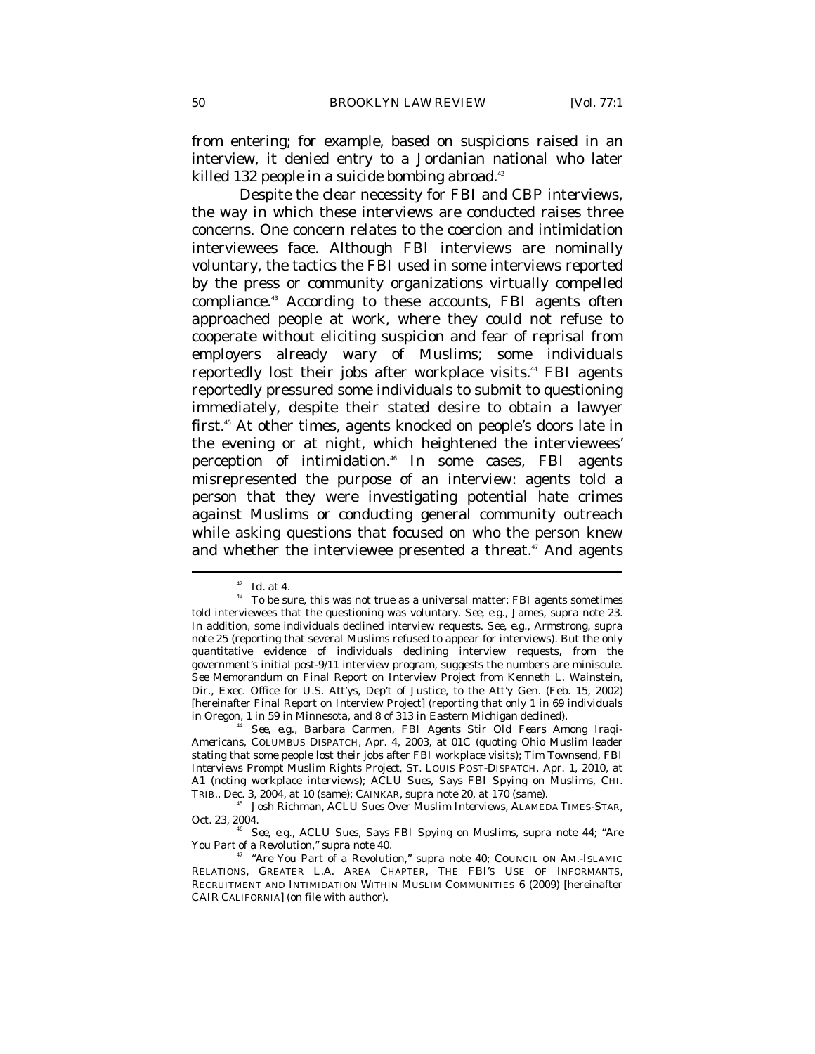from entering; for example, based on suspicions raised in an interview, it denied entry to a Jordanian national who later killed 132 people in a suicide bombing abroad.[42]

Despite the clear necessity for FBI and CBP interviews, the way in which these interviews are conducted raises three concerns. One concern relates to the coercion and intimidation interviewees face. Although FBI interviews are nominally voluntary, the tactics the FBI used in some interviews reported by the press or community organizations virtually compelled compliance.[43] According to these accounts, FBI agents often approached people at work, where they could not refuse to cooperate without eliciting suspicion and fear of reprisal from employers already wary of Muslims; some individuals reportedly lost their jobs after workplace visits.[44] FBI agents reportedly pressured some individuals to submit to questioning immediately, despite their stated desire to obtain a lawyer first.[45] At other times, agents knocked on people's doors late in the evening or at night, which heightened the interviewees' perception of intimidation.[46] In some cases, FBI agents misrepresented the purpose of an interview: agents told a person that they were investigating potential hate crimes against Muslims or conducting general community outreach while asking questions that focused on who the person knew and whether the interviewee presented a threat.[47] And agents

---

[42] *Id.* at 4.

[43] To be sure, this was not true as a universal matter: FBI agents sometimes told interviewees that the questioning was voluntary. *See, e.g.*, James, *supra* note 23. In addition, some individuals declined interview requests. *See, e.g.*, Armstrong, *supra* note 25 (reporting that several Muslims refused to appear for interviews). But the only quantitative evidence of individuals declining interview requests, from the government's initial post-9/11 interview program, suggests the numbers are miniscule. *See* Memorandum on Final Report on Interview Project from Kenneth L. Wainstein, Dir., Exec. Office for U.S. Att'ys, Dep't of Justice, to the Att'y Gen. (Feb. 15, 2002) [hereinafter Final Report on Interview Project] (reporting that only 1 in 69 individuals in Oregon, 1 in 59 in Minnesota, and 8 of 313 in Eastern Michigan declined).

[44] *See, e.g.*, Barbara Carmen, *FBI Agents Stir Old Fears Among Iraqi-Americans*, COLUMBUS DISPATCH, Apr. 4, 2003, at 01C (quoting Ohio Muslim leader stating that some people lost their jobs after FBI workplace visits); Tim Townsend, *FBI Interviews Prompt Muslim Rights Project*, ST. LOUIS POST-DISPATCH, Apr. 1, 2010, at A1 (noting workplace interviews); *ACLU Sues, Says FBI Spying on Muslims*, CHI. TRIB., Dec. 3, 2004, at 10 (same); CAINKAR, *supra* note 20, at 170 (same).

[45] Josh Richman, *ACLU Sues Over Muslim Interviews*, ALAMEDA TIMES-STAR, Oct. 23, 2004.

[46] *See, e.g.*, *ACLU Sues, Says FBI Spying on Muslims*, *supra* note 44; *"Are You Part of a Revolution," supra* note 40.

[47] *"Are You Part of a Revolution," supra* note 40; COUNCIL ON AM.-ISLAMIC RELATIONS, GREATER L.A. AREA CHAPTER, THE FBI'S USE OF INFORMANTS, RECRUITMENT AND INTIMIDATION WITHIN MUSLIM COMMUNITIES 6 (2009) [hereinafter CAIR CALIFORNIA] (on file with author).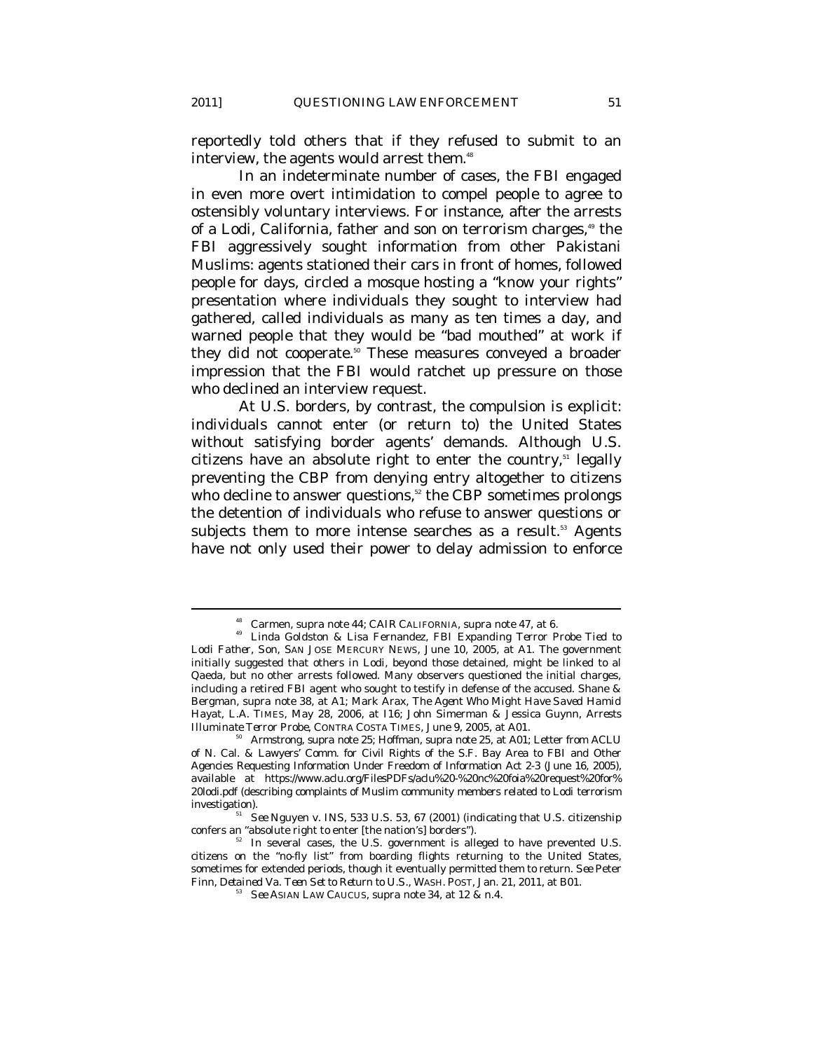reportedly told others that if they refused to submit to an interview, the agents would arrest them.[48]

In an indeterminate number of cases, the FBI engaged in even more overt intimidation to compel people to agree to ostensibly voluntary interviews. For instance, after the arrests of a Lodi, California, father and son on terrorism charges,[49] the FBI aggressively sought information from other Pakistani Muslims: agents stationed their cars in front of homes, followed people for days, circled a mosque hosting a "know your rights" presentation where individuals they sought to interview had gathered, called individuals as many as ten times a day, and warned people that they would be "bad mouthed" at work if they did not cooperate.[50] These measures conveyed a broader impression that the FBI would ratchet up pressure on those who declined an interview request.

At U.S. borders, by contrast, the compulsion is explicit: individuals cannot enter (or return to) the United States without satisfying border agents' demands. Although U.S. citizens have an absolute right to enter the country,[51] legally preventing the CBP from denying entry altogether to citizens who decline to answer questions,[52] the CBP sometimes prolongs the detention of individuals who refuse to answer questions or subjects them to more intense searches as a result.[53] Agents have not only used their power to delay admission to enforce

---

[48] Carmen, supra note 44; CAIR CALIFORNIA, supra note 47, at 6.

[49] Linda Goldston & Lisa Fernandez, *FBI Expanding Terror Probe Tied to Lodi Father, Son*, SAN JOSE MERCURY NEWS, June 10, 2005, at A1. The government initially suggested that others in Lodi, beyond those detained, might be linked to al Qaeda, but no other arrests followed. Many observers questioned the initial charges, including a retired FBI agent who sought to testify in defense of the accused. Shane & Bergman, supra note 38, at A1; Mark Arax, *The Agent Who Might Have Saved Hamid Hayat*, L.A. TIMES, May 28, 2006, at I16; John Simerman & Jessica Guynn, *Arrests Illuminate Terror Probe*, CONTRA COSTA TIMES, June 9, 2005, at A01.

[50] Armstrong, supra note 25; Hoffman, supra note 25, at A01; Letter from ACLU of N. Cal. & Lawyers' Comm. for Civil Rights of the S.F. Bay Area to FBI and Other Agencies Requesting Information Under Freedom of Information Act 2-3 (June 16, 2005), *available at* https://www.aclu.org/FilesPDFs/aclu%20-%20nc%20foia%20request%20for%20lodi.pdf (describing complaints of Muslim community members related to Lodi terrorism investigation).

[51] *See* Nguyen v. INS, 533 U.S. 53, 67 (2001) (indicating that U.S. citizenship confers an "absolute right to enter [the nation's] borders").

[52] In several cases, the U.S. government is alleged to have prevented U.S. citizens on the "no-fly list" from boarding flights returning to the United States, sometimes for extended periods, though it eventually permitted them to return. *See* Peter Finn, *Detained Va. Teen Set to Return to U.S.*, WASH. POST, Jan. 21, 2011, at B01.

[53] *See* ASIAN LAW CAUCUS, supra note 34, at 12 & n.4.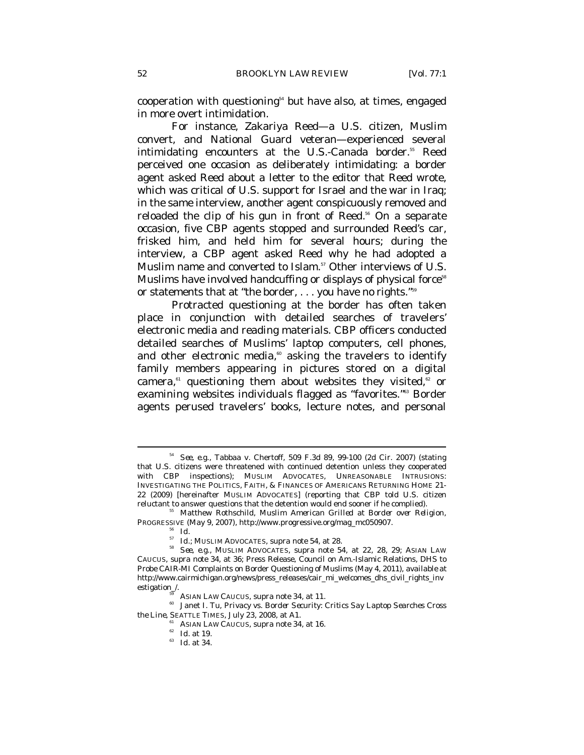cooperation with questioning[54] but have also, at times, engaged in more overt intimidation.

For instance, Zakariya Reed—a U.S. citizen, Muslim convert, and National Guard veteran—experienced several intimidating encounters at the U.S.-Canada border.[55] Reed perceived one occasion as deliberately intimidating: a border agent asked Reed about a letter to the editor that Reed wrote, which was critical of U.S. support for Israel and the war in Iraq; in the same interview, another agent conspicuously removed and reloaded the clip of his gun in front of Reed.[56] On a separate occasion, five CBP agents stopped and surrounded Reed's car, frisked him, and held him for several hours; during the interview, a CBP agent asked Reed why he had adopted a Muslim name and converted to Islam.[57] Other interviews of U.S. Muslims have involved handcuffing or displays of physical force[58] or statements that at "the border, . . . you have no rights."[59]

Protracted questioning at the border has often taken place in conjunction with detailed searches of travelers' electronic media and reading materials. CBP officers conducted detailed searches of Muslims' laptop computers, cell phones, and other electronic media,[60] asking the travelers to identify family members appearing in pictures stored on a digital camera,[61] questioning them about websites they visited,[62] or examining websites individuals flagged as "favorites."[63] Border agents perused travelers' books, lecture notes, and personal

---

[54] *See, e.g.*, Tabbaa v. Chertoff, 509 F.3d 89, 99-100 (2d Cir. 2007) (stating that U.S. citizens were threatened with continued detention unless they cooperated with CBP inspections); MUSLIM ADVOCATES, UNREASONABLE INTRUSIONS: INVESTIGATING THE POLITICS, FAITH, & FINANCES OF AMERICANS RETURNING HOME 21-22 (2009) [hereinafter MUSLIM ADVOCATES] (reporting that CBP told U.S. citizen reluctant to answer questions that the detention would end sooner if he complied).

[55] Matthew Rothschild, *Muslim American Grilled at Border over Religion*, PROGRESSIVE (May 9, 2007), http://www.progressive.org/mag_mc050907.

[56] *Id.*

[57] *Id.*; MUSLIM ADVOCATES, *supra* note 54, at 28.

[58] *See, e.g.*, MUSLIM ADVOCATES, *supra* note 54, at 22, 28, 29; ASIAN LAW CAUCUS, *supra* note 34, at 36; Press Release, Council on Am.-Islamic Relations, DHS to Probe CAIR-MI Complaints on Border Questioning of Muslims (May 4, 2011), *available at* http://www.cairmichigan.org/news/press_releases/cair_mi_welcomes_dhs_civil_rights_investigation_/.

[59] ASIAN LAW CAUCUS, *supra* note 34, at 11.

[60] Janet I. Tu, *Privacy vs. Border Security: Critics Say Laptop Searches Cross the Line*, SEATTLE TIMES, July 23, 2008, at A1.

[61] ASIAN LAW CAUCUS, *supra* note 34, at 16.

[62] *Id.* at 19.

[63] *Id.* at 34.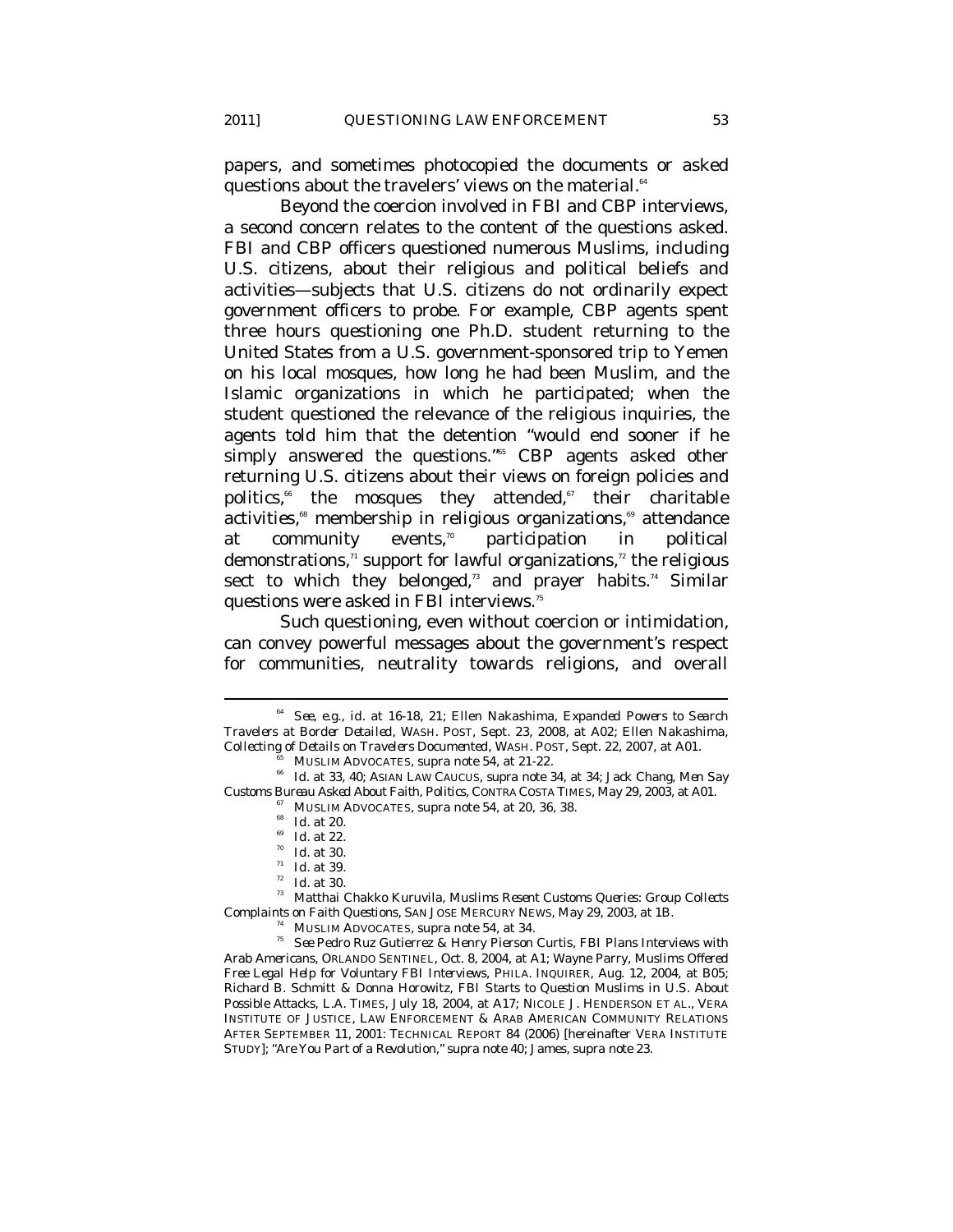papers, and sometimes photocopied the documents or asked questions about the travelers' views on the material.[64]

Beyond the coercion involved in FBI and CBP interviews, a second concern relates to the content of the questions asked. FBI and CBP officers questioned numerous Muslims, including U.S. citizens, about their religious and political beliefs and activities—subjects that U.S. citizens do not ordinarily expect government officers to probe. For example, CBP agents spent three hours questioning one Ph.D. student returning to the United States from a U.S. government-sponsored trip to Yemen on his local mosques, how long he had been Muslim, and the Islamic organizations in which he participated; when the student questioned the relevance of the religious inquiries, the agents told him that the detention "would end sooner if he simply answered the questions."[65] CBP agents asked other returning U.S. citizens about their views on foreign policies and politics,[66] the mosques they attended,[67] their charitable activities,[68] membership in religious organizations,[69] attendance at community events,[70] participation in political demonstrations,[71] support for lawful organizations,[72] the religious sect to which they belonged,[73] and prayer habits.[74] Similar questions were asked in FBI interviews.[75]

Such questioning, even without coercion or intimidation, can convey powerful messages about the government's respect for communities, neutrality towards religions, and overall

---

[64] *See, e.g.*, *id.* at 16-18, 21; Ellen Nakashima, *Expanded Powers to Search Travelers at Border Detailed*, WASH. POST, Sept. 23, 2008, at A02; Ellen Nakashima, *Collecting of Details on Travelers Documented*, WASH. POST, Sept. 22, 2007, at A01.

[65] MUSLIM ADVOCATES, *supra* note 54, at 21-22.

[66] *Id.* at 33, 40; ASIAN LAW CAUCUS, *supra* note 34, at 34; Jack Chang, *Men Say Customs Bureau Asked About Faith, Politics*, CONTRA COSTA TIMES, May 29, 2003, at A01.

[67] MUSLIM ADVOCATES, *supra* note 54, at 20, 36, 38.

[68] *Id.* at 20.

[69] *Id.* at 22.

[70] *Id.* at 30.

[71] *Id.* at 39.

[72] *Id.* at 30.

[73] Matthai Chakko Kuruvila, *Muslims Resent Customs Queries: Group Collects Complaints on Faith Questions*, SAN JOSE MERCURY NEWS, May 29, 2003, at 1B.

[74] MUSLIM ADVOCATES, *supra* note 54, at 34.

[75] *See* Pedro Ruz Gutierrez & Henry Pierson Curtis, *FBI Plans Interviews with Arab Americans*, ORLANDO SENTINEL, Oct. 8, 2004, at A1; Wayne Parry, *Muslims Offered Free Legal Help for Voluntary FBI Interviews*, PHILA. INQUIRER, Aug. 12, 2004, at B05; Richard B. Schmitt & Donna Horowitz, *FBI Starts to Question Muslims in U.S. About Possible Attacks*, L.A. TIMES, July 18, 2004, at A17; NICOLE J. HENDERSON ET AL., VERA INSTITUTE OF JUSTICE, LAW ENFORCEMENT & ARAB AMERICAN COMMUNITY RELATIONS AFTER SEPTEMBER 11, 2001: TECHNICAL REPORT 84 (2006) [hereinafter VERA INSTITUTE STUDY]; *"Are You Part of a Revolution," supra* note 40; James, *supra* note 23.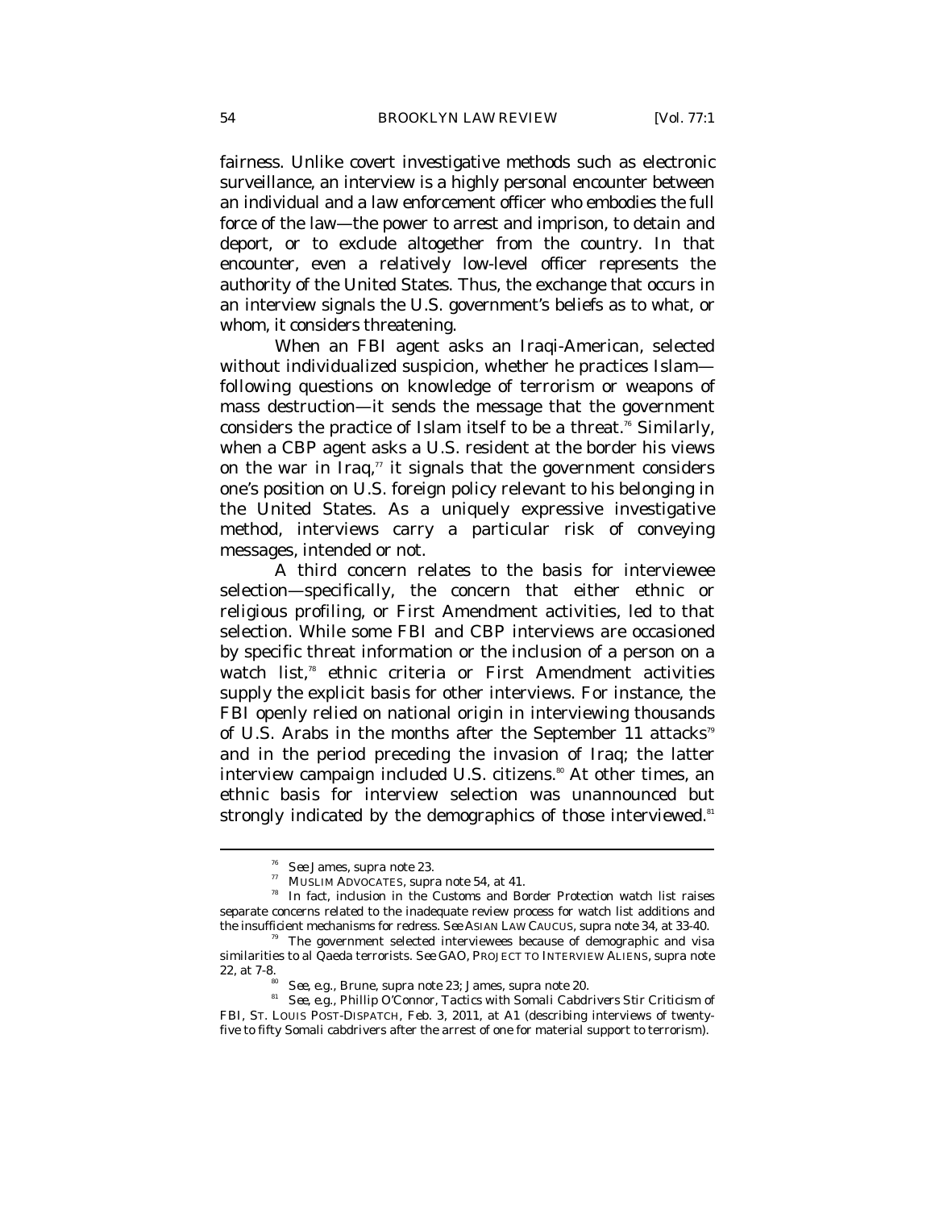fairness. Unlike covert investigative methods such as electronic surveillance, an interview is a highly personal encounter between an individual and a law enforcement officer who embodies the full force of the law—the power to arrest and imprison, to detain and deport, or to exclude altogether from the country. In that encounter, even a relatively low-level officer represents the authority of the United States. Thus, the exchange that occurs in an interview signals the U.S. government's beliefs as to what, or whom, it considers threatening.

When an FBI agent asks an Iraqi-American, selected without individualized suspicion, whether he practices Islam—following questions on knowledge of terrorism or weapons of mass destruction—it sends the message that the government considers the practice of Islam itself to be a threat.[76] Similarly, when a CBP agent asks a U.S. resident at the border his views on the war in Iraq,[77] it signals that the government considers one's position on U.S. foreign policy relevant to his belonging in the United States. As a uniquely expressive investigative method, interviews carry a particular risk of conveying messages, intended or not.

A third concern relates to the basis for interviewee selection—specifically, the concern that either ethnic or religious profiling, or First Amendment activities, led to that selection. While some FBI and CBP interviews are occasioned by specific threat information or the inclusion of a person on a watch list,[78] ethnic criteria or First Amendment activities supply the explicit basis for other interviews. For instance, the FBI openly relied on national origin in interviewing thousands of U.S. Arabs in the months after the September 11 attacks[79] and in the period preceding the invasion of Iraq; the latter interview campaign included U.S. citizens.[80] At other times, an ethnic basis for interview selection was unannounced but strongly indicated by the demographics of those interviewed.[81]

---

[76] *See* James, *supra* note 23.

[77] MUSLIM ADVOCATES, *supra* note 54, at 41.

[78] In fact, inclusion in the Customs and Border Protection watch list raises separate concerns related to the inadequate review process for watch list additions and the insufficient mechanisms for redress. *See* ASIAN LAW CAUCUS, *supra* note 34, at 33-40.

[79] The government selected interviewees because of demographic and visa similarities to al Qaeda terrorists. *See* GAO, PROJECT TO INTERVIEW ALIENS, *supra* note 22, at 7-8.

[80] *See, e.g.*, Brune, *supra* note 23; James, *supra* note 20.

[81] *See, e.g.*, Phillip O'Connor, *Tactics with Somali Cabdrivers Stir Criticism of FBI*, ST. LOUIS POST-DISPATCH, Feb. 3, 2011, at A1 (describing interviews of twenty-five to fifty Somali cabdrivers after the arrest of one for material support to terrorism).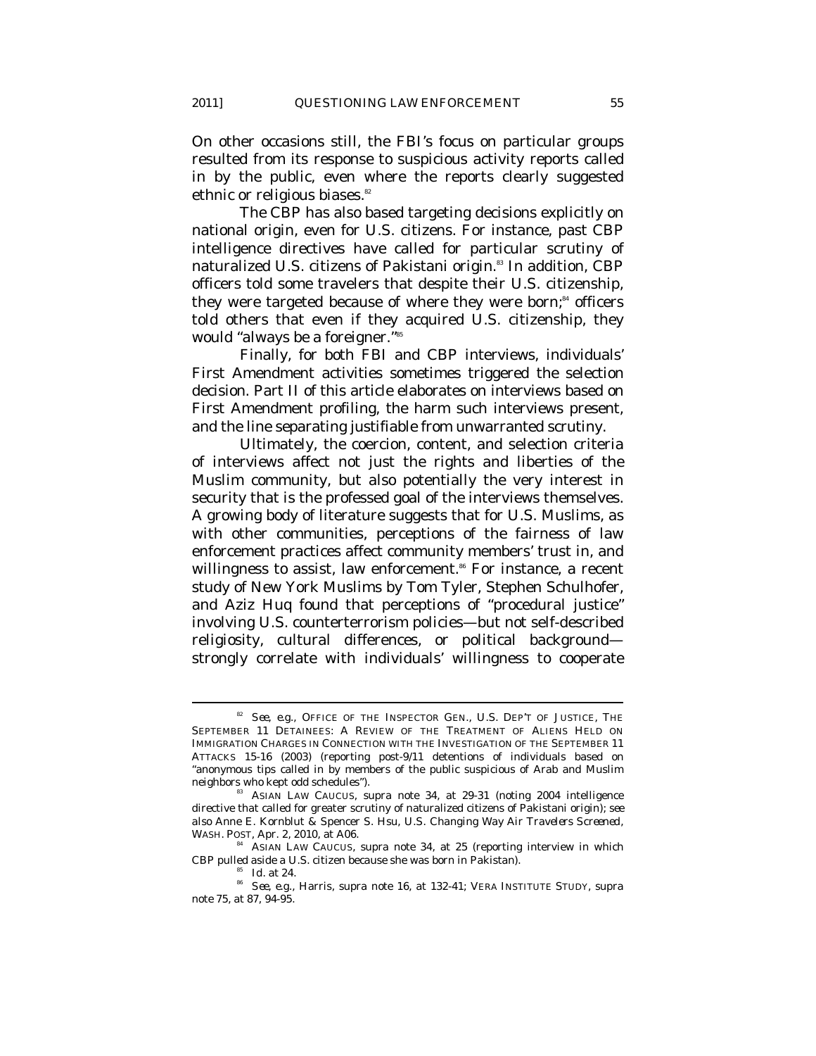On other occasions still, the FBI's focus on particular groups resulted from its response to suspicious activity reports called in by the public, even where the reports clearly suggested ethnic or religious biases.[82]

The CBP has also based targeting decisions explicitly on national origin, even for U.S. citizens. For instance, past CBP intelligence directives have called for particular scrutiny of naturalized U.S. citizens of Pakistani origin.[83] In addition, CBP officers told some travelers that despite their U.S. citizenship, they were targeted because of where they were born;[84] officers told others that even if they acquired U.S. citizenship, they would "always be a foreigner."[85]

Finally, for both FBI and CBP interviews, individuals' First Amendment activities sometimes triggered the selection decision. Part II of this article elaborates on interviews based on First Amendment profiling, the harm such interviews present, and the line separating justifiable from unwarranted scrutiny.

Ultimately, the coercion, content, and selection criteria of interviews affect not just the rights and liberties of the Muslim community, but also potentially the very interest in security that is the professed goal of the interviews themselves. A growing body of literature suggests that for U.S. Muslims, as with other communities, perceptions of the fairness of law enforcement practices affect community members' trust in, and willingness to assist, law enforcement.[86] For instance, a recent study of New York Muslims by Tom Tyler, Stephen Schulhofer, and Aziz Huq found that perceptions of "procedural justice" involving U.S. counterterrorism policies—but not self-described religiosity, cultural differences, or political background—strongly correlate with individuals' willingness to cooperate

---

[82] *See, e.g.*, OFFICE OF THE INSPECTOR GEN., U.S. DEP'T OF JUSTICE, THE SEPTEMBER 11 DETAINEES: A REVIEW OF THE TREATMENT OF ALIENS HELD ON IMMIGRATION CHARGES IN CONNECTION WITH THE INVESTIGATION OF THE SEPTEMBER 11 ATTACKS 15-16 (2003) (reporting post-9/11 detentions of individuals based on "anonymous tips called in by members of the public suspicious of Arab and Muslim neighbors who kept odd schedules").

[83] ASIAN LAW CAUCUS, *supra* note 34, at 29-31 (noting 2004 intelligence directive that called for greater scrutiny of naturalized citizens of Pakistani origin); *see also* Anne E. Kornblut & Spencer S. Hsu, *U.S. Changing Way Air Travelers Screened*, WASH. POST, Apr. 2, 2010, at A06.

[84] ASIAN LAW CAUCUS, *supra* note 34, at 25 (reporting interview in which CBP pulled aside a U.S. citizen because she was born in Pakistan).

[85] *Id.* at 24.

[86] *See, e.g.*, Harris, *supra* note 16, at 132-41; VERA INSTITUTE STUDY, *supra* note 75, at 87, 94-95.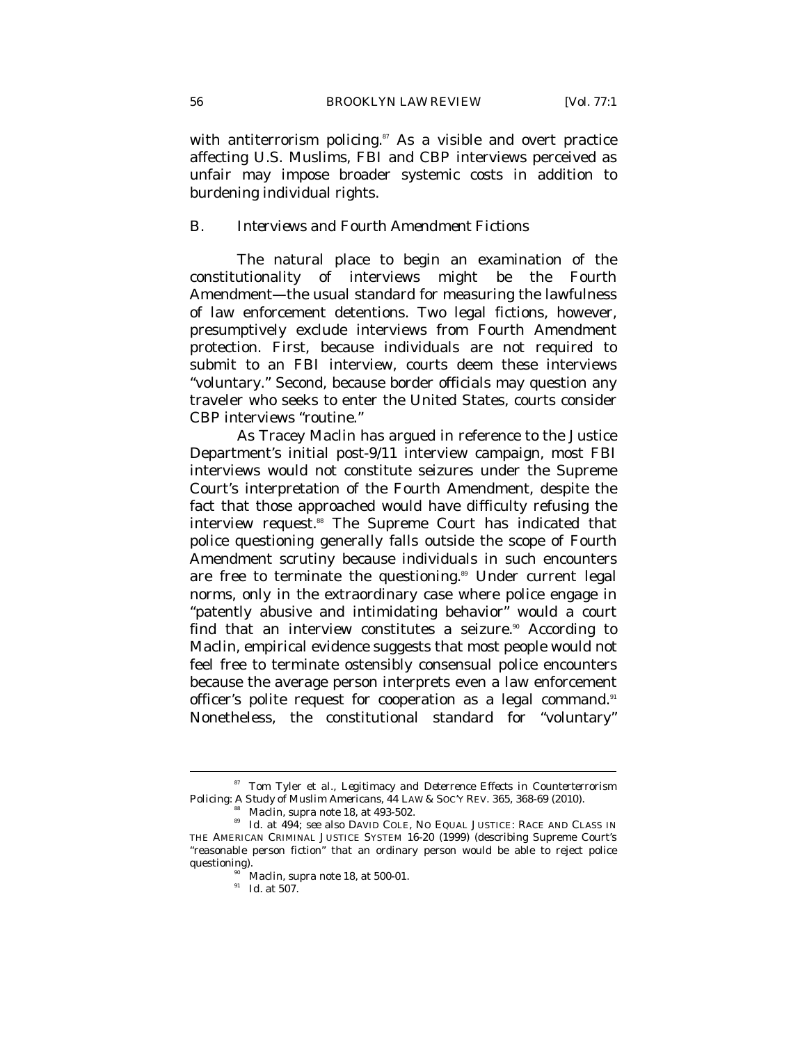with antiterrorism policing.[87] As a visible and overt practice affecting U.S. Muslims, FBI and CBP interviews perceived as unfair may impose broader systemic costs in addition to burdening individual rights.

### B. *Interviews and Fourth Amendment Fictions*

The natural place to begin an examination of the constitutionality of interviews might be the Fourth Amendment—the usual standard for measuring the lawfulness of law enforcement detentions. Two legal fictions, however, presumptively exclude interviews from Fourth Amendment protection. First, because individuals are not required to submit to an FBI interview, courts deem these interviews "voluntary." Second, because border officials may question any traveler who seeks to enter the United States, courts consider CBP interviews "routine."

As Tracey Maclin has argued in reference to the Justice Department's initial post-9/11 interview campaign, most FBI interviews would not constitute seizures under the Supreme Court's interpretation of the Fourth Amendment, despite the fact that those approached would have difficulty refusing the interview request.[88] The Supreme Court has indicated that police questioning generally falls outside the scope of Fourth Amendment scrutiny because individuals in such encounters are free to terminate the questioning.[89] Under current legal norms, only in the extraordinary case where police engage in "patently abusive and intimidating behavior" would a court find that an interview constitutes a seizure.[90] According to Maclin, empirical evidence suggests that most people would not feel free to terminate ostensibly consensual police encounters because the average person interprets even a law enforcement officer's polite request for cooperation as a legal command.[91] Nonetheless, the constitutional standard for "voluntary"

---

[87] Tom Tyler et al., *Legitimacy and Deterrence Effects in Counterterrorism Policing: A Study of Muslim Americans*, 44 LAW & SOC'Y REV. 365, 368-69 (2010).

[88] Maclin, *supra* note 18, at 493-502.

[89] *Id.* at 494; *see also* DAVID COLE, NO EQUAL JUSTICE: RACE AND CLASS IN THE AMERICAN CRIMINAL JUSTICE SYSTEM 16-20 (1999) (describing Supreme Court's "reasonable person fiction" that an ordinary person would be able to reject police questioning).

[90] Maclin, *supra* note 18, at 500-01.

[91] *Id.* at 507.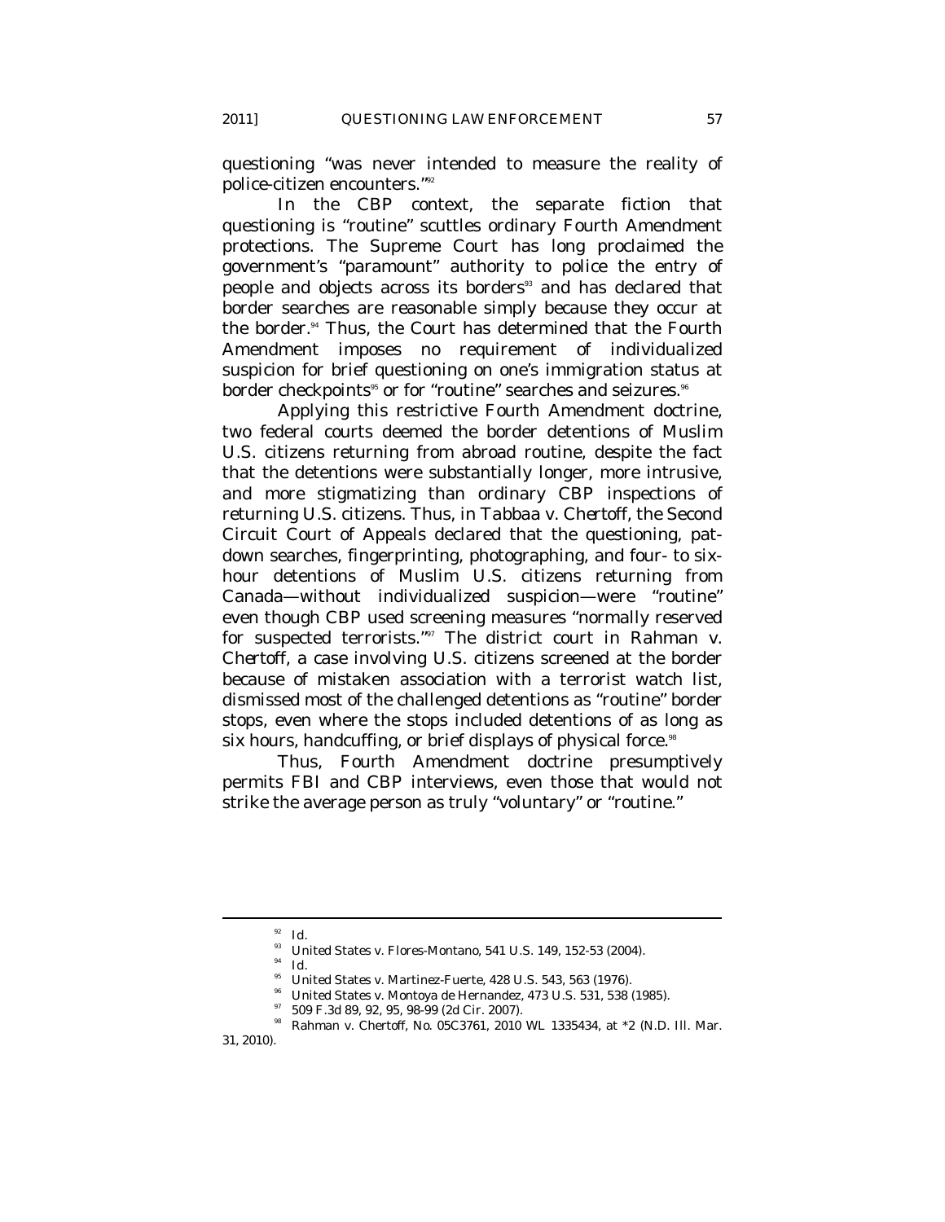questioning "was never intended to measure the reality of police-citizen encounters."[92]

In the CBP context, the separate fiction that questioning is "routine" scuttles ordinary Fourth Amendment protections. The Supreme Court has long proclaimed the government's "paramount" authority to police the entry of people and objects across its borders[93] and has declared that border searches are reasonable simply because they occur at the border.[94] Thus, the Court has determined that the Fourth Amendment imposes no requirement of individualized suspicion for brief questioning on one's immigration status at border checkpoints[95] or for "routine" searches and seizures.[96]

Applying this restrictive Fourth Amendment doctrine, two federal courts deemed the border detentions of Muslim U.S. citizens returning from abroad routine, despite the fact that the detentions were substantially longer, more intrusive, and more stigmatizing than ordinary CBP inspections of returning U.S. citizens. Thus, in *Tabbaa v. Chertoff*, the Second Circuit Court of Appeals declared that the questioning, pat-down searches, fingerprinting, photographing, and four- to six-hour detentions of Muslim U.S. citizens returning from Canada—without individualized suspicion—were "routine" even though CBP used screening measures "normally reserved for suspected terrorists."[97] The district court in *Rahman v. Chertoff*, a case involving U.S. citizens screened at the border because of mistaken association with a terrorist watch list, dismissed most of the challenged detentions as "routine" border stops, even where the stops included detentions of as long as six hours, handcuffing, or brief displays of physical force.[98]

Thus, Fourth Amendment doctrine presumptively permits FBI and CBP interviews, even those that would not strike the average person as truly "voluntary" or "routine."

---

[92] *Id.*

[93] United States v. Flores-Montano, 541 U.S. 149, 152-53 (2004).

[94] *Id.*

[95] United States v. Martinez-Fuerte, 428 U.S. 543, 563 (1976).

[96] United States v. Montoya de Hernandez, 473 U.S. 531, 538 (1985).

[97] 509 F.3d 89, 92, 95, 98-99 (2d Cir. 2007).

[98] Rahman v. Chertoff, No. 05C3761, 2010 WL 1335434, at *2 (N.D. Ill. Mar. 31, 2010).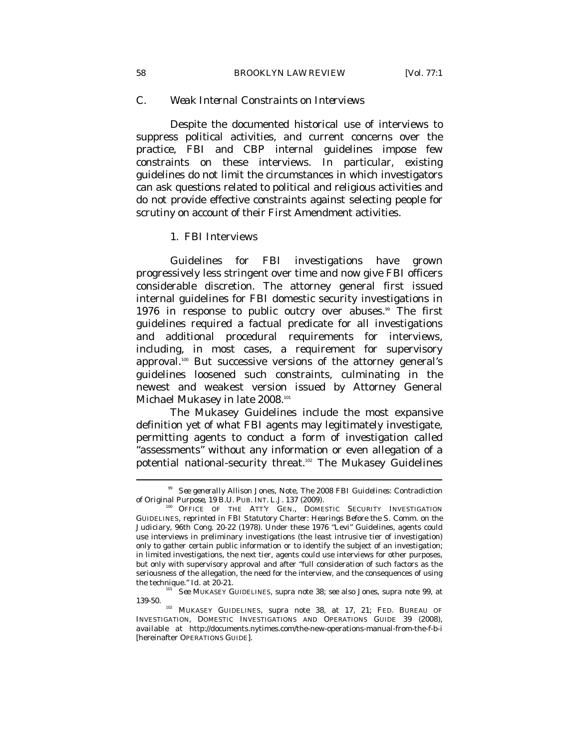### C. *Weak Internal Constraints on Interviews*

Despite the documented historical use of interviews to suppress political activities, and current concerns over the practice, FBI and CBP internal guidelines impose few constraints on these interviews. In particular, existing guidelines do not limit the circumstances in which investigators can ask questions related to political and religious activities and do not provide effective constraints against selecting people for scrutiny on account of their First Amendment activities.

#### 1. FBI Interviews

Guidelines for FBI investigations have grown progressively less stringent over time and now give FBI officers considerable discretion. The attorney general first issued internal guidelines for FBI domestic security investigations in 1976 in response to public outcry over abuses.[99] The first guidelines required a factual predicate for all investigations and additional procedural requirements for interviews, including, in most cases, a requirement for supervisory approval.[100] But successive versions of the attorney general's guidelines loosened such constraints, culminating in the newest and weakest version issued by Attorney General Michael Mukasey in late 2008.[101]

The Mukasey Guidelines include the most expansive definition yet of what FBI agents may legitimately investigate, permitting agents to conduct a form of investigation called "assessments" without any information or even allegation of a potential national-security threat.[102] The Mukasey Guidelines

---

[99] *See generally* Allison Jones, Note, *The 2008 FBI Guidelines: Contradiction of Original Purpose*, 19 B.U. PUB. INT. L.J. 137 (2009).

[100] OFFICE OF THE ATT'Y GEN., DOMESTIC SECURITY INVESTIGATION GUIDELINES, *reprinted in FBI Statutory Charter: Hearings Before the S. Comm. on the Judiciary*, 96th Cong. 20-22 (1978). Under these 1976 "Levi" Guidelines, agents could use interviews in preliminary investigations (the least intrusive tier of investigation) only to gather certain public information or to identify the subject of an investigation; in limited investigations, the next tier, agents could use interviews for other purposes, but only with supervisory approval and after "full consideration of such factors as the seriousness of the allegation, the need for the interview, and the consequences of using the technique." *Id.* at 20-21.

[101] *See* MUKASEY GUIDELINES, *supra* note 38; *see also* Jones, *supra* note 99, at 139-50.

[102] MUKASEY GUIDELINES, *supra* note 38, at 17, 21; FED. BUREAU OF INVESTIGATION, DOMESTIC INVESTIGATIONS AND OPERATIONS GUIDE 39 (2008), *available at* http://documents.nytimes.com/the-new-operations-manual-from-the-f-b-i [hereinafter OPERATIONS GUIDE].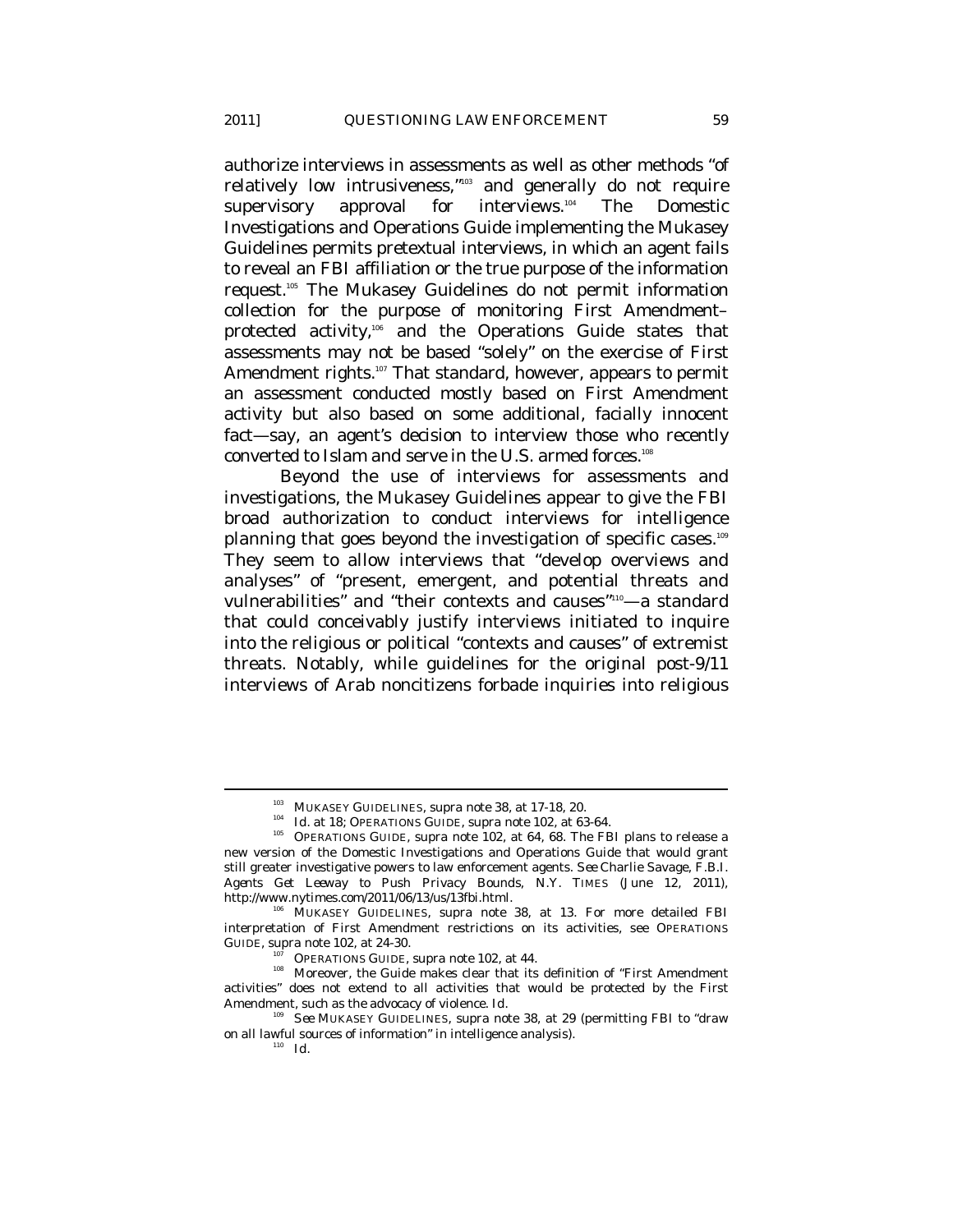authorize interviews in assessments as well as other methods "of relatively low intrusiveness,"[103] and generally do not require supervisory approval for interviews.[104] The Domestic Investigations and Operations Guide implementing the Mukasey Guidelines permits pretextual interviews, in which an agent fails to reveal an FBI affiliation or the true purpose of the information request.[105] The Mukasey Guidelines do not permit information collection for the purpose of monitoring First Amendment–protected activity,[106] and the Operations Guide states that assessments may not be based "solely" on the exercise of First Amendment rights.[107] That standard, however, appears to permit an assessment conducted mostly based on First Amendment activity but also based on some additional, facially innocent fact—say, an agent's decision to interview those who recently converted to Islam and serve in the U.S. armed forces.[108]

Beyond the use of interviews for assessments and investigations, the Mukasey Guidelines appear to give the FBI broad authorization to conduct interviews for intelligence planning that goes beyond the investigation of specific cases.[109] They seem to allow interviews that "develop overviews and analyses" of "present, emergent, and potential threats and vulnerabilities" and "their contexts and causes"[110]—a standard that could conceivably justify interviews initiated to inquire into the religious or political "contexts and causes" of extremist threats. Notably, while guidelines for the original post-9/11 interviews of Arab noncitizens forbade inquiries into religious

---

[103] MUKASEY GUIDELINES, *supra* note 38, at 17-18, 20.

[104] *Id.* at 18; OPERATIONS GUIDE, *supra* note 102, at 63-64.

[105] OPERATIONS GUIDE, *supra* note 102, at 64, 68. The FBI plans to release a new version of the Domestic Investigations and Operations Guide that would grant still greater investigative powers to law enforcement agents. *See* Charlie Savage, *F.B.I. Agents Get Leeway to Push Privacy Bounds*, N.Y. TIMES (June 12, 2011), http://www.nytimes.com/2011/06/13/us/13fbi.html.

[106] MUKASEY GUIDELINES, *supra* note 38, at 13. For more detailed FBI interpretation of First Amendment restrictions on its activities, see OPERATIONS GUIDE, *supra* note 102, at 24-30.

[107] OPERATIONS GUIDE, *supra* note 102, at 44.

[108] Moreover, the Guide makes clear that its definition of "First Amendment activities" does not extend to all activities that would be protected by the First Amendment, such as the advocacy of violence. *Id.*

[109] *See* MUKASEY GUIDELINES, *supra* note 38, at 29 (permitting FBI to "draw on all lawful sources of information" in intelligence analysis).

[110] *Id.*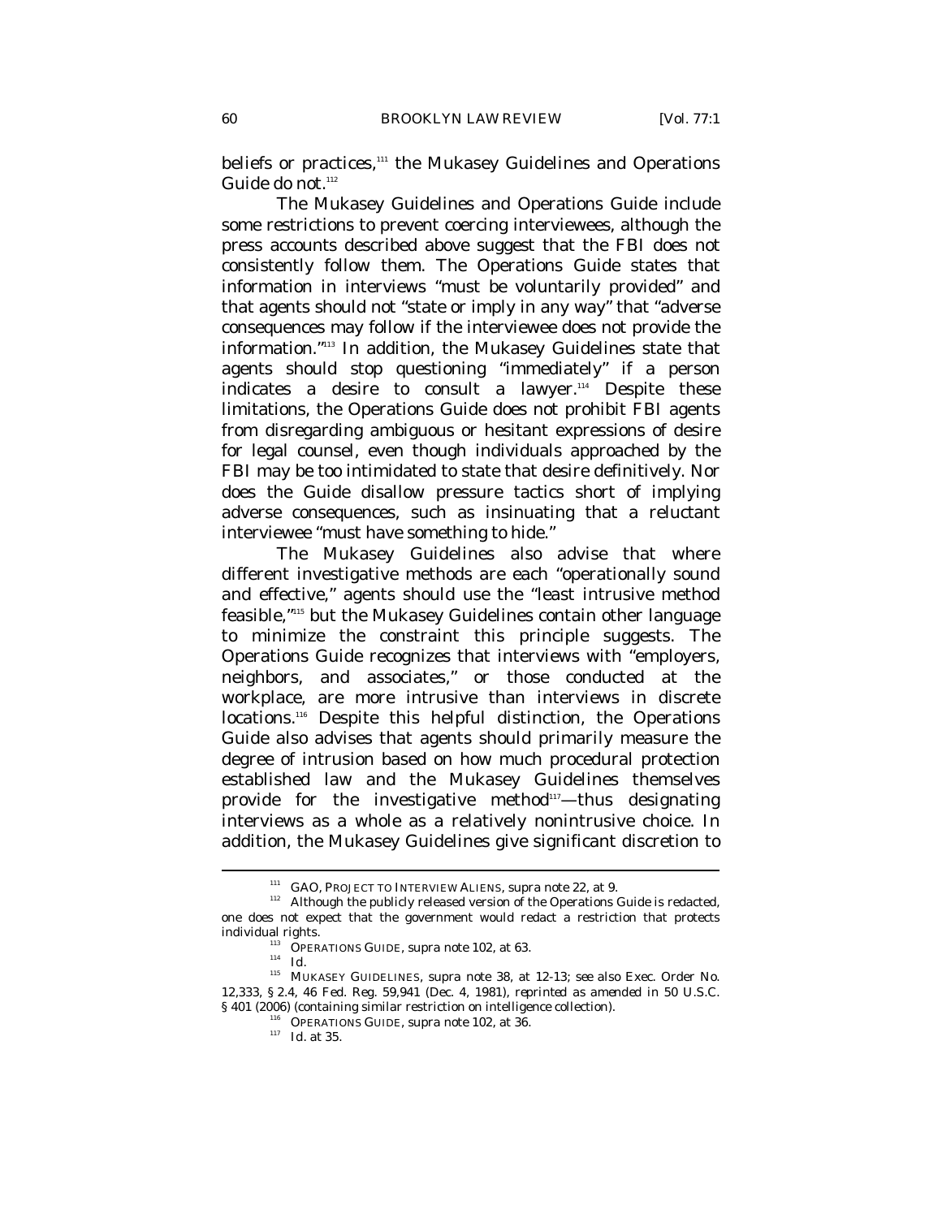beliefs or practices,[111] the Mukasey Guidelines and Operations Guide do not.[112]

The Mukasey Guidelines and Operations Guide include some restrictions to prevent coercing interviewees, although the press accounts described above suggest that the FBI does not consistently follow them. The Operations Guide states that information in interviews "must be voluntarily provided" and that agents should not "state or imply in any way" that "adverse consequences may follow if the interviewee does not provide the information."[113] In addition, the Mukasey Guidelines state that agents should stop questioning "immediately" if a person indicates a desire to consult a lawyer.[114] Despite these limitations, the Operations Guide does not prohibit FBI agents from disregarding ambiguous or hesitant expressions of desire for legal counsel, even though individuals approached by the FBI may be too intimidated to state that desire definitively. Nor does the Guide disallow pressure tactics short of implying adverse consequences, such as insinuating that a reluctant interviewee "must have something to hide."

The Mukasey Guidelines also advise that where different investigative methods are each "operationally sound and effective," agents should use the "least intrusive method feasible,"[115] but the Mukasey Guidelines contain other language to minimize the constraint this principle suggests. The Operations Guide recognizes that interviews with "employers, neighbors, and associates," or those conducted at the workplace, are more intrusive than interviews in discrete locations.[116] Despite this helpful distinction, the Operations Guide also advises that agents should primarily measure the degree of intrusion based on how much procedural protection established law and the Mukasey Guidelines themselves provide for the investigative method[117]—thus designating interviews as a whole as a relatively nonintrusive choice. In addition, the Mukasey Guidelines give significant discretion to

---

[111] GAO, PROJECT TO INTERVIEW ALIENS, *supra* note 22, at 9.

[112] Although the publicly released version of the Operations Guide is redacted, one does not expect that the government would redact a restriction that protects individual rights.

[113] OPERATIONS GUIDE, *supra* note 102, at 63.

[114] *Id.*

[115] MUKASEY GUIDELINES, *supra* note 38, at 12-13; *see also* Exec. Order No. 12,333, § 2.4, 46 Fed. Reg. 59,941 (Dec. 4, 1981), *reprinted as amended in* 50 U.S.C. § 401 (2006) (containing similar restriction on intelligence collection).

[116] OPERATIONS GUIDE, *supra* note 102, at 36.

[117] *Id.* at 35.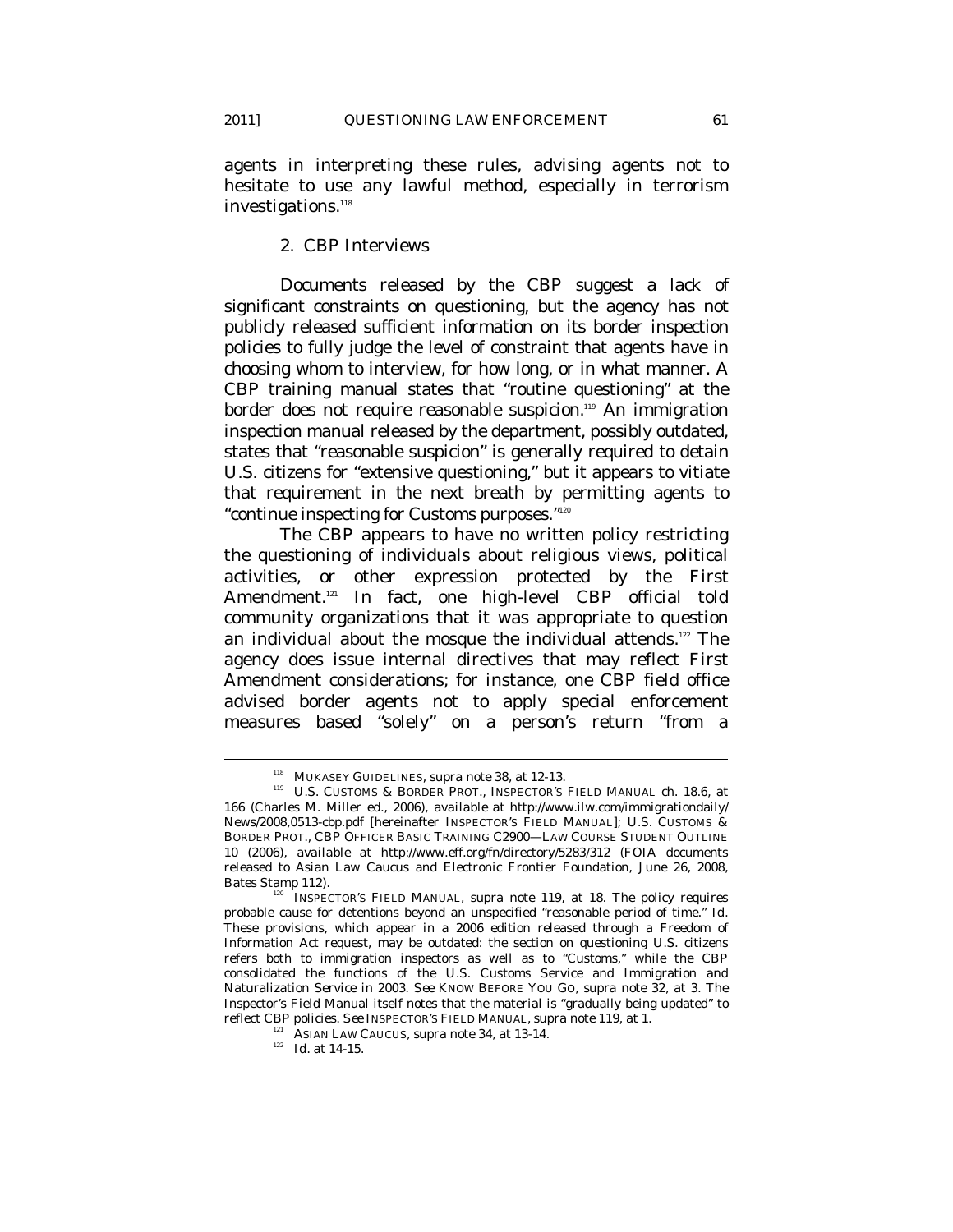agents in interpreting these rules, advising agents not to hesitate to use any lawful method, especially in terrorism investigations.[118]

### 2. CBP Interviews

Documents released by the CBP suggest a lack of significant constraints on questioning, but the agency has not publicly released sufficient information on its border inspection policies to fully judge the level of constraint that agents have in choosing whom to interview, for how long, or in what manner. A CBP training manual states that "routine questioning" at the border does not require reasonable suspicion.[119] An immigration inspection manual released by the department, possibly outdated, states that "reasonable suspicion" is generally required to detain U.S. citizens for "extensive questioning," but it appears to vitiate that requirement in the next breath by permitting agents to "continue inspecting for Customs purposes."[120]

The CBP appears to have no written policy restricting the questioning of individuals about religious views, political activities, or other expression protected by the First Amendment.[121] In fact, one high-level CBP official told community organizations that it was appropriate to question an individual about the mosque the individual attends.[122] The agency does issue internal directives that may reflect First Amendment considerations; for instance, one CBP field office advised border agents not to apply special enforcement measures based "solely" on a person's return "from a

---

[118] MUKASEY GUIDELINES, *supra* note 38, at 12-13.

[119] U.S. CUSTOMS & BORDER PROT., INSPECTOR'S FIELD MANUAL ch. 18.6, at 166 (Charles M. Miller ed., 2006), *available at* http://www.ilw.com/immigrationdaily/News/2008,0513-cbp.pdf [hereinafter INSPECTOR'S FIELD MANUAL]; U.S. CUSTOMS & BORDER PROT., CBP OFFICER BASIC TRAINING C2900—LAW COURSE STUDENT OUTLINE 10 (2006), *available at* http://www.eff.org/fn/directory/5283/312 (FOIA documents released to Asian Law Caucus and Electronic Frontier Foundation, June 26, 2008, Bates Stamp 112).

[120] INSPECTOR'S FIELD MANUAL, *supra* note 119, at 18. The policy requires probable cause for detentions beyond an unspecified "reasonable period of time." *Id.* These provisions, which appear in a 2006 edition released through a Freedom of Information Act request, may be outdated: the section on questioning U.S. citizens refers both to immigration inspectors as well as to "Customs," while the CBP consolidated the functions of the U.S. Customs Service and Immigration and Naturalization Service in 2003. *See* KNOW BEFORE YOU GO, *supra* note 32, at 3. The Inspector's Field Manual itself notes that the material is "gradually being updated" to reflect CBP policies. *See* INSPECTOR'S FIELD MANUAL, *supra* note 119, at 1.

[121] ASIAN LAW CAUCUS, *supra* note 34, at 13-14.

[122] *Id.* at 14-15.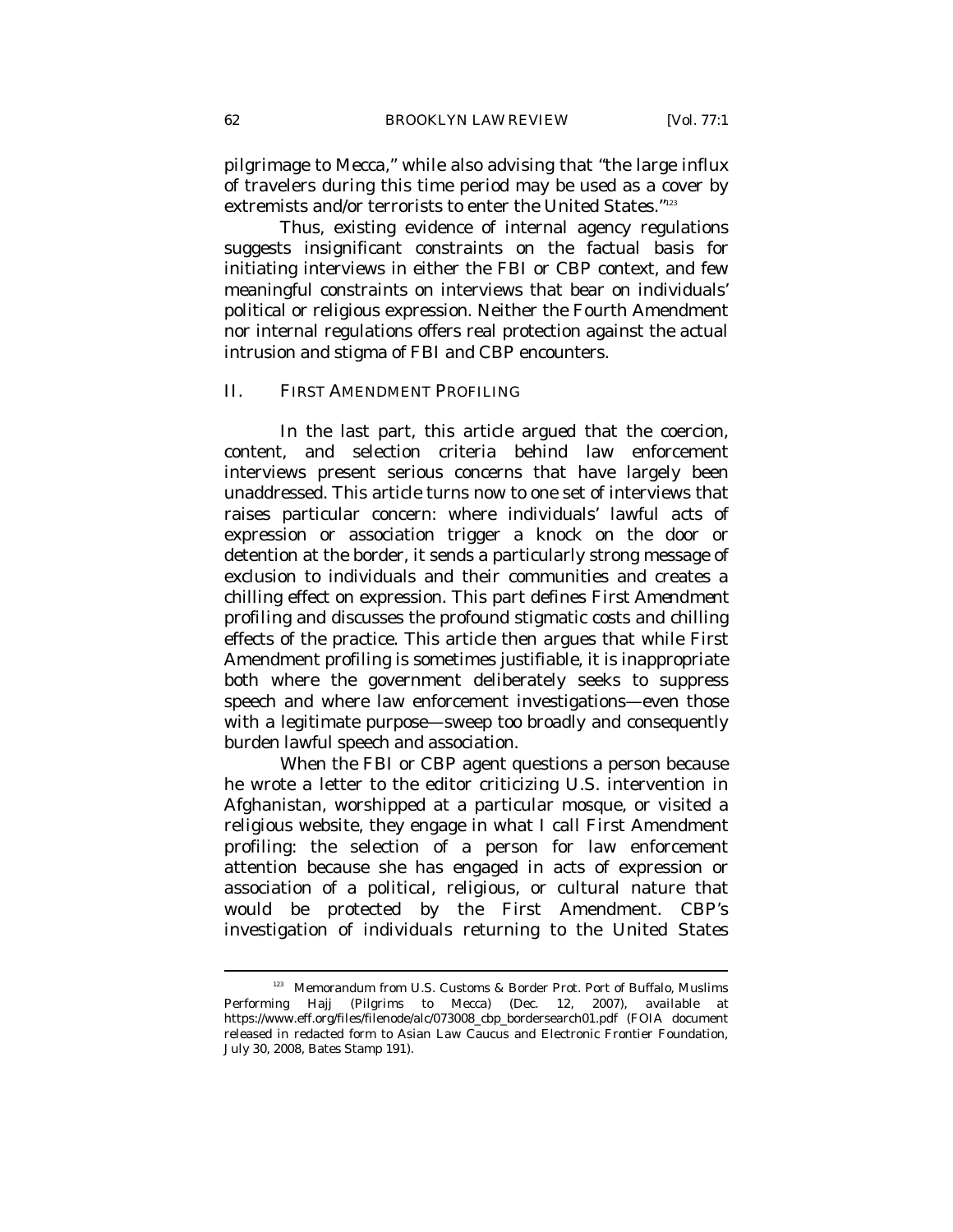pilgrimage to Mecca," while also advising that "the large influx of travelers during this time period may be used as a cover by extremists and/or terrorists to enter the United States."[123]

Thus, existing evidence of internal agency regulations suggests insignificant constraints on the factual basis for initiating interviews in either the FBI or CBP context, and few meaningful constraints on interviews that bear on individuals' political or religious expression. Neither the Fourth Amendment nor internal regulations offers real protection against the actual intrusion and stigma of FBI and CBP encounters.

## II. FIRST AMENDMENT PROFILING

In the last part, this article argued that the coercion, content, and selection criteria behind law enforcement interviews present serious concerns that have largely been unaddressed. This article turns now to one set of interviews that raises particular concern: where individuals' lawful acts of expression or association trigger a knock on the door or detention at the border, it sends a particularly strong message of exclusion to individuals and their communities and creates a chilling effect on expression. This part defines First Amendment profiling and discusses the profound stigmatic costs and chilling effects of the practice. This article then argues that while First Amendment profiling is sometimes justifiable, it is inappropriate both where the government deliberately seeks to suppress speech and where law enforcement investigations—even those with a legitimate purpose—sweep too broadly and consequently burden lawful speech and association.

When the FBI or CBP agent questions a person because he wrote a letter to the editor criticizing U.S. intervention in Afghanistan, worshipped at a particular mosque, or visited a religious website, they engage in what I call First Amendment profiling: the selection of a person for law enforcement attention because she has engaged in acts of expression or association of a political, religious, or cultural nature that would be protected by the First Amendment. CBP's investigation of individuals returning to the United States

---

[123] Memorandum from U.S. Customs & Border Prot. Port of Buffalo, Muslims Performing Hajj (Pilgrims to Mecca) (Dec. 12, 2007), *available at* https://www.eff.org/files/filenode/alc/073008_cbp_bordersearch01.pdf (FOIA document released in redacted form to Asian Law Caucus and Electronic Frontier Foundation, July 30, 2008, Bates Stamp 191).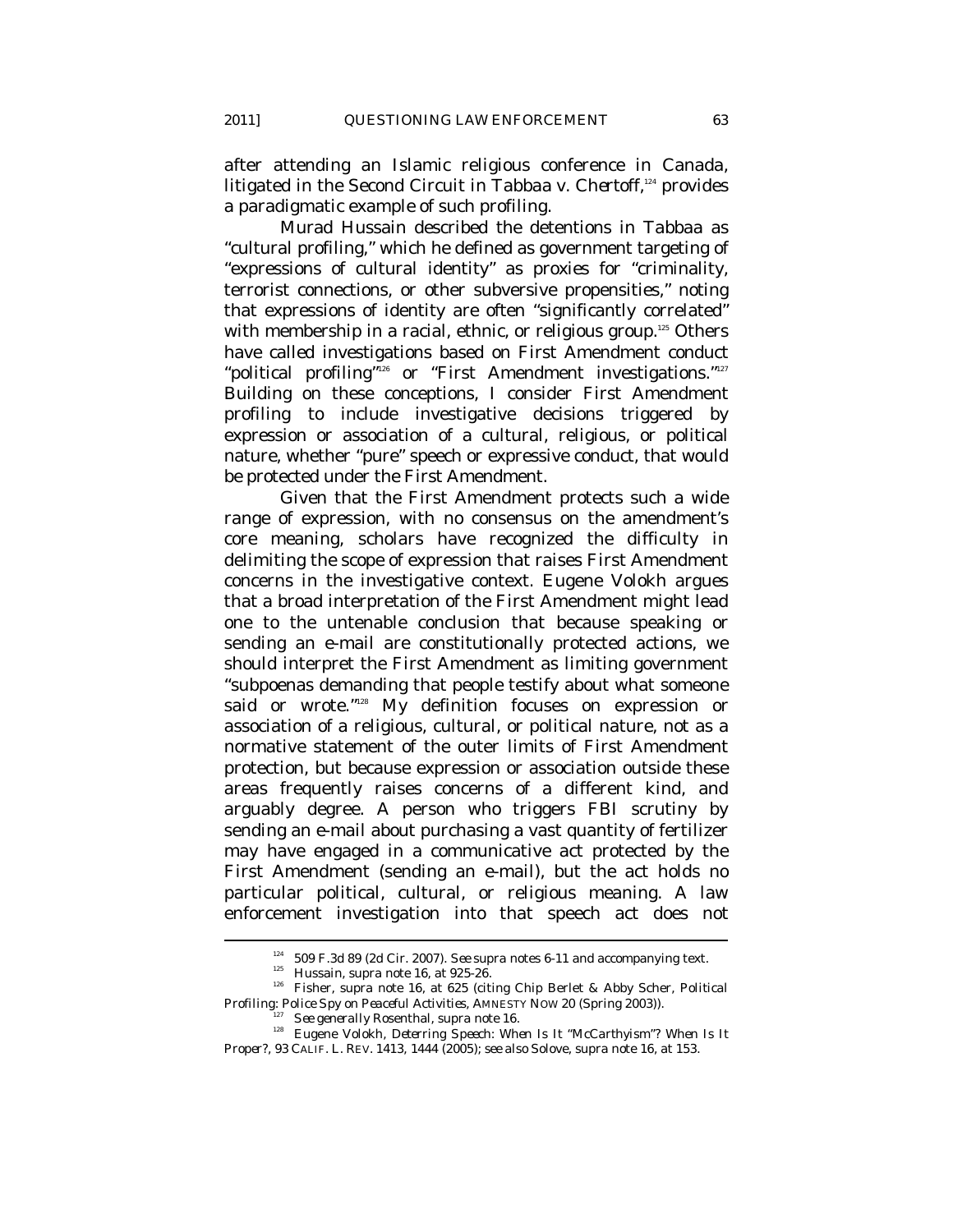after attending an Islamic religious conference in Canada, litigated in the Second Circuit in *Tabbaa v. Chertoff*,[124] provides a paradigmatic example of such profiling.

Murad Hussain described the detentions in *Tabbaa* as "cultural profiling," which he defined as government targeting of "expressions of cultural identity" as proxies for "criminality, terrorist connections, or other subversive propensities," noting that expressions of identity are often "significantly correlated" with membership in a racial, ethnic, or religious group.[125] Others have called investigations based on First Amendment conduct "political profiling"[126] or "First Amendment investigations."[127] Building on these conceptions, I consider First Amendment profiling to include investigative decisions triggered by expression or association of a cultural, religious, or political nature, whether "pure" speech or expressive conduct, that would be protected under the First Amendment.

Given that the First Amendment protects such a wide range of expression, with no consensus on the amendment's core meaning, scholars have recognized the difficulty in delimiting the scope of expression that raises First Amendment concerns in the investigative context. Eugene Volokh argues that a broad interpretation of the First Amendment might lead one to the untenable conclusion that because speaking or sending an e-mail are constitutionally protected actions, we should interpret the First Amendment as limiting government "subpoenas demanding that people testify about what someone said or wrote."[128] My definition focuses on expression or association of a religious, cultural, or political nature, not as a normative statement of the outer limits of First Amendment protection, but because expression or association outside these areas frequently raises concerns of a different kind, and arguably degree. A person who triggers FBI scrutiny by sending an e-mail about purchasing a vast quantity of fertilizer may have engaged in a communicative act protected by the First Amendment (sending an e-mail), but the act holds no particular political, cultural, or religious meaning. A law enforcement investigation into that speech act does not

---

[124] 509 F.3d 89 (2d Cir. 2007). *See supra* notes 6-11 and accompanying text.

[125] Hussain, *supra* note 16, at 925-26.

[126] Fisher, *supra* note 16, at 625 (citing Chip Berlet & Abby Scher, *Political Profiling: Police Spy on Peaceful Activities*, AMNESTY NOW 20 (Spring 2003)).

[127] *See generally* Rosenthal, *supra* note 16.

[128] Eugene Volokh, *Deterring Speech: When Is It "McCarthyism"? When Is It Proper?*, 93 CALIF. L. REV. 1413, 1444 (2005); *see also* Solove, *supra* note 16, at 153.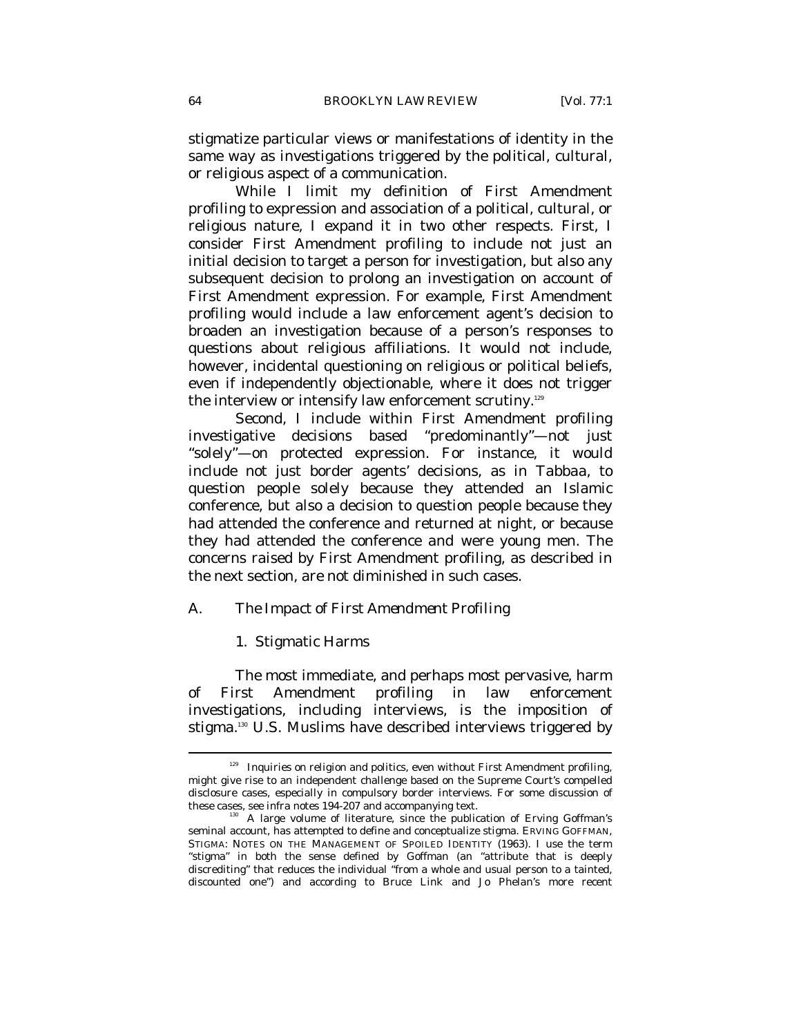stigmatize particular views or manifestations of identity in the same way as investigations triggered by the political, cultural, or religious aspect of a communication.

While I limit my definition of First Amendment profiling to expression and association of a political, cultural, or religious nature, I expand it in two other respects. First, I consider First Amendment profiling to include not just an initial decision to target a person for investigation, but also any subsequent decision to prolong an investigation on account of First Amendment expression. For example, First Amendment profiling would include a law enforcement agent's decision to broaden an investigation because of a person's responses to questions about religious affiliations. It would not include, however, incidental questioning on religious or political beliefs, even if independently objectionable, where it does not trigger the interview or intensify law enforcement scrutiny.[129]

Second, I include within First Amendment profiling investigative decisions based "predominantly"—not just "solely"—on protected expression. For instance, it would include not just border agents' decisions, as in *Tabbaa*, to question people solely because they attended an Islamic conference, but also a decision to question people because they had attended the conference *and* returned at night, or because they had attended the conference *and* were young men. The concerns raised by First Amendment profiling, as described in the next section, are not diminished in such cases.

## A. *The Impact of First Amendment Profiling*

### 1. Stigmatic Harms

The most immediate, and perhaps most pervasive, harm of First Amendment profiling in law enforcement investigations, including interviews, is the imposition of stigma.[130] U.S. Muslims have described interviews triggered by

---

[129] Inquiries on religion and politics, even without First Amendment profiling, might give rise to an independent challenge based on the Supreme Court's compelled disclosure cases, especially in compulsory border interviews. For some discussion of these cases, see *infra* notes 194-207 and accompanying text.

[130] A large volume of literature, since the publication of Erving Goffman's seminal account, has attempted to define and conceptualize stigma. ERVING GOFFMAN, STIGMA: NOTES ON THE MANAGEMENT OF SPOILED IDENTITY (1963). I use the term "stigma" in both the sense defined by Goffman (an "attribute that is deeply discrediting" that reduces the individual "from a whole and usual person to a tainted, discounted one") and according to Bruce Link and Jo Phelan's more recent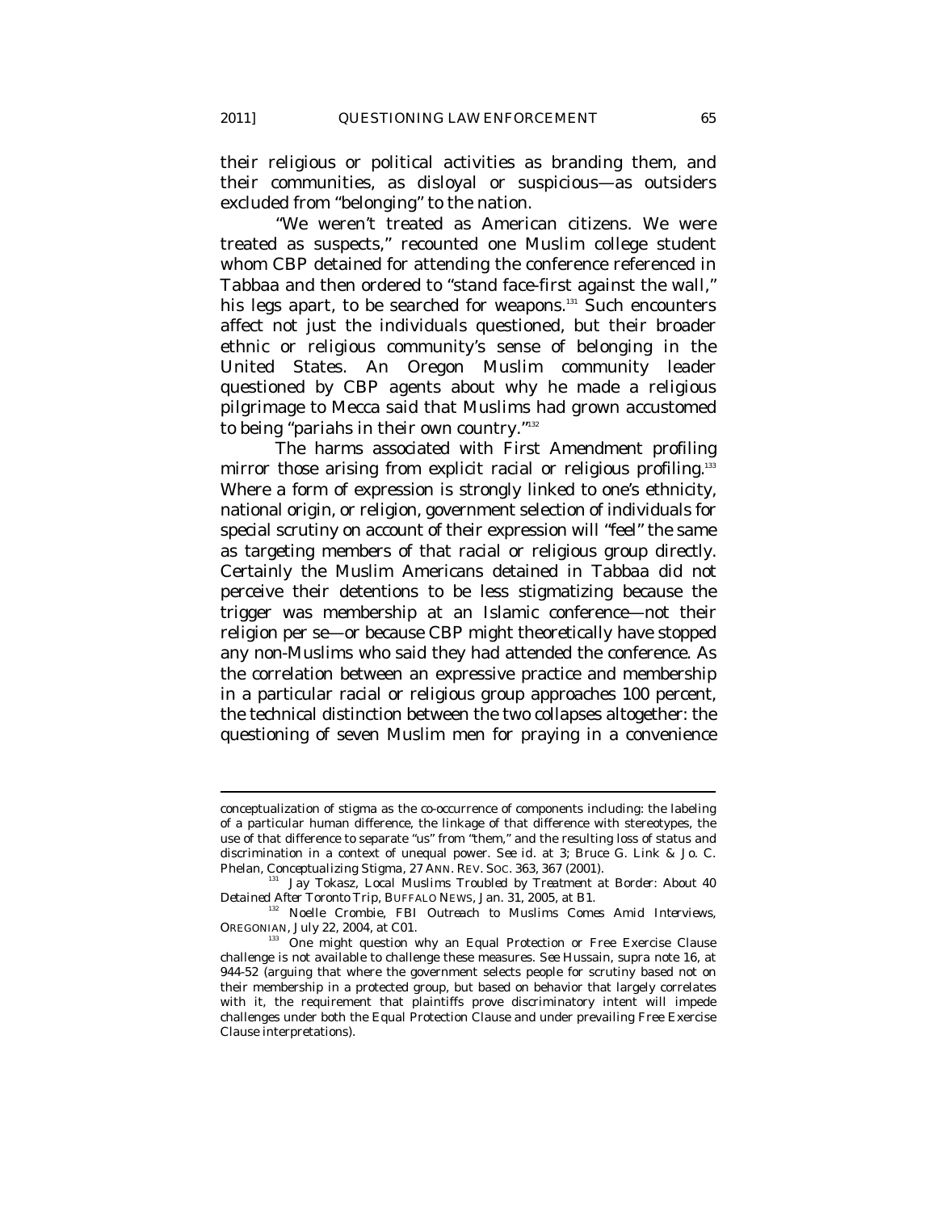their religious or political activities as branding them, and their communities, as disloyal or suspicious—as outsiders excluded from "belonging" to the nation.

"We weren't treated as American citizens. We were treated as suspects," recounted one Muslim college student whom CBP detained for attending the conference referenced in *Tabbaa* and then ordered to "stand face-first against the wall," his legs apart, to be searched for weapons.[131] Such encounters affect not just the individuals questioned, but their broader ethnic or religious community's sense of belonging in the United States. An Oregon Muslim community leader questioned by CBP agents about why he made a religious pilgrimage to Mecca said that Muslims had grown accustomed to being "pariahs in their own country."[132]

The harms associated with First Amendment profiling mirror those arising from explicit racial or religious profiling.[133] Where a form of expression is strongly linked to one's ethnicity, national origin, or religion, government selection of individuals for special scrutiny on account of their expression will "feel" the same as targeting members of that racial or religious group directly. Certainly the Muslim Americans detained in *Tabbaa* did not perceive their detentions to be less stigmatizing because the trigger was membership at an Islamic conference—not their religion per se—or because CBP might theoretically have stopped any non-Muslims who said they had attended the conference. As the correlation between an expressive practice and membership in a particular racial or religious group approaches 100 percent, the technical distinction between the two collapses altogether: the questioning of seven Muslim men for praying in a convenience

---

conceptualization of stigma as the co-occurrence of components including: the labeling of a particular human difference, the linkage of that difference with stereotypes, the use of that difference to separate "us" from "them," and the resulting loss of status and discrimination in a context of unequal power. *See id.* at 3; Bruce G. Link & Jo. C. Phelan, *Conceptualizing Stigma*, 27 ANN. REV. SOC. 363, 367 (2001).

[131] Jay Tokasz, *Local Muslims Troubled by Treatment at Border: About 40 Detained After Toronto Trip*, BUFFALO NEWS, Jan. 31, 2005, at B1.

[132] Noelle Crombie, *FBI Outreach to Muslims Comes Amid Interviews*, OREGONIAN, July 22, 2004, at C01.

[133] One might question why an Equal Protection or Free Exercise Clause challenge is not available to challenge these measures. *See* Hussain, *supra* note 16, at 944-52 (arguing that where the government selects people for scrutiny based not on their membership in a protected group, but based on behavior that largely correlates with it, the requirement that plaintiffs prove discriminatory intent will impede challenges under both the Equal Protection Clause and under prevailing Free Exercise Clause interpretations).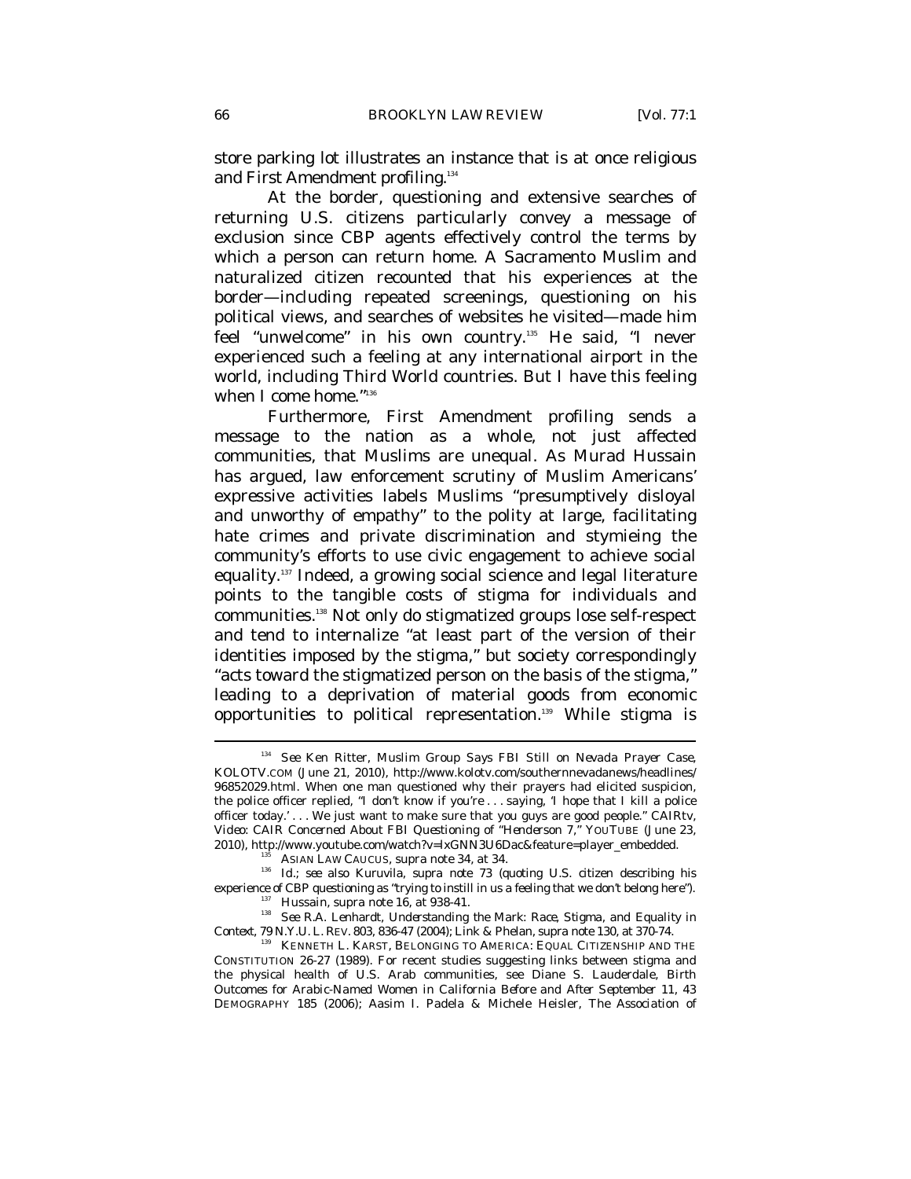store parking lot illustrates an instance that is at once religious and First Amendment profiling.[134]

At the border, questioning and extensive searches of returning U.S. citizens particularly convey a message of exclusion since CBP agents effectively control the terms by which a person can return home. A Sacramento Muslim and naturalized citizen recounted that his experiences at the border—including repeated screenings, questioning on his political views, and searches of websites he visited—made him feel "unwelcome" in his own country.[135] He said, "I never experienced such a feeling at any international airport in the world, including Third World countries. But I have this feeling when I come home."[136]

Furthermore, First Amendment profiling sends a message to the nation as a whole, not just affected communities, that Muslims are unequal. As Murad Hussain has argued, law enforcement scrutiny of Muslim Americans' expressive activities labels Muslims "presumptively disloyal and unworthy of empathy" to the polity at large, facilitating hate crimes and private discrimination and stymieing the community's efforts to use civic engagement to achieve social equality.[137] Indeed, a growing social science and legal literature points to the tangible costs of stigma for individuals and communities.[138] Not only do stigmatized groups lose self-respect and tend to internalize "at least part of the version of their identities imposed by the stigma," but society correspondingly "acts toward the stigmatized person on the basis of the stigma," leading to a deprivation of material goods from economic opportunities to political representation.[139] While stigma is

---

[134] *See* Ken Ritter, *Muslim Group Says FBI Still on Nevada Prayer Case*, KOLOTV.COM (June 21, 2010), http://www.kolotv.com/southernnevadanews/headlines/96852029.html. When one man questioned why their prayers had elicited suspicion, the police officer replied, "I don't know if you're . . . saying, 'I hope that I kill a police officer today.' . . . We just want to make sure that you guys are good people." CAIRtv, *Video: CAIR Concerned About FBI Questioning of "Henderson 7*,*"* YOUTUBE (June 23, 2010), http://www.youtube.com/watch?v=IxGNN3U6Dac&feature=player_embedded.

[135] ASIAN LAW CAUCUS, *supra* note 34, at 34.

[136] *Id.*; *see also* Kuruvila, *supra* note 73 (quoting U.S. citizen describing his experience of CBP questioning as "trying to instill in us a feeling that we don't belong here").

[137] Hussain, *supra* note 16, at 938-41.

[138] *See* R.A. Lenhardt, *Understanding the Mark: Race, Stigma, and Equality in Context*, 79 N.Y.U. L. REV. 803, 836-47 (2004); Link & Phelan, *supra* note 130, at 370-74.

[139] KENNETH L. KARST, BELONGING TO AMERICA: EQUAL CITIZENSHIP AND THE CONSTITUTION 26-27 (1989). For recent studies suggesting links between stigma and the physical health of U.S. Arab communities, see Diane S. Lauderdale, *Birth Outcomes for Arabic-Named Women in California Before and After September 11*, 43 DEMOGRAPHY 185 (2006); Aasim I. Padela & Michele Heisler, *The Association of*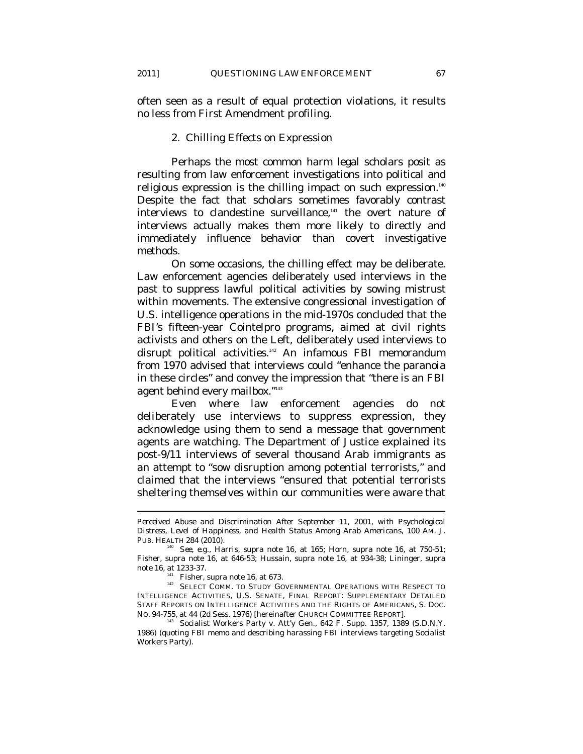often seen as a result of equal protection violations, it results no less from First Amendment profiling.

### 2. Chilling Effects on Expression

Perhaps the most common harm legal scholars posit as resulting from law enforcement investigations into political and religious expression is the chilling impact on such expression.[140] Despite the fact that scholars sometimes favorably contrast interviews to clandestine surveillance,[141] the overt nature of interviews actually makes them more likely to directly and immediately influence behavior than covert investigative methods.

On some occasions, the chilling effect may be deliberate. Law enforcement agencies deliberately used interviews in the past to suppress lawful political activities by sowing mistrust within movements. The extensive congressional investigation of U.S. intelligence operations in the mid-1970s concluded that the FBI's fifteen-year Cointelpro programs, aimed at civil rights activists and others on the Left, deliberately used interviews to disrupt political activities.[142] An infamous FBI memorandum from 1970 advised that interviews could "enhance the paranoia in these circles" and convey the impression that "there is an FBI agent behind every mailbox."[143]

Even where law enforcement agencies do not deliberately use interviews to suppress expression, they acknowledge using them to send a message that government agents are watching. The Department of Justice explained its post-9/11 interviews of several thousand Arab immigrants as an attempt to "sow disruption among potential terrorists," and claimed that the interviews "ensured that potential terrorists sheltering themselves within our communities were aware that

---

*Perceived Abuse and Discrimination After September 11, 2001, with Psychological Distress, Level of Happiness, and Health Status Among Arab Americans*, 100 AM. J. PUB. HEALTH 284 (2010).

[140] *See, e.g.*, Harris, *supra* note 16, at 165; Horn, *supra* note 16, at 750-51; Fisher, *supra* note 16, at 646-53; Hussain, *supra* note 16, at 934-38; Lininger, *supra* note 16, at 1233-37.

[141] Fisher, *supra* note 16, at 673.

[142] SELECT COMM. TO STUDY GOVERNMENTAL OPERATIONS WITH RESPECT TO INTELLIGENCE ACTIVITIES, U.S. SENATE, FINAL REPORT: SUPPLEMENTARY DETAILED STAFF REPORTS ON INTELLIGENCE ACTIVITIES AND THE RIGHTS OF AMERICANS, S. DOC. NO. 94-755, at 44 (2d Sess. 1976) [hereinafter CHURCH COMMITTEE REPORT].

[143] Socialist Workers Party v. Att'y Gen., 642 F. Supp. 1357, 1389 (S.D.N.Y. 1986) (quoting FBI memo and describing harassing FBI interviews targeting Socialist Workers Party).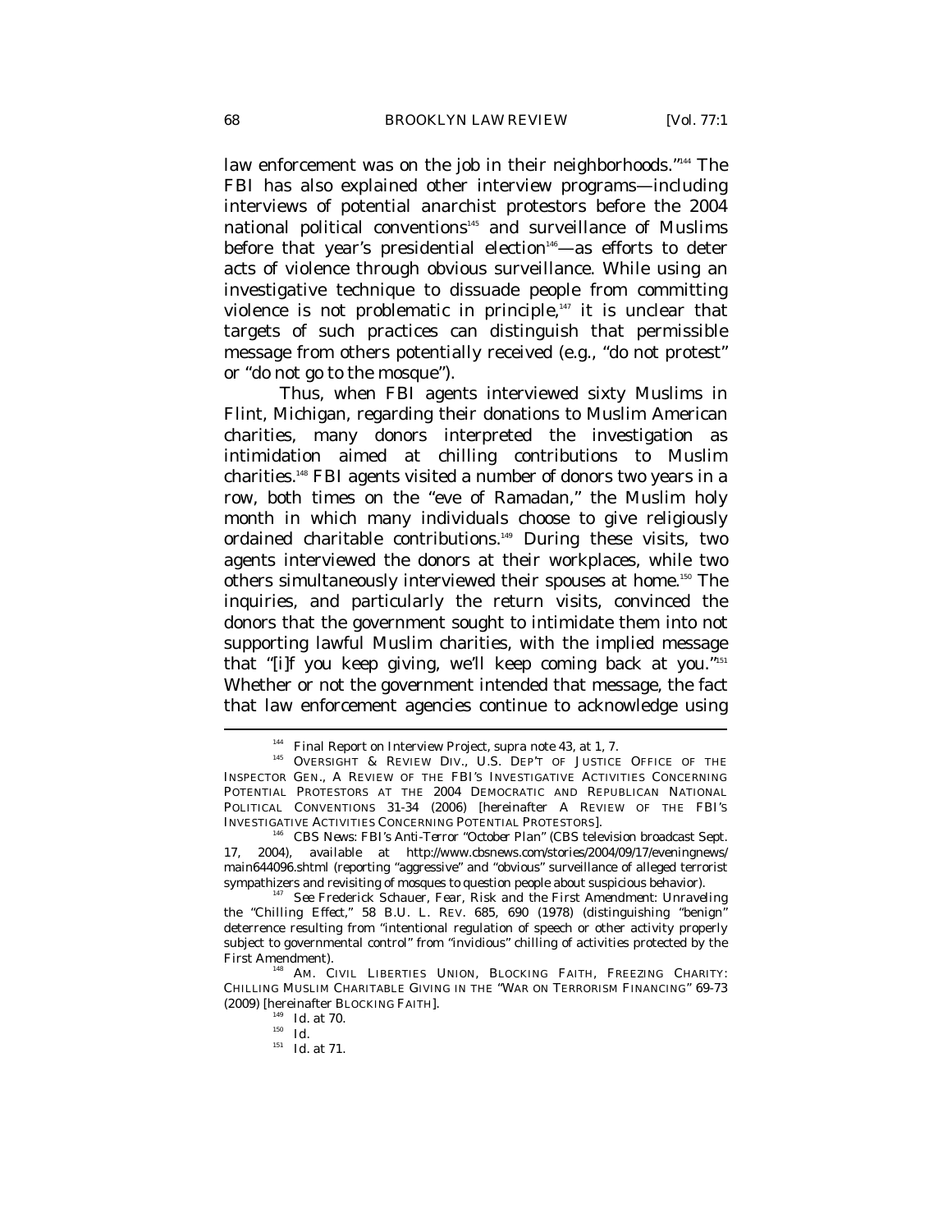law enforcement was on the job in their neighborhoods."[144] The FBI has also explained other interview programs—including interviews of potential anarchist protestors before the 2004 national political conventions[145] and surveillance of Muslims before that year's presidential election[146]—as efforts to deter acts of violence through obvious surveillance. While using an investigative technique to dissuade people from committing violence is not problematic in principle,[147] it is unclear that targets of such practices can distinguish that permissible message from others potentially received (e.g., "do not protest" or "do not go to the mosque").

Thus, when FBI agents interviewed sixty Muslims in Flint, Michigan, regarding their donations to Muslim American charities, many donors interpreted the investigation as intimidation aimed at chilling contributions to Muslim charities.[148] FBI agents visited a number of donors two years in a row, both times on the "eve of Ramadan," the Muslim holy month in which many individuals choose to give religiously ordained charitable contributions.[149] During these visits, two agents interviewed the donors at their workplaces, while two others simultaneously interviewed their spouses at home.[150] The inquiries, and particularly the return visits, convinced the donors that the government sought to intimidate them into not supporting lawful Muslim charities, with the implied message that "[i]f you keep giving, we'll keep coming back at you."[151] Whether or not the government intended that message, the fact that law enforcement agencies continue to acknowledge using

---

[144] Final Report on Interview Project, *supra* note 43, at 1, 7.

[145] OVERSIGHT & REVIEW DIV., U.S. DEP'T OF JUSTICE OFFICE OF THE INSPECTOR GEN., A REVIEW OF THE FBI'S INVESTIGATIVE ACTIVITIES CONCERNING POTENTIAL PROTESTORS AT THE 2004 DEMOCRATIC AND REPUBLICAN NATIONAL POLITICAL CONVENTIONS 31-34 (2006) [hereinafter A REVIEW OF THE FBI'S INVESTIGATIVE ACTIVITIES CONCERNING POTENTIAL PROTESTORS].

[146] *CBS News: FBI's Anti-Terror "October Plan"* (CBS television broadcast Sept. 17, 2004), *available at* http://www.cbsnews.com/stories/2004/09/17/eveningnews/main644096.shtml (reporting "aggressive" and "obvious" surveillance of alleged terrorist sympathizers and revisiting of mosques to question people about suspicious behavior).

[147] *See* Frederick Schauer, *Fear, Risk and the First Amendment: Unraveling the "Chilling Effect,"* 58 B.U. L. REV. 685, 690 (1978) (distinguishing "benign" deterrence resulting from "intentional regulation of speech or other activity properly subject to governmental control" from "invidious" chilling of activities protected by the First Amendment).

[148] AM. CIVIL LIBERTIES UNION, BLOCKING FAITH, FREEZING CHARITY: CHILLING MUSLIM CHARITABLE GIVING IN THE "WAR ON TERRORISM FINANCING" 69-73 (2009) [hereinafter BLOCKING FAITH].

[149] *Id.* at 70.

[150] *Id.*

[151] *Id.* at 71.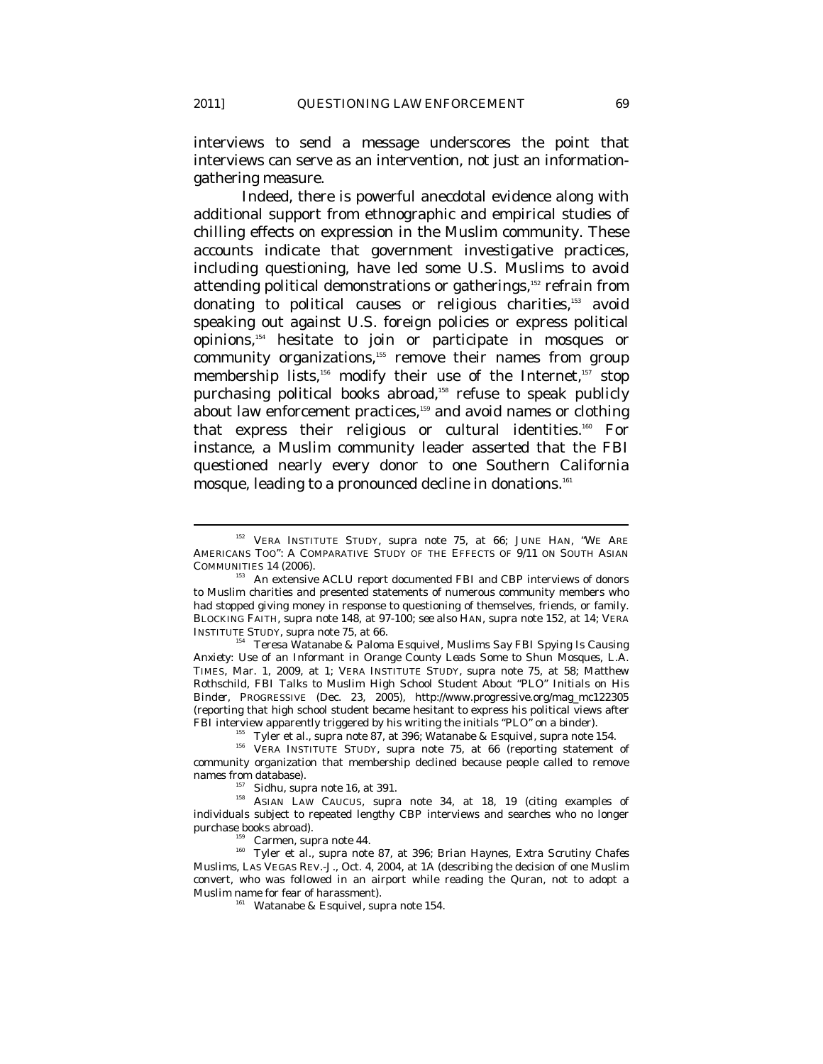interviews to send a message underscores the point that interviews can serve as an intervention, not just an information-gathering measure.

Indeed, there is powerful anecdotal evidence along with additional support from ethnographic and empirical studies of chilling effects on expression in the Muslim community. These accounts indicate that government investigative practices, including questioning, have led some U.S. Muslims to avoid attending political demonstrations or gatherings,[152] refrain from donating to political causes or religious charities,[153] avoid speaking out against U.S. foreign policies or express political opinions,[154] hesitate to join or participate in mosques or community organizations,[155] remove their names from group membership lists,[156] modify their use of the Internet,[157] stop purchasing political books abroad,[158] refuse to speak publicly about law enforcement practices,[159] and avoid names or clothing that express their religious or cultural identities.[160] For instance, a Muslim community leader asserted that the FBI questioned nearly every donor to one Southern California mosque, leading to a pronounced decline in donations.[161]

---

[152] VERA INSTITUTE STUDY, *supra* note 75, at 66; JUNE HAN, "WE ARE AMERICANS TOO": A COMPARATIVE STUDY OF THE EFFECTS OF 9/11 ON SOUTH ASIAN COMMUNITIES 14 (2006).

[153] An extensive ACLU report documented FBI and CBP interviews of donors to Muslim charities and presented statements of numerous community members who had stopped giving money in response to questioning of themselves, friends, or family. BLOCKING FAITH, *supra* note 148, at 97-100; *see also* HAN, *supra* note 152, at 14; VERA INSTITUTE STUDY, *supra* note 75, at 66.

[154] Teresa Watanabe & Paloma Esquivel, *Muslims Say FBI Spying Is Causing Anxiety: Use of an Informant in Orange County Leads Some to Shun Mosques*, L.A. TIMES, Mar. 1, 2009, at 1; VERA INSTITUTE STUDY, *supra* note 75, at 58; Matthew Rothschild, *FBI Talks to Muslim High School Student About "PLO" Initials on His Binder*, PROGRESSIVE (Dec. 23, 2005), http://www.progressive.org/mag_mc122305 (reporting that high school student became hesitant to express his political views after FBI interview apparently triggered by his writing the initials "PLO" on a binder).

[155] Tyler et al., *supra* note 87, at 396; Watanabe & Esquivel, *supra* note 154.

[156] VERA INSTITUTE STUDY, *supra* note 75, at 66 (reporting statement of community organization that membership declined because people called to remove names from database).

[157] Sidhu, *supra* note 16, at 391.

[158] ASIAN LAW CAUCUS, *supra* note 34, at 18, 19 (citing examples of individuals subject to repeated lengthy CBP interviews and searches who no longer purchase books abroad).

[159] Carmen, *supra* note 44.

[160] Tyler et al., *supra* note 87, at 396; Brian Haynes, *Extra Scrutiny Chafes Muslims*, LAS VEGAS REV.-J., Oct. 4, 2004, at 1A (describing the decision of one Muslim convert, who was followed in an airport while reading the Quran, not to adopt a Muslim name for fear of harassment).

[161] Watanabe & Esquivel, *supra* note 154.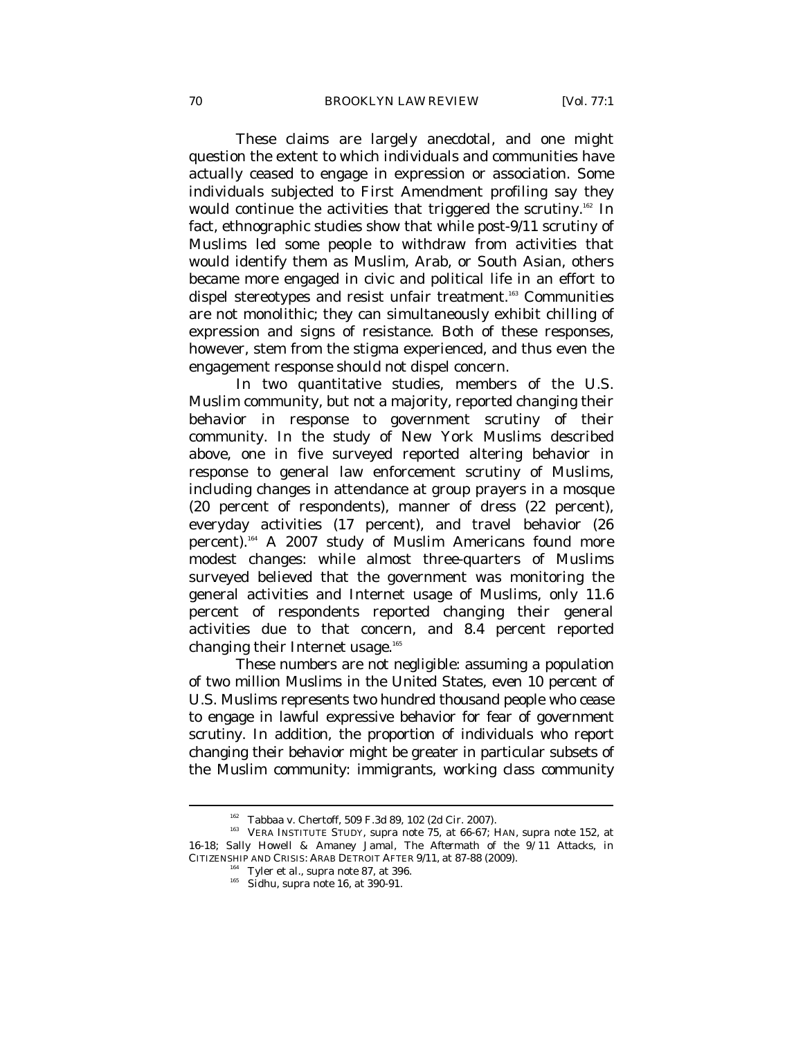These claims are largely anecdotal, and one might question the extent to which individuals and communities have actually ceased to engage in expression or association. Some individuals subjected to First Amendment profiling say they would continue the activities that triggered the scrutiny.[162] In fact, ethnographic studies show that while post-9/11 scrutiny of Muslims led some people to withdraw from activities that would identify them as Muslim, Arab, or South Asian, others became more engaged in civic and political life in an effort to dispel stereotypes and resist unfair treatment.[163] Communities are not monolithic; they can simultaneously exhibit chilling of expression and signs of resistance. Both of these responses, however, stem from the stigma experienced, and thus even the engagement response should not dispel concern.

In two quantitative studies, members of the U.S. Muslim community, but not a majority, reported changing their behavior in response to government scrutiny of their community. In the study of New York Muslims described above, one in five surveyed reported altering behavior in response to general law enforcement scrutiny of Muslims, including changes in attendance at group prayers in a mosque (20 percent of respondents), manner of dress (22 percent), everyday activities (17 percent), and travel behavior (26 percent).[164] A 2007 study of Muslim Americans found more modest changes: while almost three-quarters of Muslims surveyed believed that the government was monitoring the general activities and Internet usage of Muslims, only 11.6 percent of respondents reported changing their general activities due to that concern, and 8.4 percent reported changing their Internet usage.[165]

These numbers are not negligible: assuming a population of two million Muslims in the United States, even 10 percent of U.S. Muslims represents two hundred thousand people who cease to engage in lawful expressive behavior for fear of government scrutiny. In addition, the proportion of individuals who report changing their behavior might be greater in particular subsets of the Muslim community: immigrants, working class community

---

[162] Tabbaa v. Chertoff, 509 F.3d 89, 102 (2d Cir. 2007).

[163] VERA INSTITUTE STUDY, *supra* note 75, at 66-67; HAN, *supra* note 152, at 16-18; Sally Howell & Amaney Jamal, *The Aftermath of the 9/11 Attacks*, *in* CITIZENSHIP AND CRISIS: ARAB DETROIT AFTER 9/11, at 87-88 (2009).

[164] Tyler et al., *supra* note 87, at 396.

[165] Sidhu, *supra* note 16, at 390-91.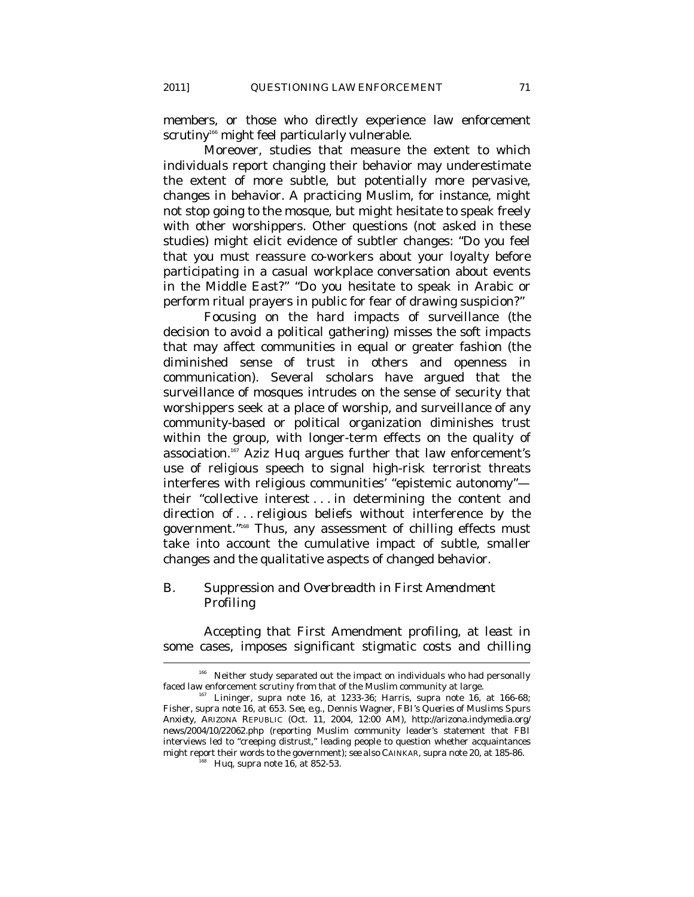members, or those who directly experience law enforcement scrutiny[166] might feel particularly vulnerable.

Moreover, studies that measure the extent to which individuals report changing their behavior may underestimate the extent of more subtle, but potentially more pervasive, changes in behavior. A practicing Muslim, for instance, might not stop going to the mosque, but might hesitate to speak freely with other worshippers. Other questions (not asked in these studies) might elicit evidence of subtler changes: "Do you feel that you must reassure co-workers about your loyalty before participating in a casual workplace conversation about events in the Middle East?" "Do you hesitate to speak in Arabic or perform ritual prayers in public for fear of drawing suspicion?"

Focusing on the hard impacts of surveillance (the decision to avoid a political gathering) misses the soft impacts that may affect communities in equal or greater fashion (the diminished sense of trust in others and openness in communication). Several scholars have argued that the surveillance of mosques intrudes on the sense of security that worshippers seek at a place of worship, and surveillance of any community-based or political organization diminishes trust within the group, with longer-term effects on the quality of association.[167] Aziz Huq argues further that law enforcement's use of religious speech to signal high-risk terrorist threats interferes with religious communities' "epistemic autonomy"—their "collective interest . . . in determining the content and direction of . . . religious beliefs without interference by the government."[168] Thus, any assessment of chilling effects must take into account the cumulative impact of subtle, smaller changes and the qualitative aspects of changed behavior.

## B. *Suppression and Overbreadth in First Amendment Profiling*

Accepting that First Amendment profiling, at least in some cases, imposes significant stigmatic costs and chilling

---

[166] Neither study separated out the impact on individuals who had personally faced law enforcement scrutiny from that of the Muslim community at large.

[167] Lininger, *supra* note 16, at 1233-36; Harris, *supra* note 16, at 166-68; Fisher, *supra* note 16, at 653. *See, e.g.*, Dennis Wagner, *FBI's Queries of Muslims Spurs Anxiety*, ARIZONA REPUBLIC (Oct. 11, 2004, 12:00 AM), http://arizona.indymedia.org/news/2004/10/22062.php (reporting Muslim community leader's statement that FBI interviews led to "creeping distrust," leading people to question whether acquaintances might report their words to the government); *see also* CAINKAR, *supra* note 20, at 185-86.

[168] Huq, *supra* note 16, at 852-53.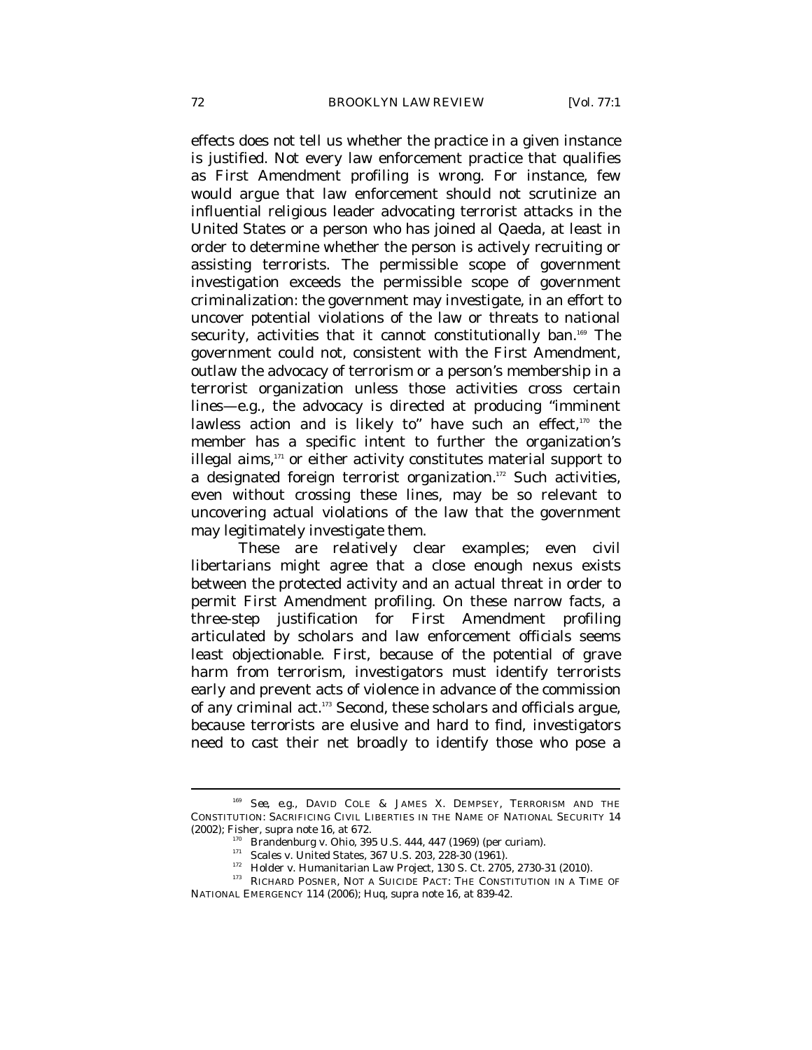effects does not tell us whether the practice in a given instance is justified. Not every law enforcement practice that qualifies as First Amendment profiling is wrong. For instance, few would argue that law enforcement should not scrutinize an influential religious leader advocating terrorist attacks in the United States or a person who has joined al Qaeda, at least in order to determine whether the person is actively recruiting or assisting terrorists. The permissible scope of government investigation exceeds the permissible scope of government criminalization: the government may investigate, in an effort to uncover potential violations of the law or threats to national security, activities that it cannot constitutionally ban.[169] The government could not, consistent with the First Amendment, outlaw the advocacy of terrorism or a person's membership in a terrorist organization unless those activities cross certain lines—e.g., the advocacy is directed at producing "imminent lawless action and is likely to" have such an effect,[170] the member has a specific intent to further the organization's illegal aims,[171] or either activity constitutes material support to a designated foreign terrorist organization.[172] Such activities, even without crossing these lines, may be so relevant to uncovering actual violations of the law that the government may legitimately investigate them.

These are relatively clear examples; even civil libertarians might agree that a close enough nexus exists between the protected activity and an actual threat in order to permit First Amendment profiling. On these narrow facts, a three-step justification for First Amendment profiling articulated by scholars and law enforcement officials seems least objectionable. First, because of the potential of grave harm from terrorism, investigators must identify terrorists early and prevent acts of violence in advance of the commission of any criminal act.[173] Second, these scholars and officials argue, because terrorists are elusive and hard to find, investigators need to cast their net broadly to identify those who pose a

---

[169] *See, e.g.*, DAVID COLE & JAMES X. DEMPSEY, TERRORISM AND THE CONSTITUTION: SACRIFICING CIVIL LIBERTIES IN THE NAME OF NATIONAL SECURITY 14 (2002); Fisher, *supra* note 16, at 672.

[170] Brandenburg v. Ohio, 395 U.S. 444, 447 (1969) (per curiam).

[171] Scales v. United States, 367 U.S. 203, 228-30 (1961).

[172] Holder v. Humanitarian Law Project, 130 S. Ct. 2705, 2730-31 (2010).

[173] RICHARD POSNER, NOT A SUICIDE PACT: THE CONSTITUTION IN A TIME OF NATIONAL EMERGENCY 114 (2006); Huq, *supra* note 16, at 839-42.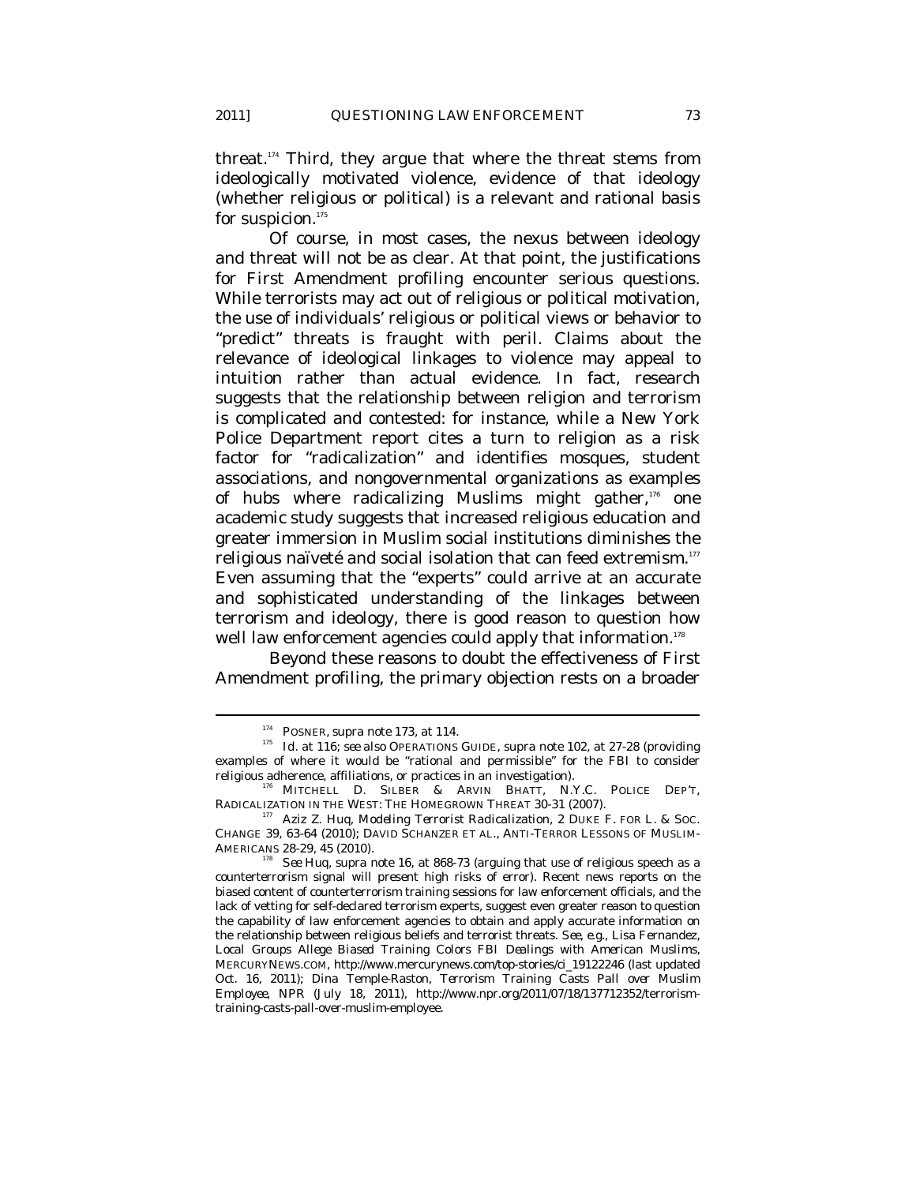threat.[174] Third, they argue that where the threat stems from ideologically motivated violence, evidence of that ideology (whether religious or political) is a relevant and rational basis for suspicion.[175]

Of course, in most cases, the nexus between ideology and threat will not be as clear. At that point, the justifications for First Amendment profiling encounter serious questions. While terrorists may act out of religious or political motivation, the use of individuals' religious or political views or behavior to "predict" threats is fraught with peril. Claims about the relevance of ideological linkages to violence may appeal to intuition rather than actual evidence. In fact, research suggests that the relationship between religion and terrorism is complicated and contested: for instance, while a New York Police Department report cites a turn to religion as a risk factor for "radicalization" and identifies mosques, student associations, and nongovernmental organizations as examples of hubs where radicalizing Muslims might gather,[176] one academic study suggests that increased religious education and greater immersion in Muslim social institutions diminishes the religious naïveté and social isolation that can feed extremism.[177] Even assuming that the "experts" could arrive at an accurate and sophisticated understanding of the linkages between terrorism and ideology, there is good reason to question how well law enforcement agencies could apply that information.[178]

Beyond these reasons to doubt the effectiveness of First Amendment profiling, the primary objection rests on a broader

---

[174] POSNER, *supra* note 173, at 114.

[175] *Id.* at 116; *see also* OPERATIONS GUIDE, *supra* note 102, at 27-28 (providing examples of where it would be "rational and permissible" for the FBI to consider religious adherence, affiliations, or practices in an investigation).

[176] MITCHELL D. SILBER & ARVIN BHATT, N.Y.C. POLICE DEP'T, RADICALIZATION IN THE WEST: THE HOMEGROWN THREAT 30-31 (2007).

[177] Aziz Z. Huq, *Modeling Terrorist Radicalization*, 2 DUKE F. FOR L. & SOC. CHANGE 39, 63-64 (2010); DAVID SCHANZER ET AL., ANTI-TERROR LESSONS OF MUSLIM-AMERICANS 28-29, 45 (2010).

[178] *See* Huq, *supra* note 16, at 868-73 (arguing that use of religious speech as a counterterrorism signal will present high risks of error). Recent news reports on the biased content of counterterrorism training sessions for law enforcement officials, and the lack of vetting for self-declared terrorism experts, suggest even greater reason to question the capability of law enforcement agencies to obtain and apply accurate information on the relationship between religious beliefs and terrorist threats. *See, e.g.*, Lisa Fernandez, *Local Groups Allege Biased Training Colors FBI Dealings with American Muslims*, MERCURYNEWS.COM, http://www.mercurynews.com/top-stories/ci_19122246 (last updated Oct. 16, 2011); Dina Temple-Raston, *Terrorism Training Casts Pall over Muslim Employee*, NPR (July 18, 2011), http://www.npr.org/2011/07/18/137712352/terrorism-training-casts-pall-over-muslim-employee.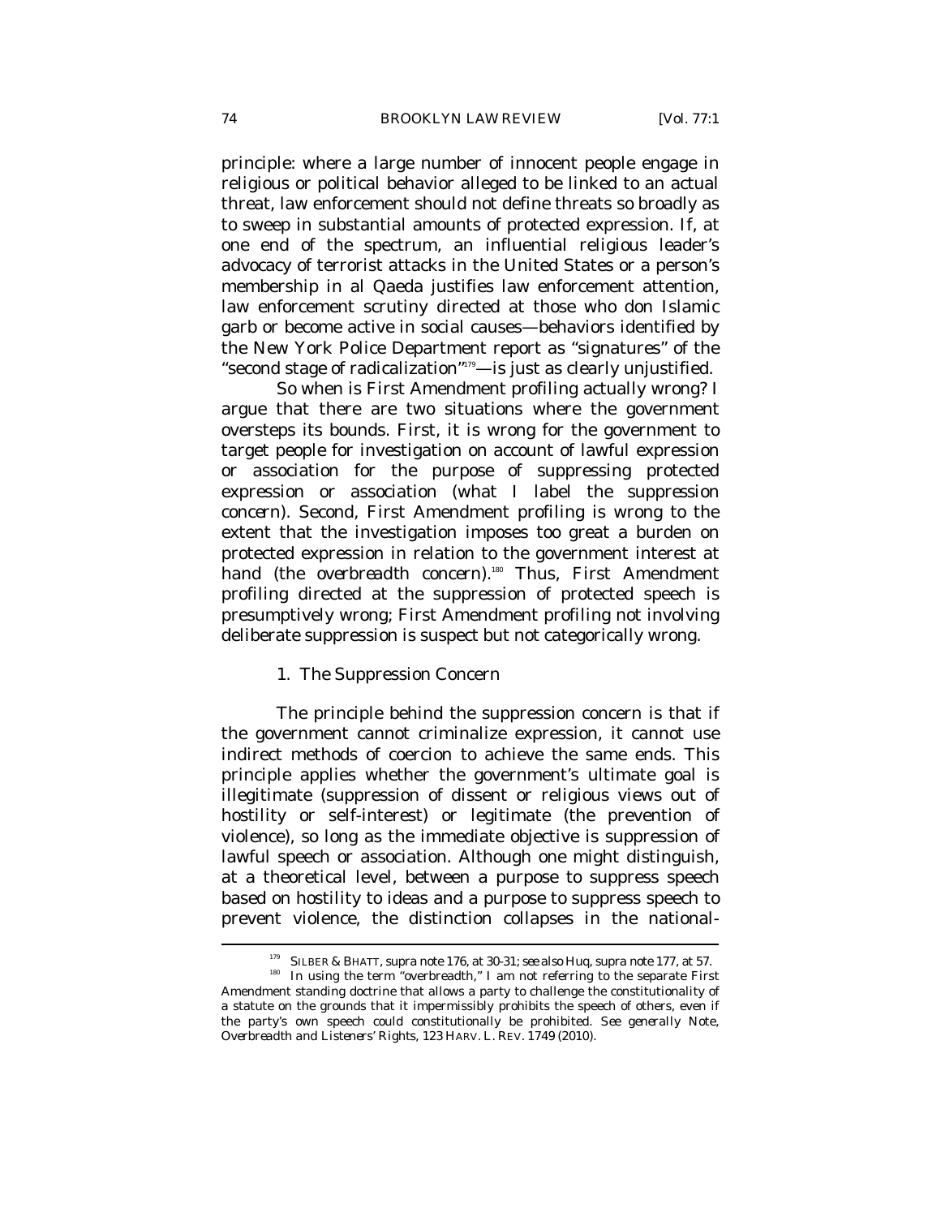principle: where a large number of innocent people engage in religious or political behavior alleged to be linked to an actual threat, law enforcement should not define threats so broadly as to sweep in substantial amounts of protected expression. If, at one end of the spectrum, an influential religious leader's advocacy of terrorist attacks in the United States or a person's membership in al Qaeda justifies law enforcement attention, law enforcement scrutiny directed at those who don Islamic garb or become active in social causes—behaviors identified by the New York Police Department report as "signatures" of the "second stage of radicalization"[179]—is just as clearly unjustified.

So when is First Amendment profiling actually wrong? I argue that there are two situations where the government oversteps its bounds. First, it is wrong for the government to target people for investigation on account of lawful expression or association for the purpose of suppressing protected expression or association (what I label the *suppression concern*). Second, First Amendment profiling is wrong to the extent that the investigation imposes too great a burden on protected expression in relation to the government interest at hand (the *overbreadth concern*).[180] Thus, First Amendment profiling directed at the suppression of protected speech is presumptively wrong; First Amendment profiling not involving deliberate suppression is suspect but not categorically wrong.

### 1. The Suppression Concern

The principle behind the suppression concern is that if the government cannot criminalize expression, it cannot use indirect methods of coercion to achieve the same ends. This principle applies whether the government's ultimate goal is illegitimate (suppression of dissent or religious views out of hostility or self-interest) or legitimate (the prevention of violence), so long as the immediate objective is suppression of lawful speech or association. Although one might distinguish, at a theoretical level, between a purpose to suppress speech based on hostility to ideas and a purpose to suppress speech to prevent violence, the distinction collapses in the national-

---

[179] SILBER & BHATT, *supra* note 176, at 30-31; *see also* Huq, *supra* note 177, at 57.

[180] In using the term "overbreadth," I am not referring to the separate First Amendment standing doctrine that allows a party to challenge the constitutionality of a statute on the grounds that it impermissibly prohibits the speech of others, even if the party's own speech could constitutionally be prohibited. *See generally* Note, *Overbreadth and Listeners' Rights*, 123 HARV. L. REV. 1749 (2010).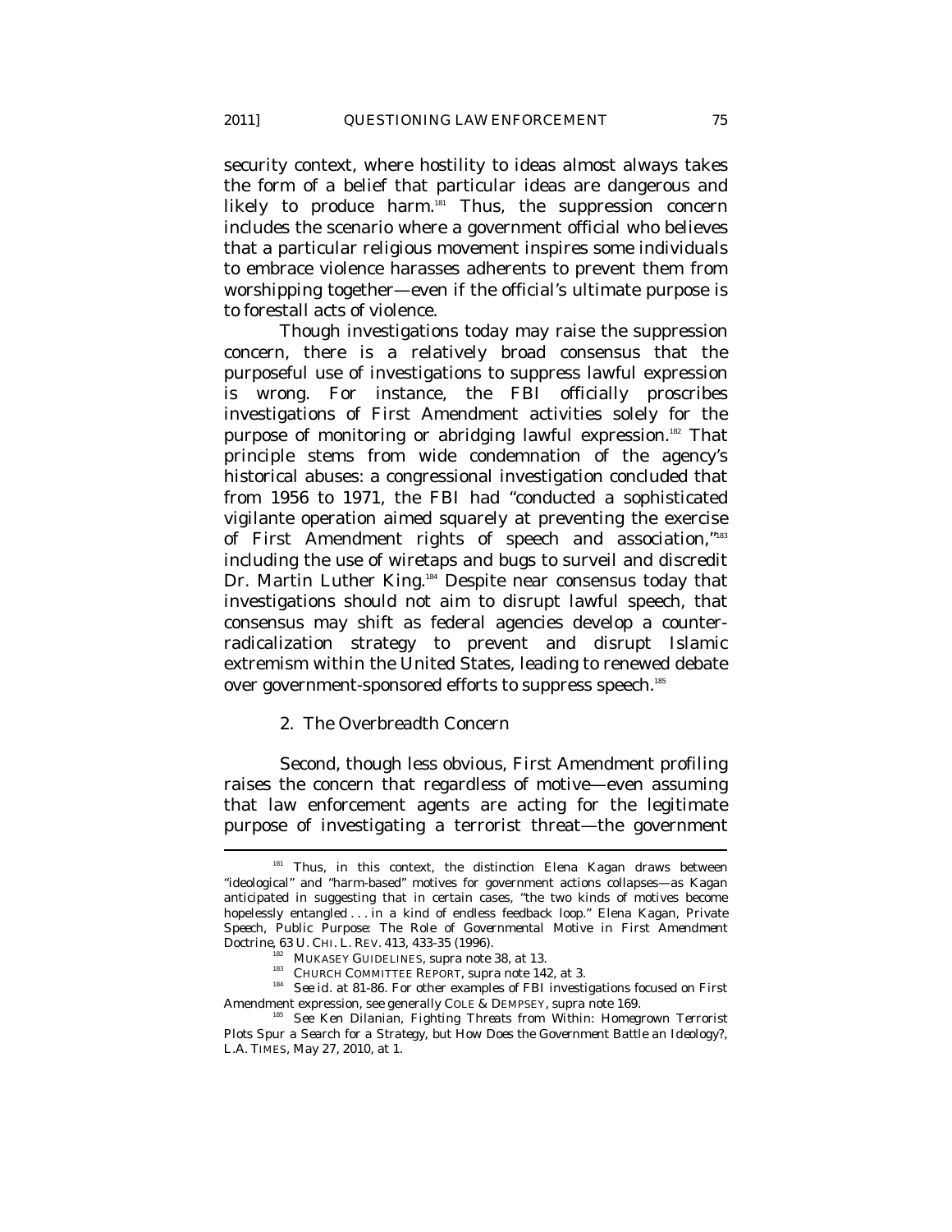security context, where hostility to ideas almost always takes the form of a belief that particular ideas are dangerous and likely to produce harm.[181] Thus, the suppression concern includes the scenario where a government official who believes that a particular religious movement inspires some individuals to embrace violence harasses adherents to prevent them from worshipping together—even if the official's ultimate purpose is to forestall acts of violence.

Though investigations today may raise the suppression concern, there is a relatively broad consensus that the purposeful use of investigations to suppress lawful expression is wrong. For instance, the FBI officially proscribes investigations of First Amendment activities solely for the purpose of monitoring or abridging lawful expression.[182] That principle stems from wide condemnation of the agency's historical abuses: a congressional investigation concluded that from 1956 to 1971, the FBI had "conducted a sophisticated vigilante operation aimed squarely at preventing the exercise of First Amendment rights of speech and association,"[183] including the use of wiretaps and bugs to surveil and discredit Dr. Martin Luther King.[184] Despite near consensus today that investigations should not aim to disrupt lawful speech, that consensus may shift as federal agencies develop a counter-radicalization strategy to prevent and disrupt Islamic extremism within the United States, leading to renewed debate over government-sponsored efforts to suppress speech.[185]

### 2. The Overbreadth Concern

Second, though less obvious, First Amendment profiling raises the concern that regardless of motive—even assuming that law enforcement agents are acting for the legitimate purpose of investigating a terrorist threat—the government

---

[181] Thus, in this context, the distinction Elena Kagan draws between "ideological" and "harm-based" motives for government actions collapses—as Kagan anticipated in suggesting that in certain cases, "the two kinds of motives become hopelessly entangled . . . in a kind of endless feedback loop." Elena Kagan, *Private Speech, Public Purpose: The Role of Governmental Motive in First Amendment Doctrine*, 63 U. CHI. L. REV. 413, 433-35 (1996).

[182] MUKASEY GUIDELINES, *supra* note 38, at 13.

[183] CHURCH COMMITTEE REPORT, *supra* note 142, at 3.

[184] *See id.* at 81-86. For other examples of FBI investigations focused on First Amendment expression, see generally COLE & DEMPSEY, *supra* note 169.

[185] *See* Ken Dilanian, *Fighting Threats from Within: Homegrown Terrorist Plots Spur a Search for a Strategy, but How Does the Government Battle an Ideology?*, L.A. TIMES, May 27, 2010, at 1.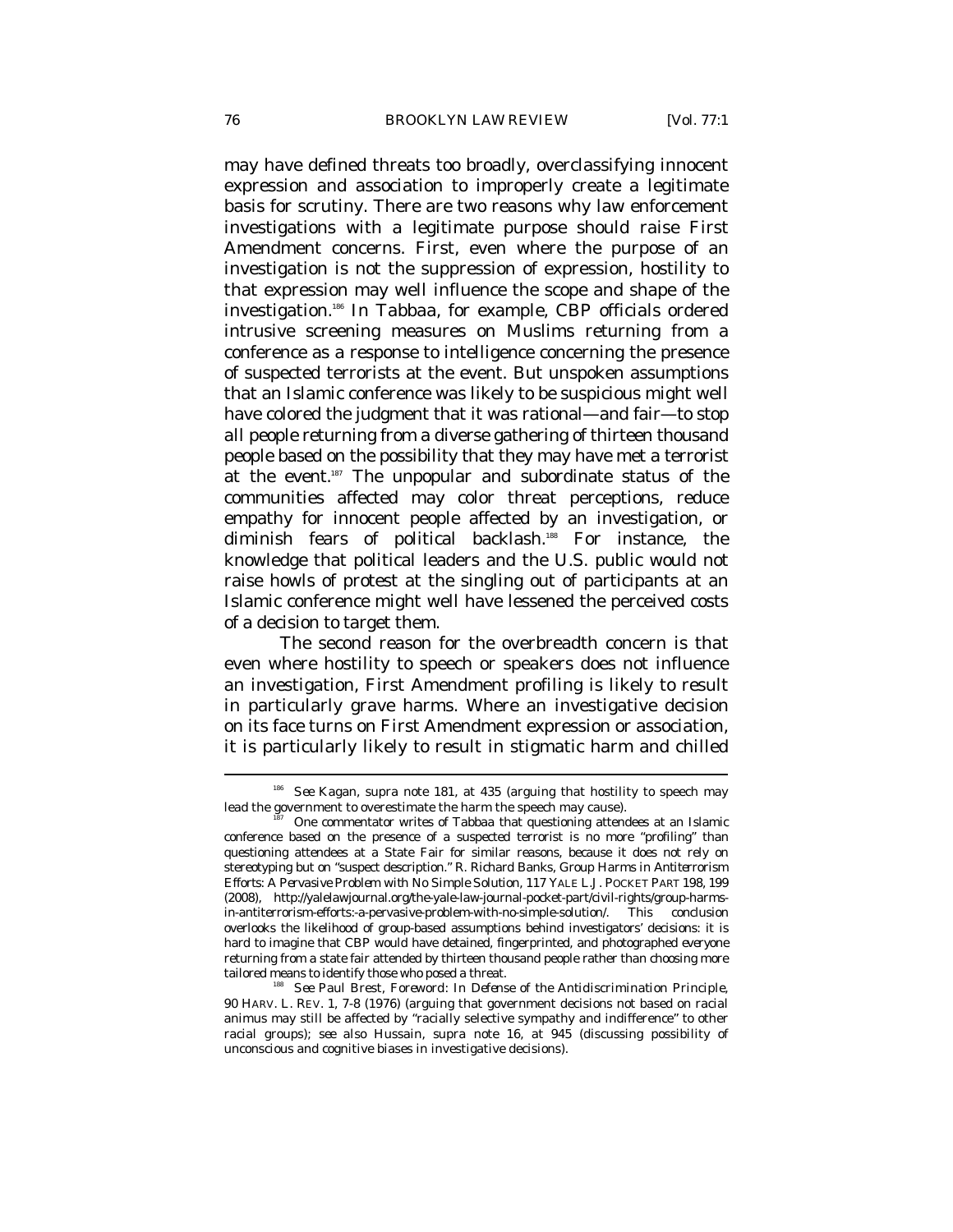may have defined threats too broadly, overclassifying innocent expression and association to improperly create a legitimate basis for scrutiny. There are two reasons why law enforcement investigations with a legitimate purpose should raise First Amendment concerns. First, even where the purpose of an investigation is not the suppression of expression, hostility to that expression may well influence the scope and shape of the investigation.[186] In *Tabbaa*, for example, CBP officials ordered intrusive screening measures on Muslims returning from a conference as a response to intelligence concerning the presence of suspected terrorists at the event. But unspoken assumptions that an Islamic conference was likely to be suspicious might well have colored the judgment that it was rational—and fair—to stop all people returning from a diverse gathering of thirteen thousand people based on the possibility that they may have met a terrorist at the event.[187] The unpopular and subordinate status of the communities affected may color threat perceptions, reduce empathy for innocent people affected by an investigation, or diminish fears of political backlash.[188] For instance, the knowledge that political leaders and the U.S. public would not raise howls of protest at the singling out of participants at an Islamic conference might well have lessened the perceived costs of a decision to target them.

The second reason for the overbreadth concern is that even where hostility to speech or speakers does not influence an investigation, First Amendment profiling is likely to result in particularly grave harms. Where an investigative decision on its face turns on First Amendment expression or association, it is particularly likely to result in stigmatic harm and chilled

---

[186] *See* Kagan, *supra* note 181, at 435 (arguing that hostility to speech may lead the government to overestimate the harm the speech may cause).

[187] One commentator writes of *Tabbaa* that questioning attendees at an Islamic conference based on the presence of a suspected terrorist is no more "profiling" than questioning attendees at a State Fair for similar reasons, because it does not rely on stereotyping but on "suspect description." R. Richard Banks, *Group Harms in Antiterrorism Efforts: A Pervasive Problem with No Simple Solution*, 117 YALE L.J. POCKET PART 198, 199 (2008), http://yalelawjournal.org/the-yale-law-journal-pocket-part/civil-rights/group-harms-in-antiterrorism-efforts:-a-pervasive-problem-with-no-simple-solution/. This conclusion overlooks the likelihood of group-based assumptions behind investigators' decisions: it is hard to imagine that CBP would have detained, fingerprinted, and photographed *everyone* returning from a state fair attended by thirteen thousand people rather than choosing more tailored means to identify those who posed a threat.

[188] *See* Paul Brest, *Foreword: In Defense of the Antidiscrimination Principle*, 90 HARV. L. REV. 1, 7-8 (1976) (arguing that government decisions not based on racial animus may still be affected by "racially selective sympathy and indifference" to other racial groups); *see also* Hussain, *supra* note 16, at 945 (discussing possibility of unconscious and cognitive biases in investigative decisions).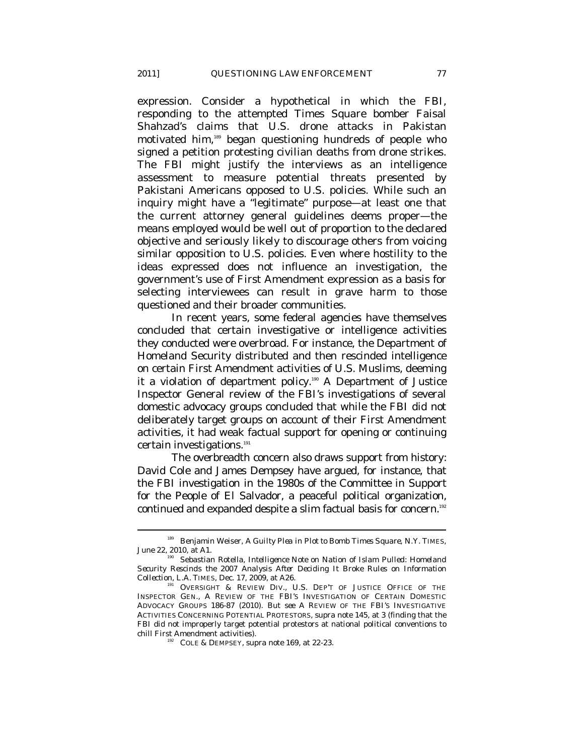expression. Consider a hypothetical in which the FBI, responding to the attempted Times Square bomber Faisal Shahzad's claims that U.S. drone attacks in Pakistan motivated him,[189] began questioning hundreds of people who signed a petition protesting civilian deaths from drone strikes. The FBI might justify the interviews as an intelligence assessment to measure potential threats presented by Pakistani Americans opposed to U.S. policies. While such an inquiry might have a "legitimate" purpose—at least one that the current attorney general guidelines deems proper—the means employed would be well out of proportion to the declared objective and seriously likely to discourage others from voicing similar opposition to U.S. policies. Even where hostility to the ideas expressed does not influence an investigation, the government's use of First Amendment expression as a basis for selecting interviewees can result in grave harm to those questioned and their broader communities.

In recent years, some federal agencies have themselves concluded that certain investigative or intelligence activities they conducted were overbroad. For instance, the Department of Homeland Security distributed and then rescinded intelligence on certain First Amendment activities of U.S. Muslims, deeming it a violation of department policy.[190] A Department of Justice Inspector General review of the FBI's investigations of several domestic advocacy groups concluded that while the FBI did not deliberately target groups on account of their First Amendment activities, it had weak factual support for opening or continuing certain investigations.[191]

The overbreadth concern also draws support from history: David Cole and James Dempsey have argued, for instance, that the FBI investigation in the 1980s of the Committee in Support for the People of El Salvador, a peaceful political organization, continued and expanded despite a slim factual basis for concern.[192]

---

[189] Benjamin Weiser, *A Guilty Plea in Plot to Bomb Times Square*, N.Y. TIMES, June 22, 2010, at A1.

[190] Sebastian Rotella, *Intelligence Note on Nation of Islam Pulled: Homeland Security Rescinds the 2007 Analysis After Deciding It Broke Rules on Information Collection*, L.A. TIMES, Dec. 17, 2009, at A26.

[191] OVERSIGHT & REVIEW DIV., U.S. DEP'T OF JUSTICE OFFICE OF THE INSPECTOR GEN., A REVIEW OF THE FBI'S INVESTIGATION OF CERTAIN DOMESTIC ADVOCACY GROUPS 186-87 (2010). *But see* A REVIEW OF THE FBI'S INVESTIGATIVE ACTIVITIES CONCERNING POTENTIAL PROTESTORS, *supra* note 145, at 3 (finding that the FBI did not improperly target potential protestors at national political conventions to chill First Amendment activities).

[192] COLE & DEMPSEY, *supra* note 169, at 22-23.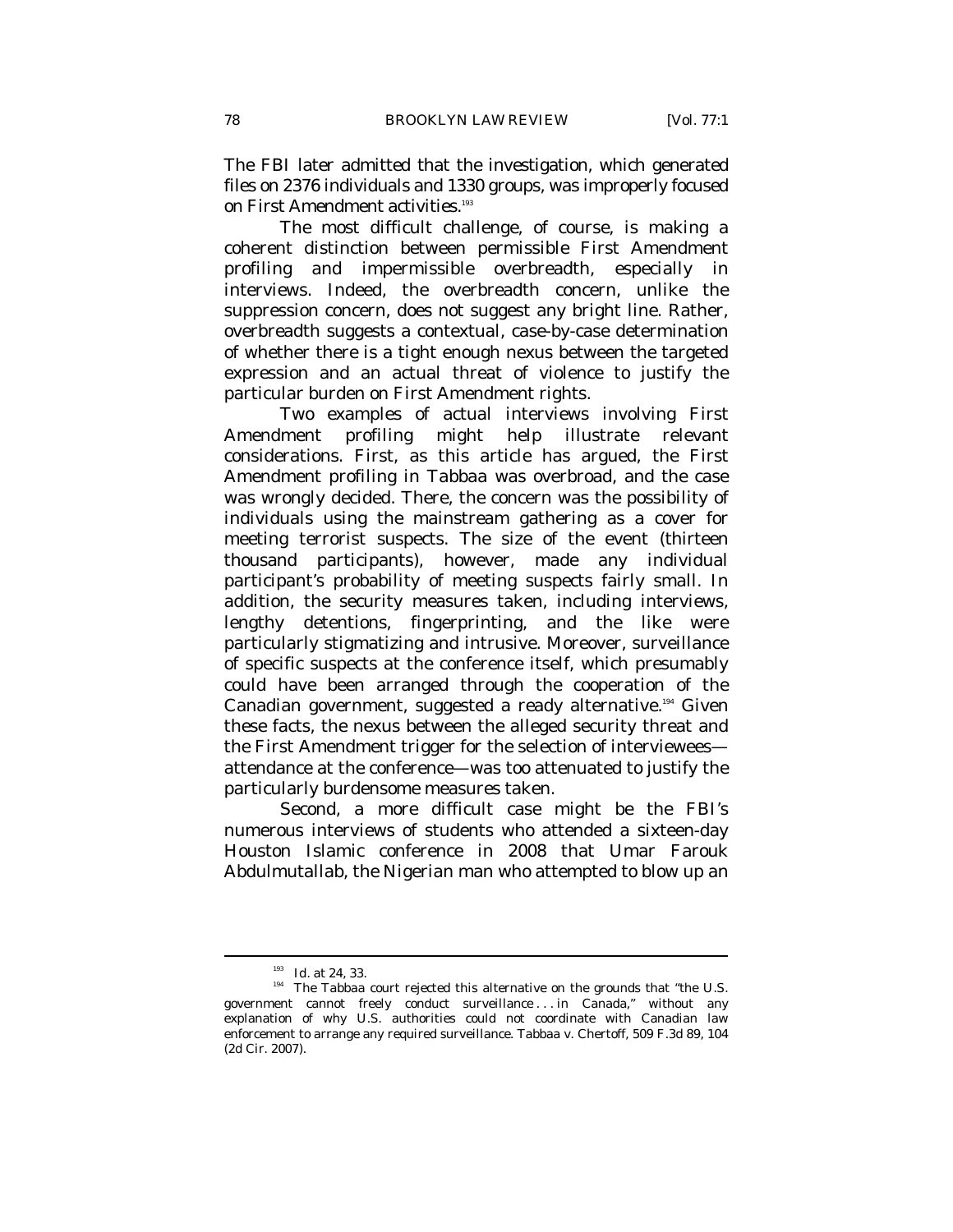The FBI later admitted that the investigation, which generated files on 2376 individuals and 1330 groups, was improperly focused on First Amendment activities.[193]

The most difficult challenge, of course, is making a coherent distinction between permissible First Amendment profiling and impermissible overbreadth, especially in interviews. Indeed, the overbreadth concern, unlike the suppression concern, does not suggest any bright line. Rather, overbreadth suggests a contextual, case-by-case determination of whether there is a tight enough nexus between the targeted expression and an actual threat of violence to justify the particular burden on First Amendment rights.

Two examples of actual interviews involving First Amendment profiling might help illustrate relevant considerations. First, as this article has argued, the First Amendment profiling in *Tabbaa* was overbroad, and the case was wrongly decided. There, the concern was the possibility of individuals using the mainstream gathering as a cover for meeting terrorist suspects. The size of the event (thirteen thousand participants), however, made any individual participant's probability of meeting suspects fairly small. In addition, the security measures taken, including interviews, lengthy detentions, fingerprinting, and the like were particularly stigmatizing and intrusive. Moreover, surveillance of specific suspects at the conference itself, which presumably could have been arranged through the cooperation of the Canadian government, suggested a ready alternative.[194] Given these facts, the nexus between the alleged security threat and the First Amendment trigger for the selection of interviewees—attendance at the conference—was too attenuated to justify the particularly burdensome measures taken.

Second, a more difficult case might be the FBI's numerous interviews of students who attended a sixteen-day Houston Islamic conference in 2008 that Umar Farouk Abdulmutallab, the Nigerian man who attempted to blow up an

---

[193] *Id.* at 24, 33.

[194] The *Tabbaa* court rejected this alternative on the grounds that "the U.S. government cannot freely conduct surveillance . . . in Canada," without any explanation of why U.S. authorities could not coordinate with Canadian law enforcement to arrange any required surveillance. Tabbaa v. Chertoff, 509 F.3d 89, 104 (2d Cir. 2007).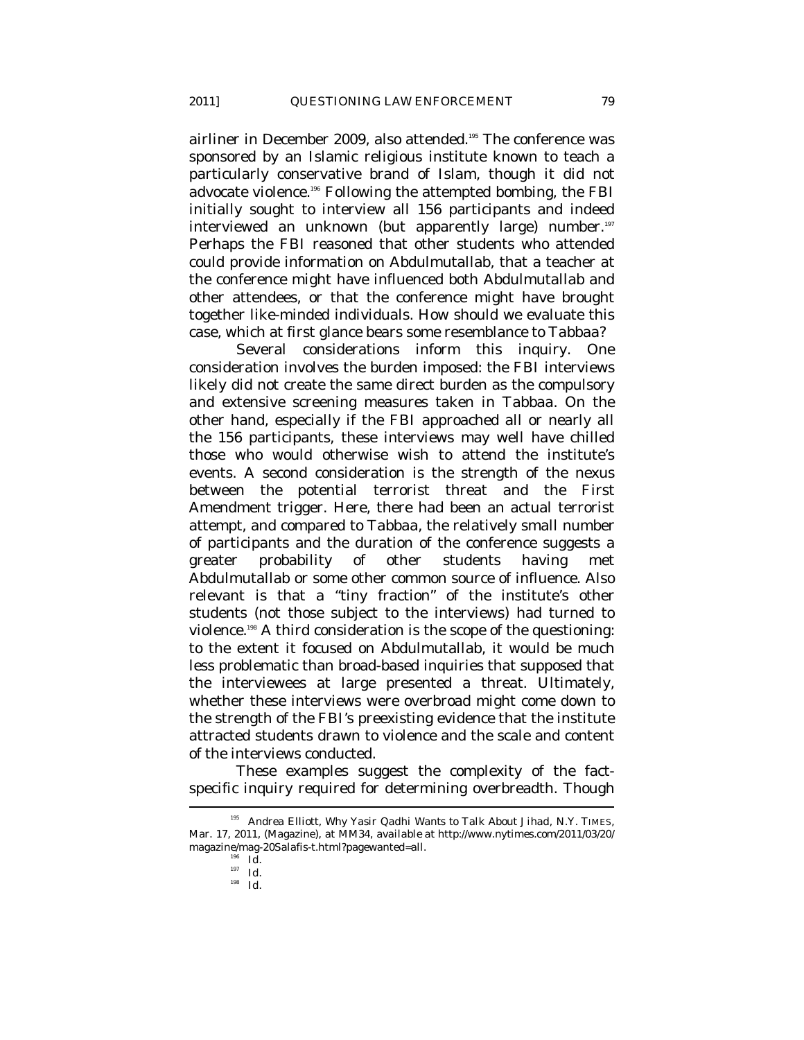airliner in December 2009, also attended.[195] The conference was sponsored by an Islamic religious institute known to teach a particularly conservative brand of Islam, though it did not advocate violence.[196] Following the attempted bombing, the FBI initially sought to interview all 156 participants and indeed interviewed an unknown (but apparently large) number.[197] Perhaps the FBI reasoned that other students who attended could provide information on Abdulmutallab, that a teacher at the conference might have influenced both Abdulmutallab and other attendees, or that the conference might have brought together like-minded individuals. How should we evaluate this case, which at first glance bears some resemblance to *Tabbaa*?

Several considerations inform this inquiry. One consideration involves the burden imposed: the FBI interviews likely did not create the same direct burden as the compulsory and extensive screening measures taken in *Tabbaa*. On the other hand, especially if the FBI approached all or nearly all the 156 participants, these interviews may well have chilled those who would otherwise wish to attend the institute's events. A second consideration is the strength of the nexus between the potential terrorist threat and the First Amendment trigger. Here, there had been an actual terrorist attempt, and compared to *Tabbaa*, the relatively small number of participants and the duration of the conference suggests a greater probability of other students having met Abdulmutallab or some other common source of influence. Also relevant is that a "tiny fraction" of the institute's other students (not those subject to the interviews) had turned to violence.[198] A third consideration is the scope of the questioning: to the extent it focused on Abdulmutallab, it would be much less problematic than broad-based inquiries that supposed that the interviewees at large presented a threat. Ultimately, whether these interviews were overbroad might come down to the strength of the FBI's preexisting evidence that the institute attracted students drawn to violence and the scale and content of the interviews conducted.

These examples suggest the complexity of the fact-specific inquiry required for determining overbreadth. Though

---

[195] Andrea Elliott, *Why Yasir Qadhi Wants to Talk About Jihad*, N.Y. TIMES, Mar. 17, 2011, (Magazine), at MM34, *available at* http://www.nytimes.com/2011/03/20/magazine/mag-20Salafis-t.html?pagewanted=all.

[196] *Id.*

[197] *Id.*

[198] *Id.*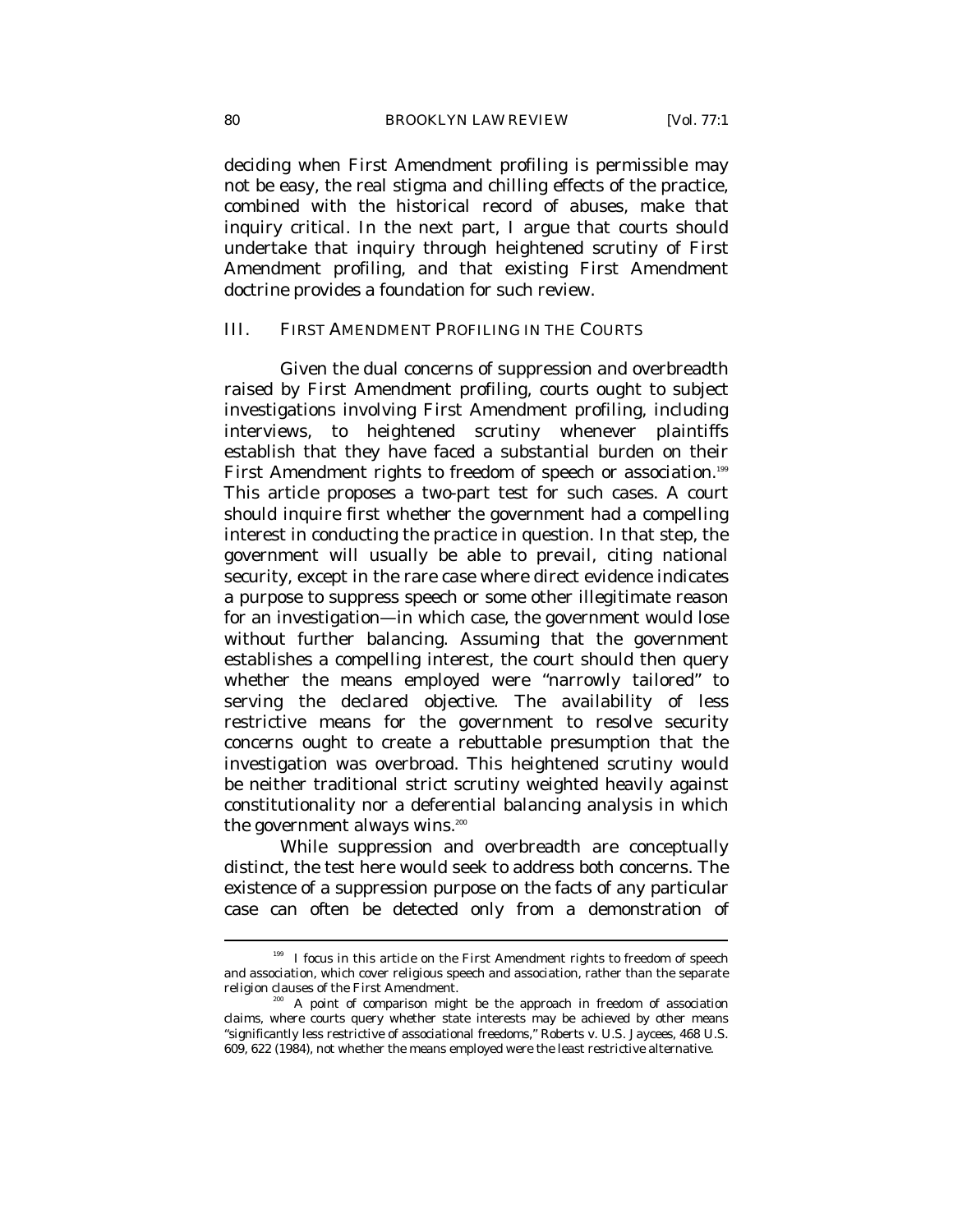deciding when First Amendment profiling is permissible may not be easy, the real stigma and chilling effects of the practice, combined with the historical record of abuses, make that inquiry critical. In the next part, I argue that courts should undertake that inquiry through heightened scrutiny of First Amendment profiling, and that existing First Amendment doctrine provides a foundation for such review.

## III. FIRST AMENDMENT PROFILING IN THE COURTS

Given the dual concerns of suppression and overbreadth raised by First Amendment profiling, courts ought to subject investigations involving First Amendment profiling, including interviews, to heightened scrutiny whenever plaintiffs establish that they have faced a substantial burden on their First Amendment rights to freedom of speech or association.[199] This article proposes a two-part test for such cases. A court should inquire first whether the government had a compelling interest in conducting the practice in question. In that step, the government will usually be able to prevail, citing national security, except in the rare case where direct evidence indicates a purpose to suppress speech or some other illegitimate reason for an investigation—in which case, the government would lose without further balancing. Assuming that the government establishes a compelling interest, the court should then query whether the means employed were "narrowly tailored" to serving the declared objective. The availability of less restrictive means for the government to resolve security concerns ought to create a rebuttable presumption that the investigation was overbroad. This heightened scrutiny would be neither traditional strict scrutiny weighted heavily against constitutionality nor a deferential balancing analysis in which the government always wins.[200]

While suppression and overbreadth are conceptually distinct, the test here would seek to address both concerns. The existence of a suppression purpose on the facts of any particular case can often be detected only from a demonstration of

---

[199] I focus in this article on the First Amendment rights to freedom of speech and association, which cover religious speech and association, rather than the separate religion clauses of the First Amendment.

[200] A point of comparison might be the approach in freedom of association claims, where courts query whether state interests may be achieved by other means "significantly less restrictive of associational freedoms," *Roberts v. U.S. Jaycees*, 468 U.S. 609, 622 (1984), not whether the means employed were the least restrictive alternative.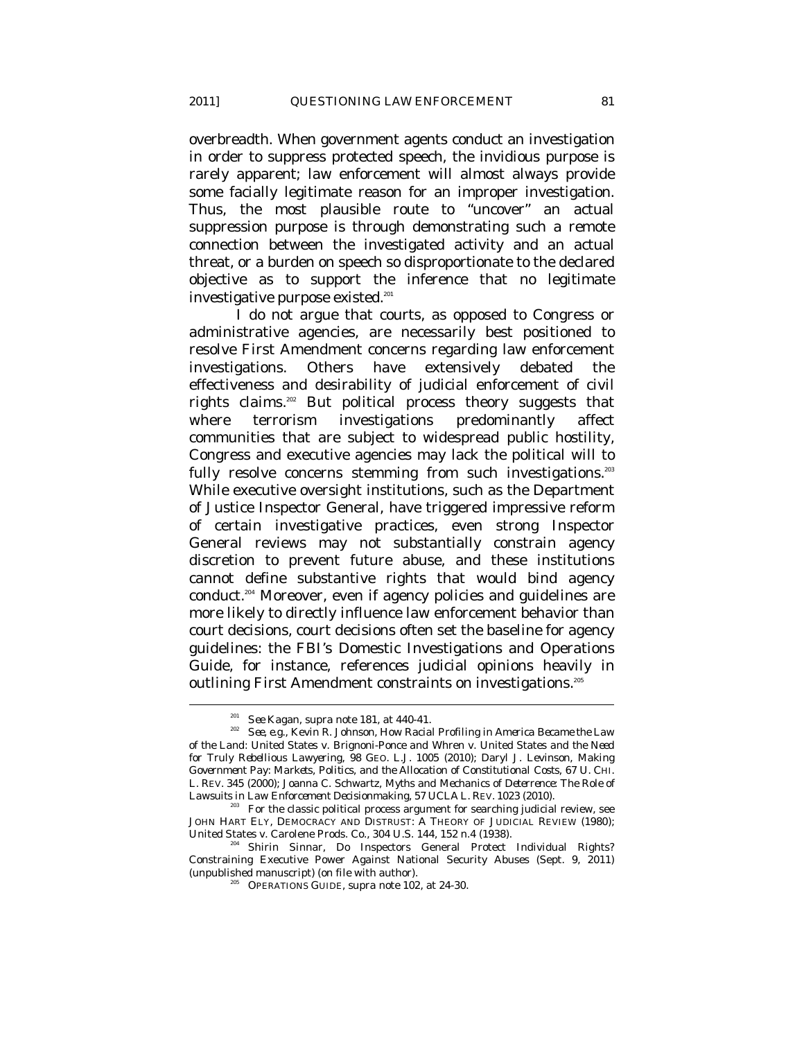overbreadth. When government agents conduct an investigation in order to suppress protected speech, the invidious purpose is rarely apparent; law enforcement will almost always provide some facially legitimate reason for an improper investigation. Thus, the most plausible route to "uncover" an actual suppression purpose is through demonstrating such a remote connection between the investigated activity and an actual threat, or a burden on speech so disproportionate to the declared objective as to support the inference that no legitimate investigative purpose existed.[201]

I do not argue that courts, as opposed to Congress or administrative agencies, are necessarily best positioned to resolve First Amendment concerns regarding law enforcement investigations. Others have extensively debated the effectiveness and desirability of judicial enforcement of civil rights claims.[202] But political process theory suggests that where terrorism investigations predominantly affect communities that are subject to widespread public hostility, Congress and executive agencies may lack the political will to fully resolve concerns stemming from such investigations.[203] While executive oversight institutions, such as the Department of Justice Inspector General, have triggered impressive reform of certain investigative practices, even strong Inspector General reviews may not substantially constrain agency discretion to prevent future abuse, and these institutions cannot define substantive rights that would bind agency conduct.[204] Moreover, even if agency policies and guidelines are more likely to directly influence law enforcement behavior than court decisions, court decisions often set the baseline for agency guidelines: the FBI's Domestic Investigations and Operations Guide, for instance, references judicial opinions heavily in outlining First Amendment constraints on investigations.[205]

---

[201] *See* Kagan, *supra* note 181, at 440-41.

[202] *See, e.g.*, Kevin R. Johnson, *How Racial Profiling in America Became the Law of the Land: United States v. Brignoni-Ponce and Whren v. United States and the Need for Truly Rebellious Lawyering*, 98 GEO. L.J. 1005 (2010); Daryl J. Levinson, *Making Government Pay: Markets, Politics, and the Allocation of Constitutional Costs*, 67 U. CHI. L. REV. 345 (2000); Joanna C. Schwartz, *Myths and Mechanics of Deterrence: The Role of Lawsuits in Law Enforcement Decisionmaking*, 57 UCLA L. REV. 1023 (2010).

[203] For the classic political process argument for searching judicial review, see JOHN HART ELY, DEMOCRACY AND DISTRUST: A THEORY OF JUDICIAL REVIEW (1980); United States v. Carolene Prods. Co., 304 U.S. 144, 152 n.4 (1938).

[204] Shirin Sinnar, Do Inspectors General Protect Individual Rights? Constraining Executive Power Against National Security Abuses (Sept. 9, 2011) (unpublished manuscript) (on file with author).

[205] OPERATIONS GUIDE, *supra* note 102, at 24-30.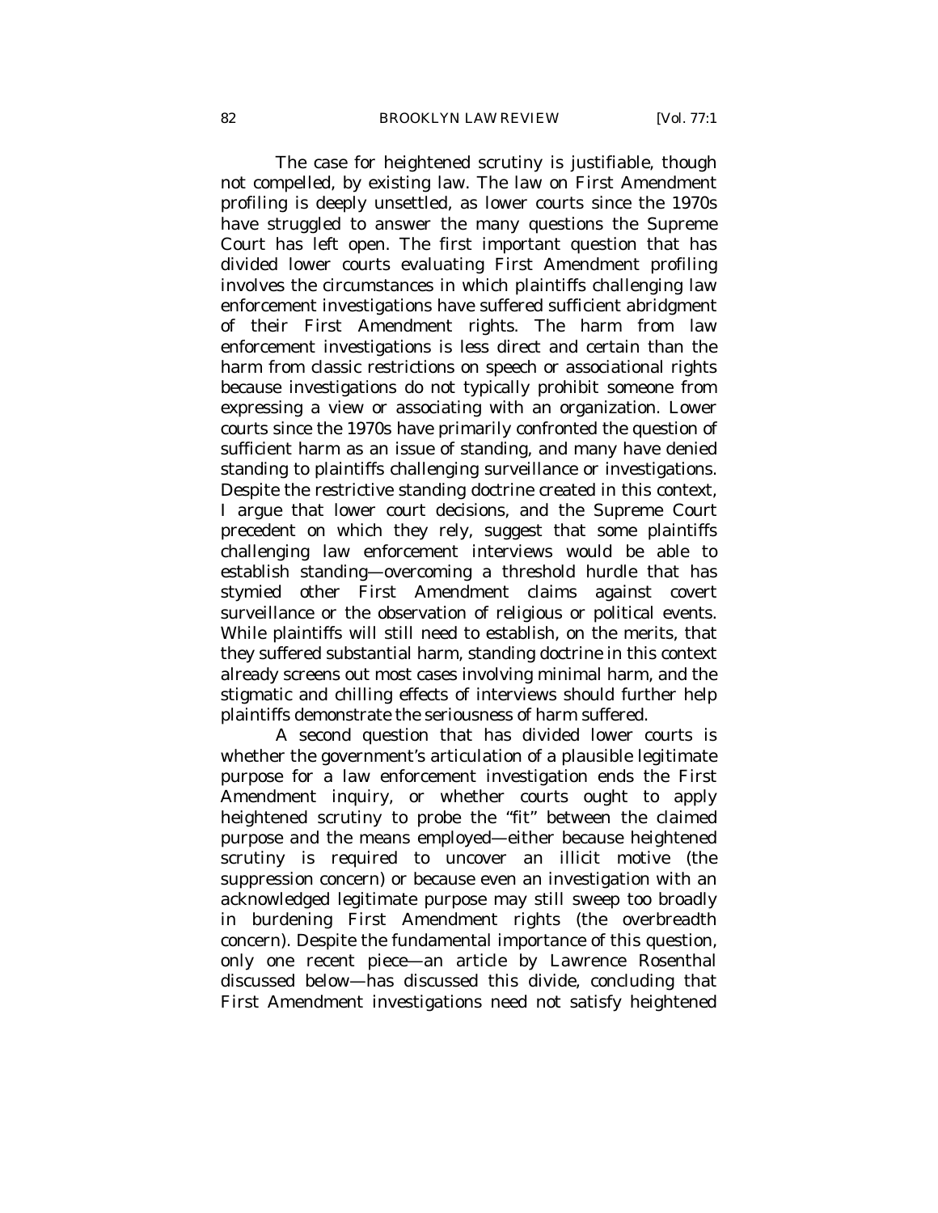The case for heightened scrutiny is justifiable, though not compelled, by existing law. The law on First Amendment profiling is deeply unsettled, as lower courts since the 1970s have struggled to answer the many questions the Supreme Court has left open. The first important question that has divided lower courts evaluating First Amendment profiling involves the circumstances in which plaintiffs challenging law enforcement investigations have suffered sufficient abridgment of their First Amendment rights. The harm from law enforcement investigations is less direct and certain than the harm from classic restrictions on speech or associational rights because investigations do not typically prohibit someone from expressing a view or associating with an organization. Lower courts since the 1970s have primarily confronted the question of sufficient harm as an issue of standing, and many have denied standing to plaintiffs challenging surveillance or investigations. Despite the restrictive standing doctrine created in this context, I argue that lower court decisions, and the Supreme Court precedent on which they rely, suggest that some plaintiffs challenging law enforcement interviews would be able to establish standing—overcoming a threshold hurdle that has stymied other First Amendment claims against covert surveillance or the observation of religious or political events. While plaintiffs will still need to establish, on the merits, that they suffered substantial harm, standing doctrine in this context already screens out most cases involving minimal harm, and the stigmatic and chilling effects of interviews should further help plaintiffs demonstrate the seriousness of harm suffered.

A second question that has divided lower courts is whether the government's articulation of a plausible legitimate purpose for a law enforcement investigation ends the First Amendment inquiry, or whether courts ought to apply heightened scrutiny to probe the "fit" between the claimed purpose and the means employed—either because heightened scrutiny is required to uncover an illicit motive (the suppression concern) or because even an investigation with an acknowledged legitimate purpose may still sweep too broadly in burdening First Amendment rights (the overbreadth concern). Despite the fundamental importance of this question, only one recent piece—an article by Lawrence Rosenthal discussed below—has discussed this divide, concluding that First Amendment investigations need not satisfy heightened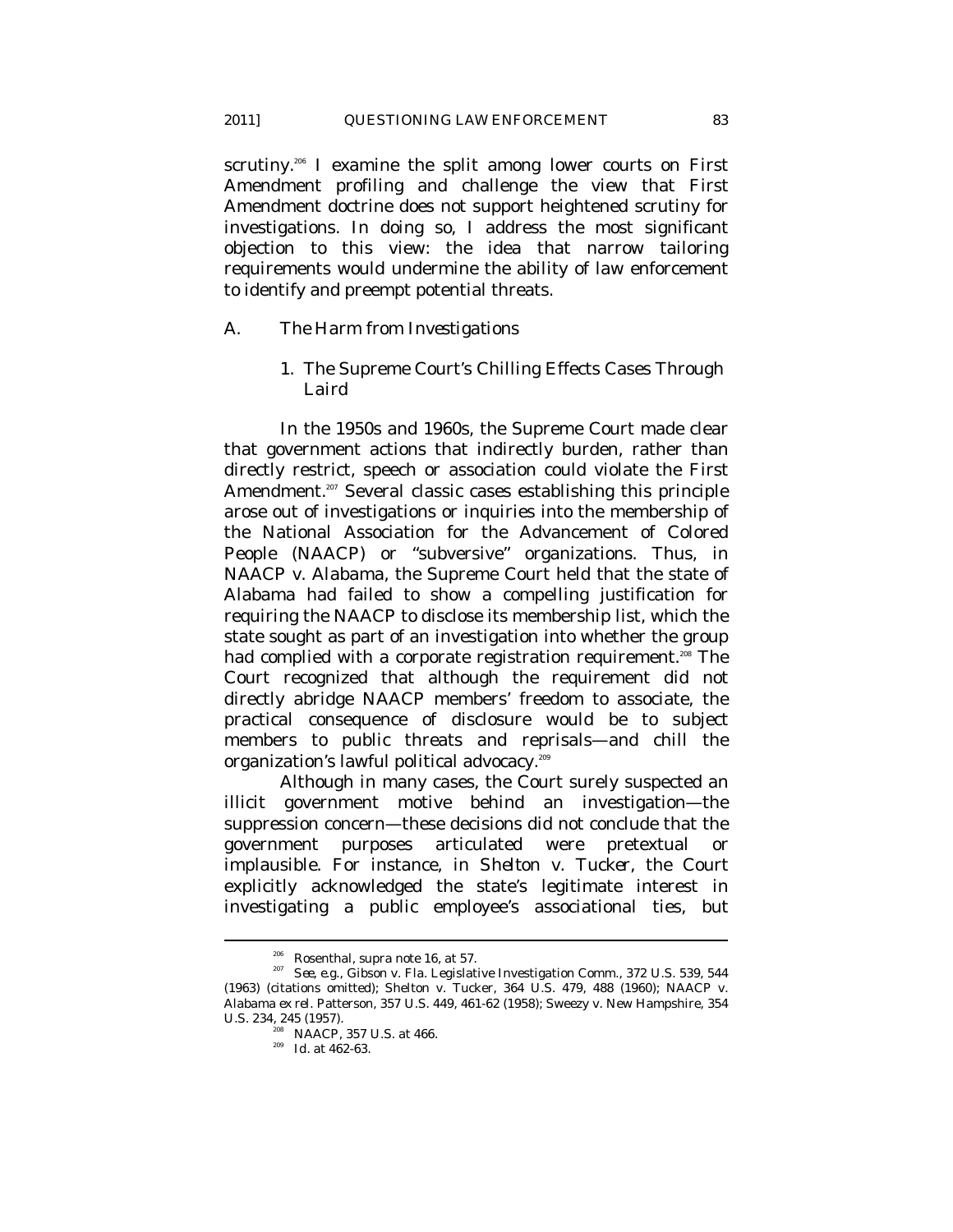scrutiny.[206] I examine the split among lower courts on First Amendment profiling and challenge the view that First Amendment doctrine does not support heightened scrutiny for investigations. In doing so, I address the most significant objection to this view: the idea that narrow tailoring requirements would undermine the ability of law enforcement to identify and preempt potential threats.

## A. *The Harm from Investigations*

### 1. The Supreme Court's Chilling Effects Cases Through *Laird*

In the 1950s and 1960s, the Supreme Court made clear that government actions that indirectly burden, rather than directly restrict, speech or association could violate the First Amendment.[207] Several classic cases establishing this principle arose out of investigations or inquiries into the membership of the National Association for the Advancement of Colored People (NAACP) or "subversive" organizations. Thus, in *NAACP v. Alabama*, the Supreme Court held that the state of Alabama had failed to show a compelling justification for requiring the NAACP to disclose its membership list, which the state sought as part of an investigation into whether the group had complied with a corporate registration requirement.[208] The Court recognized that although the requirement did not directly abridge NAACP members' freedom to associate, the practical consequence of disclosure would be to subject members to public threats and reprisals—and chill the organization's lawful political advocacy.[209]

Although in many cases, the Court surely suspected an illicit government motive behind an investigation—the suppression concern—these decisions did not conclude that the government purposes articulated were pretextual or implausible. For instance, in *Shelton v. Tucker*, the Court explicitly acknowledged the state's legitimate interest in investigating a public employee's associational ties, but

---

[206] Rosenthal, *supra* note 16, at 57.

[207] *See, e.g.*, Gibson v. Fla. Legislative Investigation Comm., 372 U.S. 539, 544 (1963) (citations omitted); Shelton v. Tucker, 364 U.S. 479, 488 (1960); NAACP v. Alabama *ex rel.* Patterson, 357 U.S. 449, 461-62 (1958); Sweezy v. New Hampshire, 354 U.S. 234, 245 (1957).

[208] *NAACP*, 357 U.S. at 466.

[209] *Id.* at 462-63.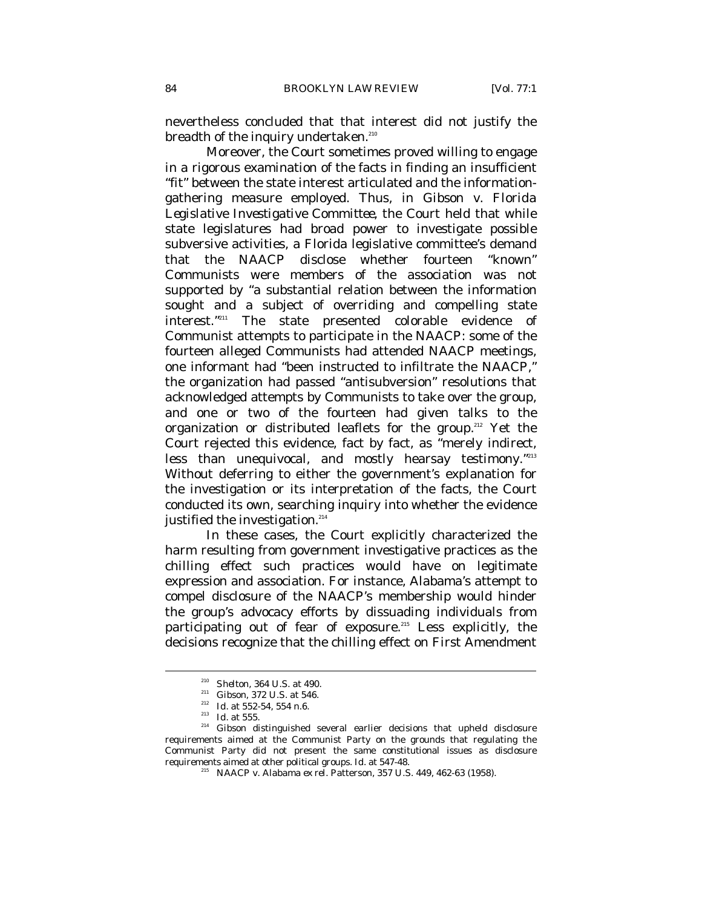nevertheless concluded that that interest did not justify the breadth of the inquiry undertaken.[210]

Moreover, the Court sometimes proved willing to engage in a rigorous examination of the facts in finding an insufficient "fit" between the state interest articulated and the information-gathering measure employed. Thus, in *Gibson v. Florida Legislative Investigative Committee*, the Court held that while state legislatures had broad power to investigate possible subversive activities, a Florida legislative committee's demand that the NAACP disclose whether fourteen "known" Communists were members of the association was not supported by "a substantial relation between the information sought and a subject of overriding and compelling state interest."[211] The state presented colorable evidence of Communist attempts to participate in the NAACP: some of the fourteen alleged Communists had attended NAACP meetings, one informant had "been instructed to infiltrate the NAACP," the organization had passed "antisubversion" resolutions that acknowledged attempts by Communists to take over the group, and one or two of the fourteen had given talks to the organization or distributed leaflets for the group.[212] Yet the Court rejected this evidence, fact by fact, as "merely indirect, less than unequivocal, and mostly hearsay testimony."[213] Without deferring to either the government's explanation for the investigation or its interpretation of the facts, the Court conducted its own, searching inquiry into whether the evidence justified the investigation.[214]

In these cases, the Court explicitly characterized the harm resulting from government investigative practices as the chilling effect such practices would have on legitimate expression and association. For instance, Alabama's attempt to compel disclosure of the NAACP's membership would hinder the group's advocacy efforts by dissuading individuals from participating out of fear of exposure.[215] Less explicitly, the decisions recognize that the chilling effect on First Amendment

---

[210] *Shelton*, 364 U.S. at 490.

[211] *Gibson*, 372 U.S. at 546.

[212] *Id.* at 552-54, 554 n.6.

[213] *Id.* at 555.

[214] *Gibson* distinguished several earlier decisions that upheld disclosure requirements aimed at the Communist Party on the grounds that regulating the Communist Party did not present the same constitutional issues as disclosure requirements aimed at other political groups. *Id.* at 547-48.

[215] NAACP v. Alabama *ex rel.* Patterson, 357 U.S. 449, 462-63 (1958).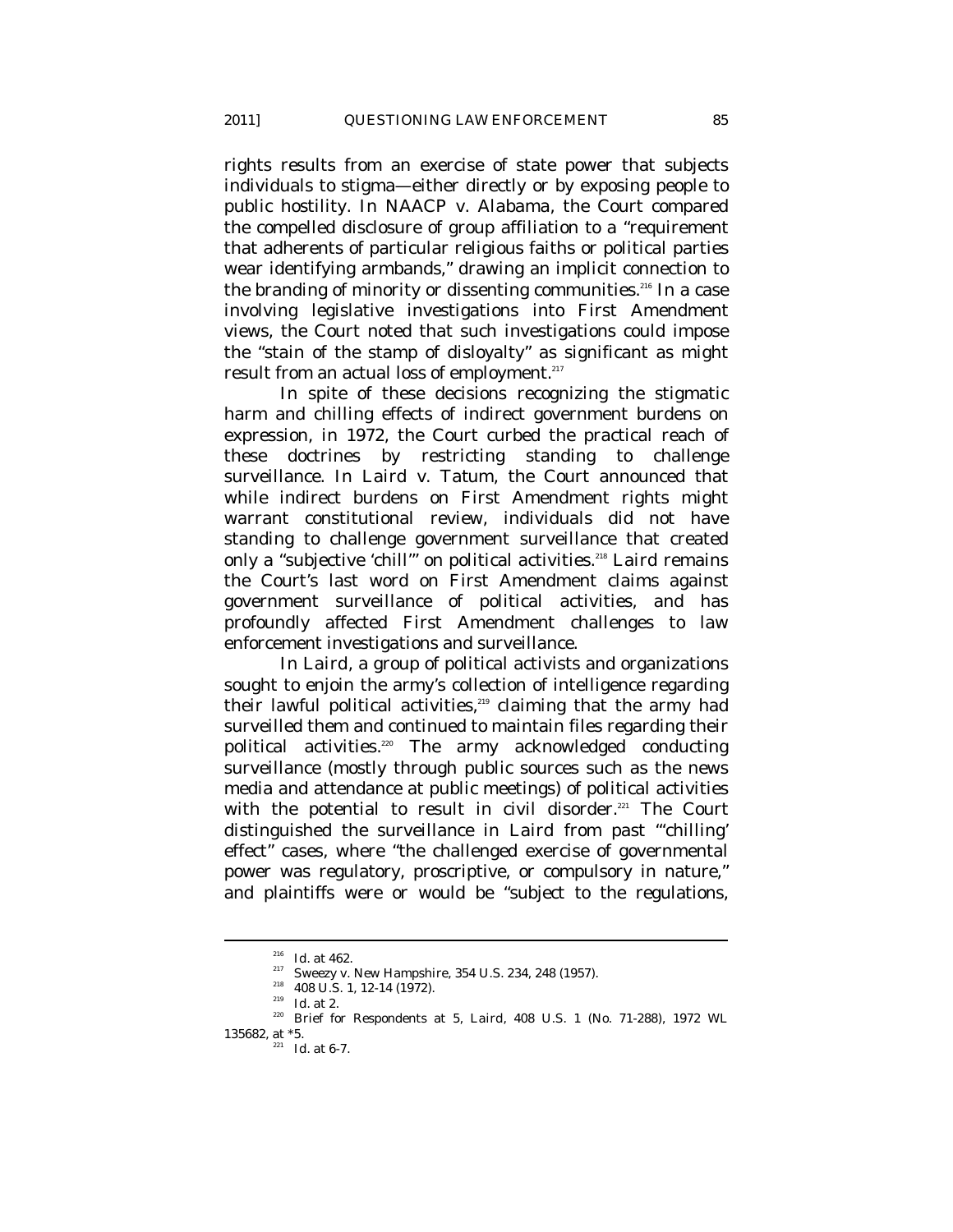rights results from an exercise of state power that subjects individuals to stigma—either directly or by exposing people to public hostility. In *NAACP v. Alabama*, the Court compared the compelled disclosure of group affiliation to a "requirement that adherents of particular religious faiths or political parties wear identifying armbands," drawing an implicit connection to the branding of minority or dissenting communities.[216] In a case involving legislative investigations into First Amendment views, the Court noted that such investigations could impose the "stain of the stamp of disloyalty" as significant as might result from an actual loss of employment.[217]

In spite of these decisions recognizing the stigmatic harm and chilling effects of indirect government burdens on expression, in 1972, the Court curbed the practical reach of these doctrines by restricting standing to challenge surveillance. In *Laird v. Tatum*, the Court announced that while indirect burdens on First Amendment rights might warrant constitutional review, individuals did not have standing to challenge government surveillance that created only a "subjective 'chill'" on political activities.[218] *Laird* remains the Court's last word on First Amendment claims against government surveillance of political activities, and has profoundly affected First Amendment challenges to law enforcement investigations and surveillance.

In *Laird*, a group of political activists and organizations sought to enjoin the army's collection of intelligence regarding their lawful political activities,[219] claiming that the army had surveilled them and continued to maintain files regarding their political activities.[220] The army acknowledged conducting surveillance (mostly through public sources such as the news media and attendance at public meetings) of political activities with the potential to result in civil disorder.[221] The Court distinguished the surveillance in *Laird* from past "'chilling' effect" cases, where "the challenged exercise of governmental power was regulatory, proscriptive, or compulsory in nature," and plaintiffs were or would be "subject to the regulations,

---

[216] *Id.* at 462.

[217] Sweezy v. New Hampshire, 354 U.S. 234, 248 (1957).

[218] 408 U.S. 1, 12-14 (1972).

[219] *Id.* at 2.

[220] Brief for Respondents at 5, *Laird*, 408 U.S. 1 (No. 71-288), 1972 WL 135682, at *5.

[221] *Id.* at 6-7.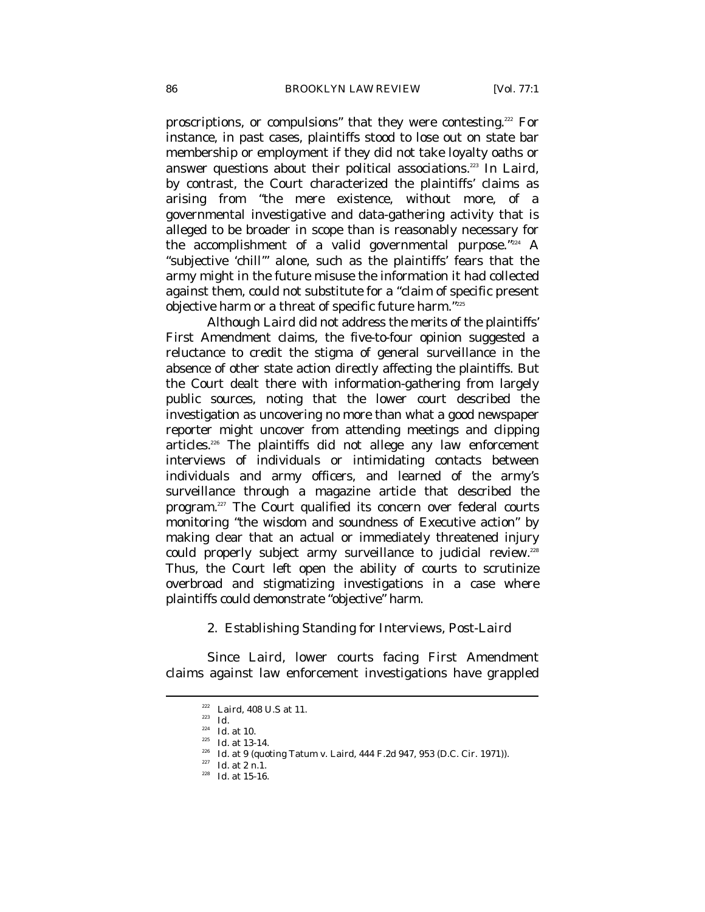proscriptions, or compulsions" that they were contesting.[222] For instance, in past cases, plaintiffs stood to lose out on state bar membership or employment if they did not take loyalty oaths or answer questions about their political associations.[223] In *Laird*, by contrast, the Court characterized the plaintiffs' claims as arising from "the mere existence, without more, of a governmental investigative and data-gathering activity that is alleged to be broader in scope than is reasonably necessary for the accomplishment of a valid governmental purpose."[224] A "subjective 'chill'" alone, such as the plaintiffs' fears that the army might in the future misuse the information it had collected against them, could not substitute for a "claim of specific present objective harm or a threat of specific future harm."[225]

Although *Laird* did not address the merits of the plaintiffs' First Amendment claims, the five-to-four opinion suggested a reluctance to credit the stigma of general surveillance in the absence of other state action directly affecting the plaintiffs. But the Court dealt there with information-gathering from largely public sources, noting that the lower court described the investigation as uncovering no more than what a good newspaper reporter might uncover from attending meetings and clipping articles.[226] The plaintiffs did not allege any law enforcement interviews of individuals or intimidating contacts between individuals and army officers, and learned of the army's surveillance through a magazine article that described the program.[227] The Court qualified its concern over federal courts monitoring "the wisdom and soundness of Executive action" by making clear that an actual or immediately threatened injury could properly subject army surveillance to judicial review.[228] Thus, the Court left open the ability of courts to scrutinize overbroad and stigmatizing investigations in a case where plaintiffs could demonstrate "objective" harm.

### 2. Establishing Standing for Interviews, Post-*Laird*

Since *Laird*, lower courts facing First Amendment claims against law enforcement investigations have grappled

---

[222] *Laird*, 408 U.S at 11.
[223] *Id.*
[224] *Id.* at 10.
[225] *Id.* at 13-14.
[226] *Id.* at 9 (quoting Tatum v. Laird, 444 F.2d 947, 953 (D.C. Cir. 1971)).
[227] *Id.* at 2 n.1.
[228] *Id.* at 15-16.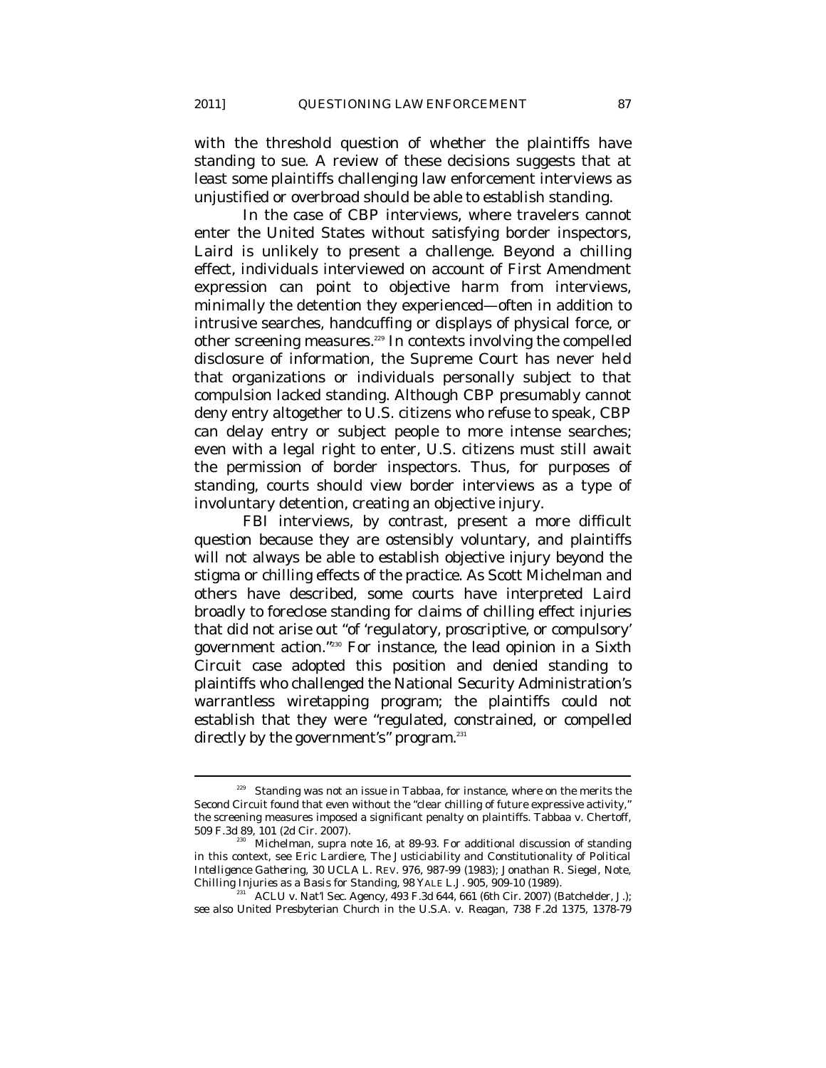with the threshold question of whether the plaintiffs have standing to sue. A review of these decisions suggests that at least some plaintiffs challenging law enforcement interviews as unjustified or overbroad should be able to establish standing.

In the case of CBP interviews, where travelers cannot enter the United States without satisfying border inspectors, *Laird* is unlikely to present a challenge. Beyond a chilling effect, individuals interviewed on account of First Amendment expression can point to objective harm from interviews, minimally the detention they experienced—often in addition to intrusive searches, handcuffing or displays of physical force, or other screening measures.[229] In contexts involving the compelled disclosure of information, the Supreme Court has never held that organizations or individuals personally subject to that compulsion lacked standing. Although CBP presumably cannot deny entry altogether to U.S. citizens who refuse to speak, CBP can delay entry or subject people to more intense searches; even with a legal right to enter, U.S. citizens must still await the permission of border inspectors. Thus, for purposes of standing, courts should view border interviews as a type of involuntary detention, creating an objective injury.

FBI interviews, by contrast, present a more difficult question because they are ostensibly voluntary, and plaintiffs will not always be able to establish objective injury beyond the stigma or chilling effects of the practice. As Scott Michelman and others have described, some courts have interpreted *Laird* broadly to foreclose standing for claims of chilling effect injuries that did not arise out "of 'regulatory, proscriptive, or compulsory' government action."[230] For instance, the lead opinion in a Sixth Circuit case adopted this position and denied standing to plaintiffs who challenged the National Security Administration's warrantless wiretapping program; the plaintiffs could not establish that they were "regulated, constrained, or compelled directly by the government's" program.[231]

---

[229] Standing was not an issue in *Tabbaa*, for instance, where on the merits the Second Circuit found that even without the "clear chilling of future expressive activity," the screening measures imposed a significant penalty on plaintiffs. Tabbaa v. Chertoff, 509 F.3d 89, 101 (2d Cir. 2007).

[230] Michelman, *supra* note 16, at 89-93. For additional discussion of standing in this context, see Eric Lardiere, *The Justiciability and Constitutionality of Political Intelligence Gathering*, 30 UCLA L. REV. 976, 987-99 (1983); Jonathan R. Siegel, Note, *Chilling Injuries as a Basis for Standing*, 98 YALE L.J. 905, 909-10 (1989).

[231] ACLU v. Nat'l Sec. Agency, 493 F.3d 644, 661 (6th Cir. 2007) (Batchelder, J.); *see also* United Presbyterian Church in the U.S.A. v. Reagan, 738 F.2d 1375, 1378-79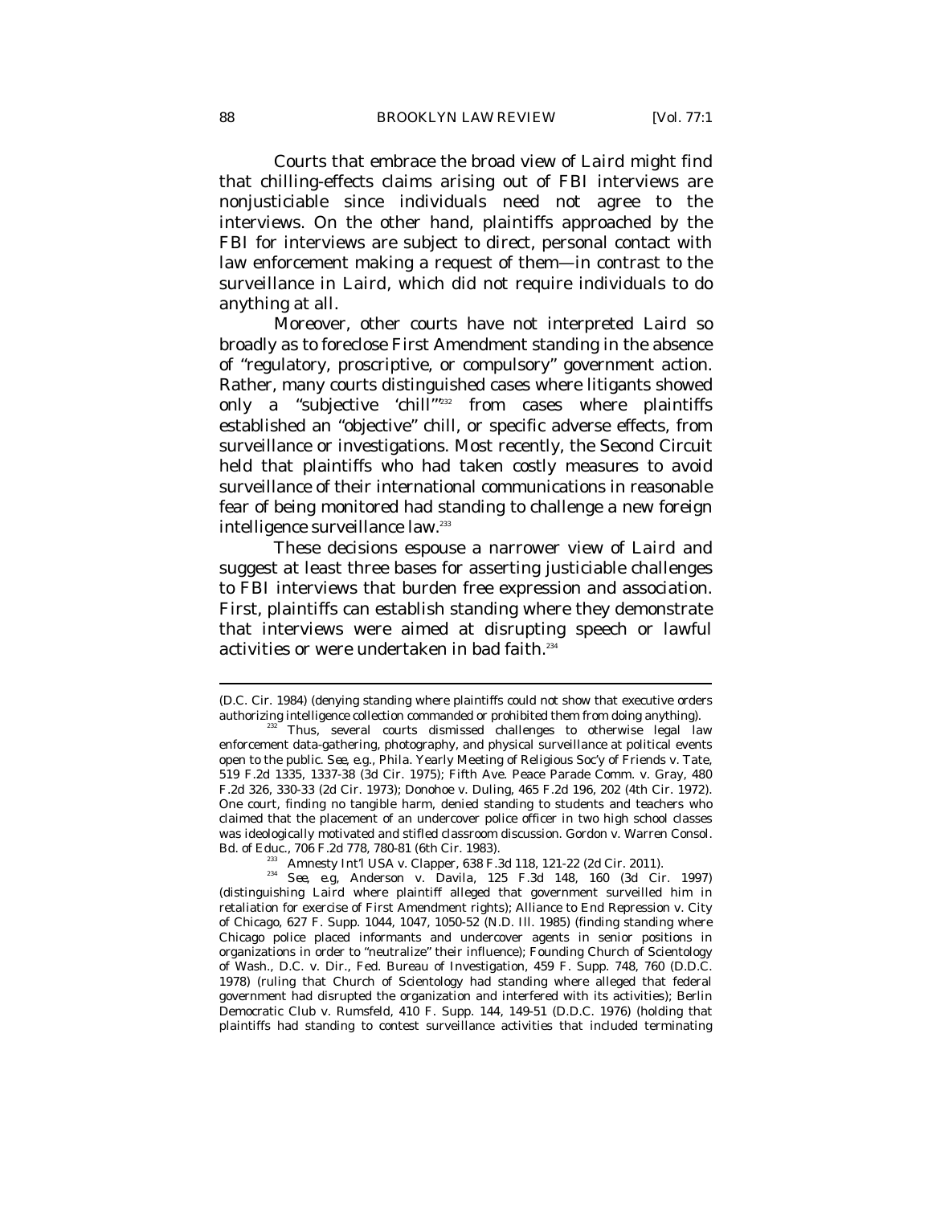Courts that embrace the broad view of *Laird* might find that chilling-effects claims arising out of FBI interviews are nonjusticiable since individuals need not agree to the interviews. On the other hand, plaintiffs approached by the FBI for interviews are subject to direct, personal contact with law enforcement making a request of them—in contrast to the surveillance in *Laird*, which did not require individuals to do anything at all.

Moreover, other courts have not interpreted *Laird* so broadly as to foreclose First Amendment standing in the absence of "regulatory, proscriptive, or compulsory" government action. Rather, many courts distinguished cases where litigants showed only a "subjective 'chill'"[232] from cases where plaintiffs established an "objective" chill, or specific adverse effects, from surveillance or investigations. Most recently, the Second Circuit held that plaintiffs who had taken costly measures to avoid surveillance of their international communications in reasonable fear of being monitored had standing to challenge a new foreign intelligence surveillance law.[233]

These decisions espouse a narrower view of *Laird* and suggest at least three bases for asserting justiciable challenges to FBI interviews that burden free expression and association. First, plaintiffs can establish standing where they demonstrate that interviews were aimed at disrupting speech or lawful activities or were undertaken in bad faith.[234]

---

(D.C. Cir. 1984) (denying standing where plaintiffs could not show that executive orders authorizing intelligence collection commanded or prohibited them from doing anything).

[232] Thus, several courts dismissed challenges to otherwise legal law enforcement data-gathering, photography, and physical surveillance at political events open to the public. *See, e.g.*, Phila. Yearly Meeting of Religious Soc'y of Friends v. Tate, 519 F.2d 1335, 1337-38 (3d Cir. 1975); Fifth Ave. Peace Parade Comm. v. Gray, 480 F.2d 326, 330-33 (2d Cir. 1973); Donohoe v. Duling, 465 F.2d 196, 202 (4th Cir. 1972). One court, finding no tangible harm, denied standing to students and teachers who claimed that the placement of an undercover police officer in two high school classes was ideologically motivated and stifled classroom discussion. Gordon v. Warren Consol. Bd. of Educ., 706 F.2d 778, 780-81 (6th Cir. 1983).

[233] Amnesty Int'l USA v. Clapper, 638 F.3d 118, 121-22 (2d Cir. 2011).

[234] *See, e.g*, Anderson v. Davila, 125 F.3d 148, 160 (3d Cir. 1997) (distinguishing *Laird* where plaintiff alleged that government surveilled him in retaliation for exercise of First Amendment rights); Alliance to End Repression v. City of Chicago, 627 F. Supp. 1044, 1047, 1050-52 (N.D. Ill. 1985) (finding standing where Chicago police placed informants and undercover agents in senior positions in organizations in order to "neutralize" their influence); Founding Church of Scientology of Wash., D.C. v. Dir., Fed. Bureau of Investigation, 459 F. Supp. 748, 760 (D.D.C. 1978) (ruling that Church of Scientology had standing where alleged that federal government had disrupted the organization and interfered with its activities); Berlin Democratic Club v. Rumsfeld, 410 F. Supp. 144, 149-51 (D.D.C. 1976) (holding that plaintiffs had standing to contest surveillance activities that included terminating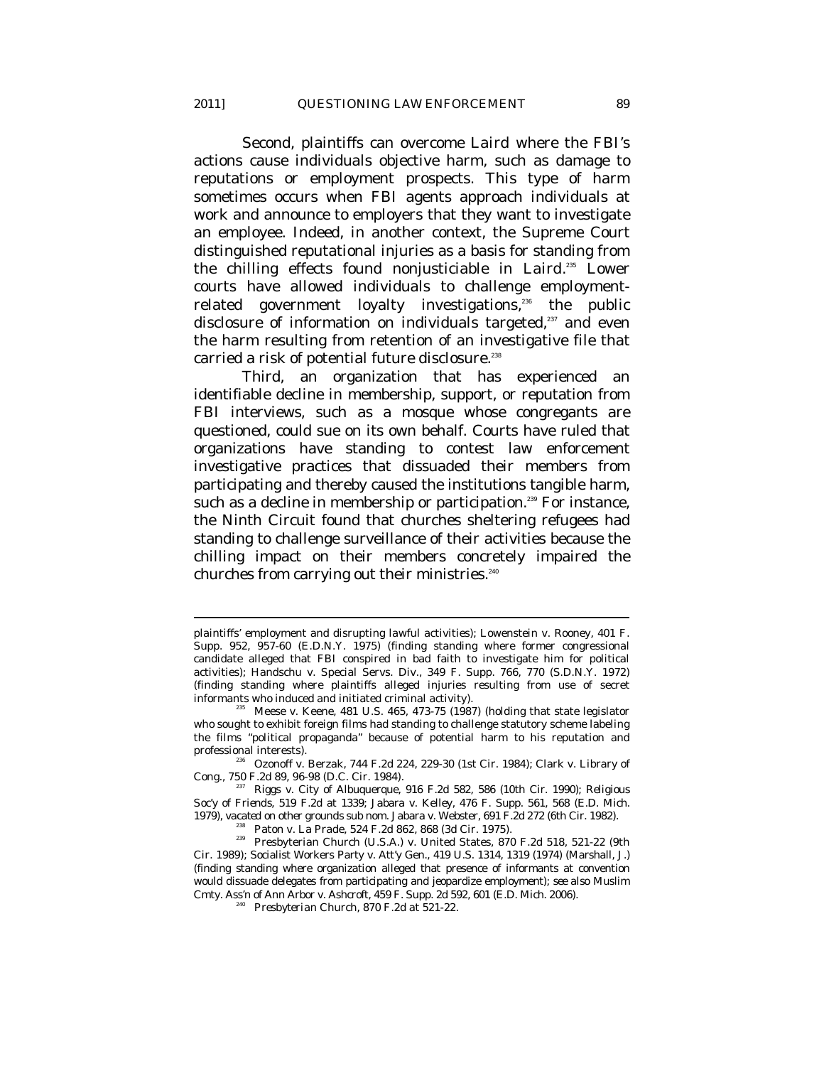Second, plaintiffs can overcome *Laird* where the FBI's actions cause individuals objective harm, such as damage to reputations or employment prospects. This type of harm sometimes occurs when FBI agents approach individuals at work and announce to employers that they want to investigate an employee. Indeed, in another context, the Supreme Court distinguished reputational injuries as a basis for standing from the chilling effects found nonjusticiable in *Laird*.[235] Lower courts have allowed individuals to challenge employment-related government loyalty investigations,[236] the public disclosure of information on individuals targeted,[237] and even the harm resulting from retention of an investigative file that carried a risk of potential future disclosure.[238]

Third, an organization that has experienced an identifiable decline in membership, support, or reputation from FBI interviews, such as a mosque whose congregants are questioned, could sue on its own behalf. Courts have ruled that organizations have standing to contest law enforcement investigative practices that dissuaded their members from participating and thereby caused the institutions tangible harm, such as a decline in membership or participation.[239] For instance, the Ninth Circuit found that churches sheltering refugees had standing to challenge surveillance of their activities because the chilling impact on their members concretely impaired the churches from carrying out their ministries.[240]

---

plaintiffs' employment and disrupting lawful activities); Lowenstein v. Rooney, 401 F. Supp. 952, 957-60 (E.D.N.Y. 1975) (finding standing where former congressional candidate alleged that FBI conspired in bad faith to investigate him for political activities); Handschu v. Special Servs. Div., 349 F. Supp. 766, 770 (S.D.N.Y. 1972) (finding standing where plaintiffs alleged injuries resulting from use of secret informants who induced and initiated criminal activity).

[235] Meese v. Keene, 481 U.S. 465, 473-75 (1987) (holding that state legislator who sought to exhibit foreign films had standing to challenge statutory scheme labeling the films "political propaganda" because of potential harm to his reputation and professional interests).

[236] Ozonoff v. Berzak, 744 F.2d 224, 229-30 (1st Cir. 1984); Clark v. Library of Cong., 750 F.2d 89, 96-98 (D.C. Cir. 1984).

[237] Riggs v. City of Albuquerque, 916 F.2d 582, 586 (10th Cir. 1990); *Religious Soc'y of Friends*, 519 F.2d at 1339; Jabara v. Kelley, 476 F. Supp. 561, 568 (E.D. Mich. 1979), *vacated on other grounds sub nom.* Jabara v. Webster, 691 F.2d 272 (6th Cir. 1982).

[238] Paton v. La Prade, 524 F.2d 862, 868 (3d Cir. 1975).

[239] Presbyterian Church (U.S.A.) v. United States, 870 F.2d 518, 521-22 (9th Cir. 1989); Socialist Workers Party v. Att'y Gen., 419 U.S. 1314, 1319 (1974) (Marshall, J.) (finding standing where organization alleged that presence of informants at convention would dissuade delegates from participating and jeopardize employment); *see also* Muslim Cmty. Ass'n of Ann Arbor v. Ashcroft, 459 F. Supp. 2d 592, 601 (E.D. Mich. 2006).

[240] *Presbyterian Church*, 870 F.2d at 521-22.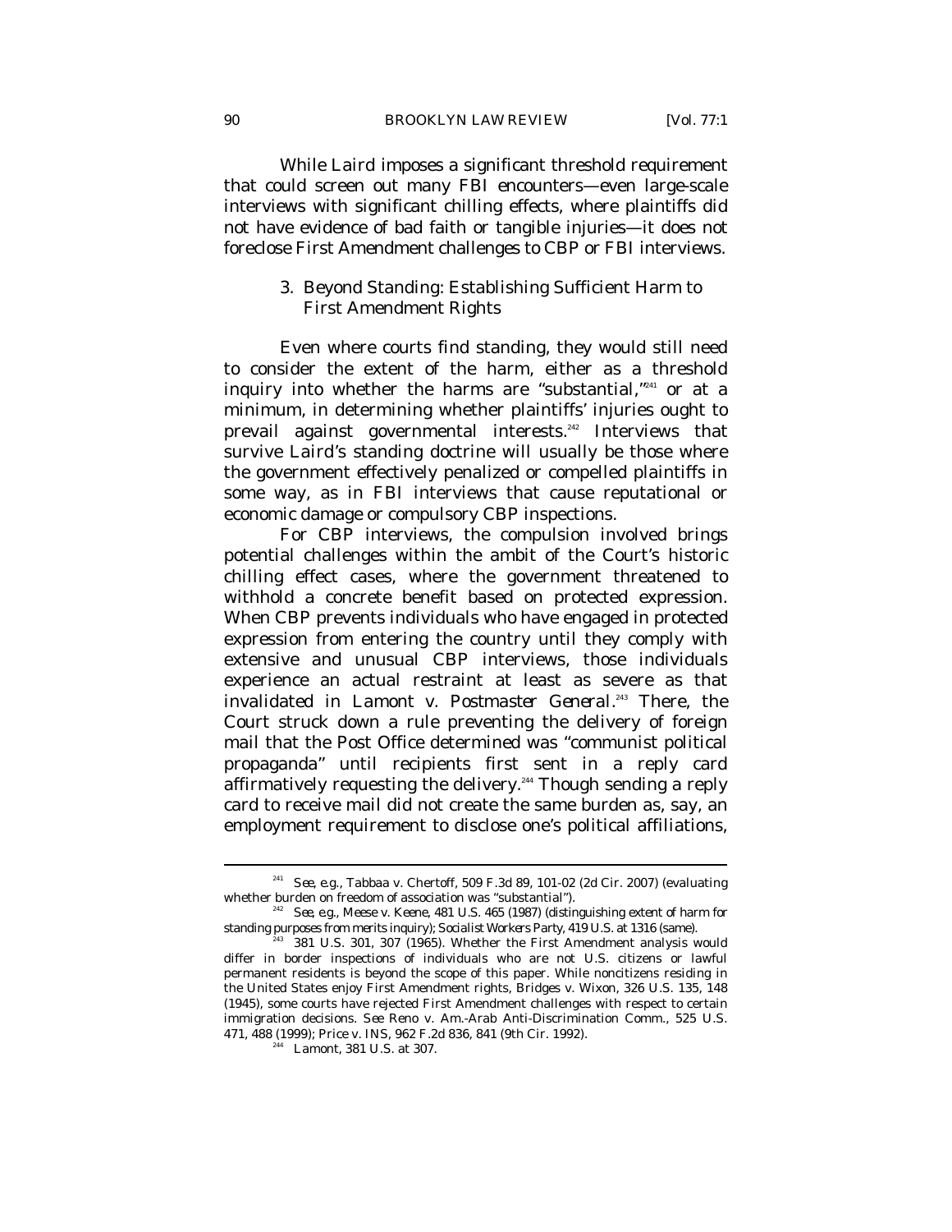While *Laird* imposes a significant threshold requirement that could screen out many FBI encounters—even large-scale interviews with significant chilling effects, where plaintiffs did not have evidence of bad faith or tangible injuries—it does not foreclose First Amendment challenges to CBP or FBI interviews.

### 3. Beyond Standing: Establishing Sufficient Harm to First Amendment Rights

Even where courts find standing, they would still need to consider the extent of the harm, either as a threshold inquiry into whether the harms are "substantial,"[241] or at a minimum, in determining whether plaintiffs' injuries ought to prevail against governmental interests.[242] Interviews that survive *Laird*'s standing doctrine will usually be those where the government effectively penalized or compelled plaintiffs in some way, as in FBI interviews that cause reputational or economic damage or compulsory CBP inspections.

For CBP interviews, the compulsion involved brings potential challenges within the ambit of the Court's historic chilling effect cases, where the government threatened to withhold a concrete benefit based on protected expression. When CBP prevents individuals who have engaged in protected expression from entering the country until they comply with extensive and unusual CBP interviews, those individuals experience an actual restraint at least as severe as that invalidated in *Lamont v. Postmaster General*.[243] There, the Court struck down a rule preventing the delivery of foreign mail that the Post Office determined was "communist political propaganda" until recipients first sent in a reply card affirmatively requesting the delivery.[244] Though sending a reply card to receive mail did not create the same burden as, say, an employment requirement to disclose one's political affiliations,

---

[241] *See, e.g.*, Tabbaa v. Chertoff, 509 F.3d 89, 101-02 (2d Cir. 2007) (evaluating whether burden on freedom of association was "substantial").

[242] *See, e.g.*, Meese v. Keene, 481 U.S. 465 (1987) (distinguishing extent of harm for standing purposes from merits inquiry); *Socialist Workers Party*, 419 U.S. at 1316 (same).

[243] 381 U.S. 301, 307 (1965). Whether the First Amendment analysis would differ in border inspections of individuals who are not U.S. citizens or lawful permanent residents is beyond the scope of this paper. While noncitizens residing in the United States enjoy First Amendment rights, Bridges v. Wixon, 326 U.S. 135, 148 (1945), some courts have rejected First Amendment challenges with respect to certain immigration decisions. *See* Reno v. Am.-Arab Anti-Discrimination Comm., 525 U.S. 471, 488 (1999); Price v. INS, 962 F.2d 836, 841 (9th Cir. 1992).

[244] *Lamont*, 381 U.S. at 307.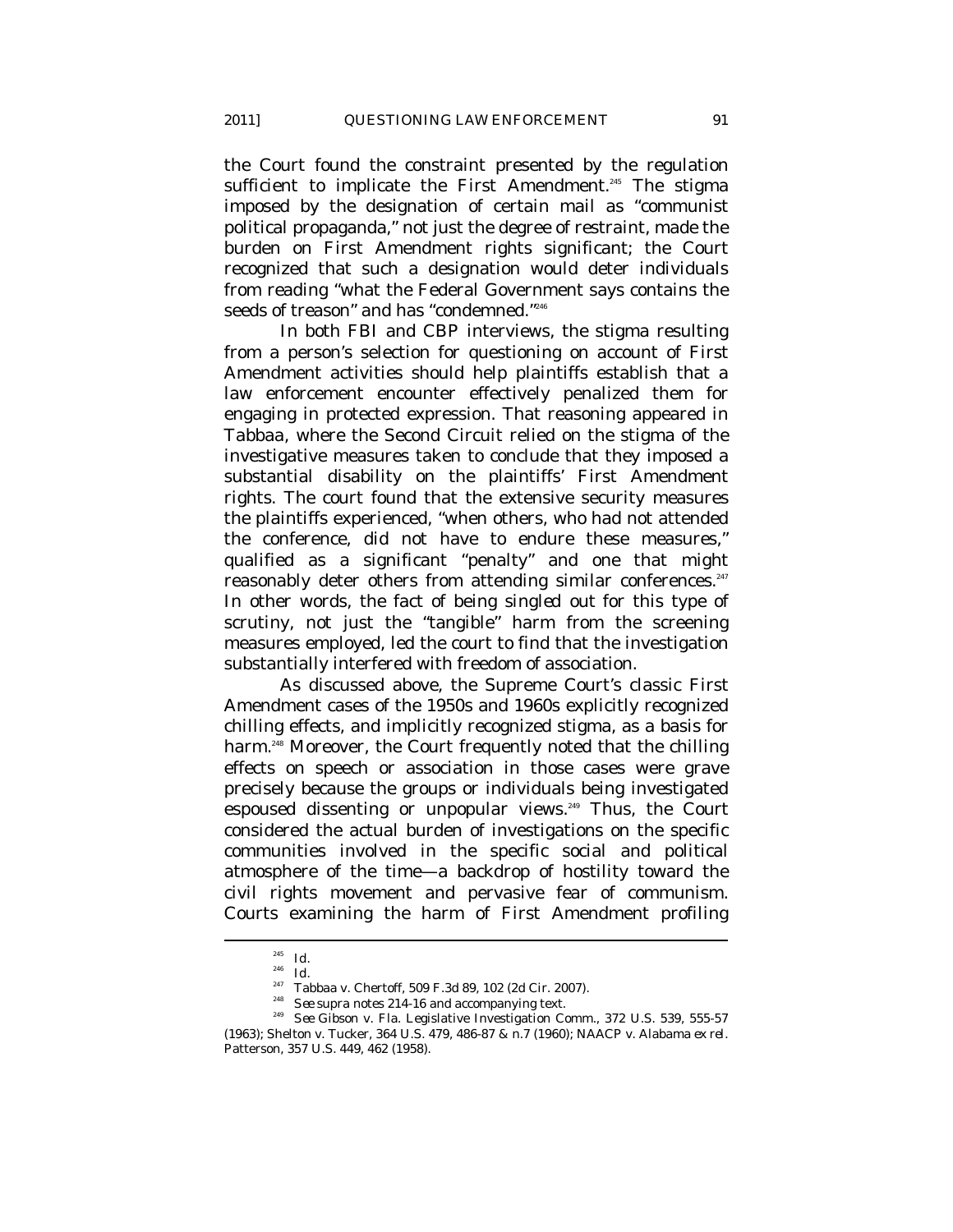the Court found the constraint presented by the regulation sufficient to implicate the First Amendment.[245] The stigma imposed by the designation of certain mail as "communist political propaganda," not just the degree of restraint, made the burden on First Amendment rights significant; the Court recognized that such a designation would deter individuals from reading "what the Federal Government says contains the seeds of treason" and has "condemned."[246]

In both FBI and CBP interviews, the stigma resulting from a person's selection for questioning on account of First Amendment activities should help plaintiffs establish that a law enforcement encounter effectively penalized them for engaging in protected expression. That reasoning appeared in *Tabbaa*, where the Second Circuit relied on the stigma of the investigative measures taken to conclude that they imposed a substantial disability on the plaintiffs' First Amendment rights. The court found that the extensive security measures the plaintiffs experienced, "when others, who had not attended the conference, did not have to endure these measures," qualified as a significant "penalty" and one that might reasonably deter others from attending similar conferences.[247] In other words, the fact of being singled out for this type of scrutiny, not just the "tangible" harm from the screening measures employed, led the court to find that the investigation substantially interfered with freedom of association.

As discussed above, the Supreme Court's classic First Amendment cases of the 1950s and 1960s explicitly recognized chilling effects, and implicitly recognized stigma, as a basis for harm.[248] Moreover, the Court frequently noted that the chilling effects on speech or association in those cases were grave precisely because the groups or individuals being investigated espoused dissenting or unpopular views.[249] Thus, the Court considered the actual burden of investigations on the specific communities involved in the specific social and political atmosphere of the time—a backdrop of hostility toward the civil rights movement and pervasive fear of communism. Courts examining the harm of First Amendment profiling

---

[245] *Id.*

[246] *Id.*

[247] Tabbaa v. Chertoff, 509 F.3d 89, 102 (2d Cir. 2007).

[248] *See supra* notes 214-16 and accompanying text.

[249] *See* Gibson v. Fla. Legislative Investigation Comm., 372 U.S. 539, 555-57 (1963); Shelton v. Tucker, 364 U.S. 479, 486-87 & n.7 (1960); NAACP v. Alabama *ex rel.* Patterson, 357 U.S. 449, 462 (1958).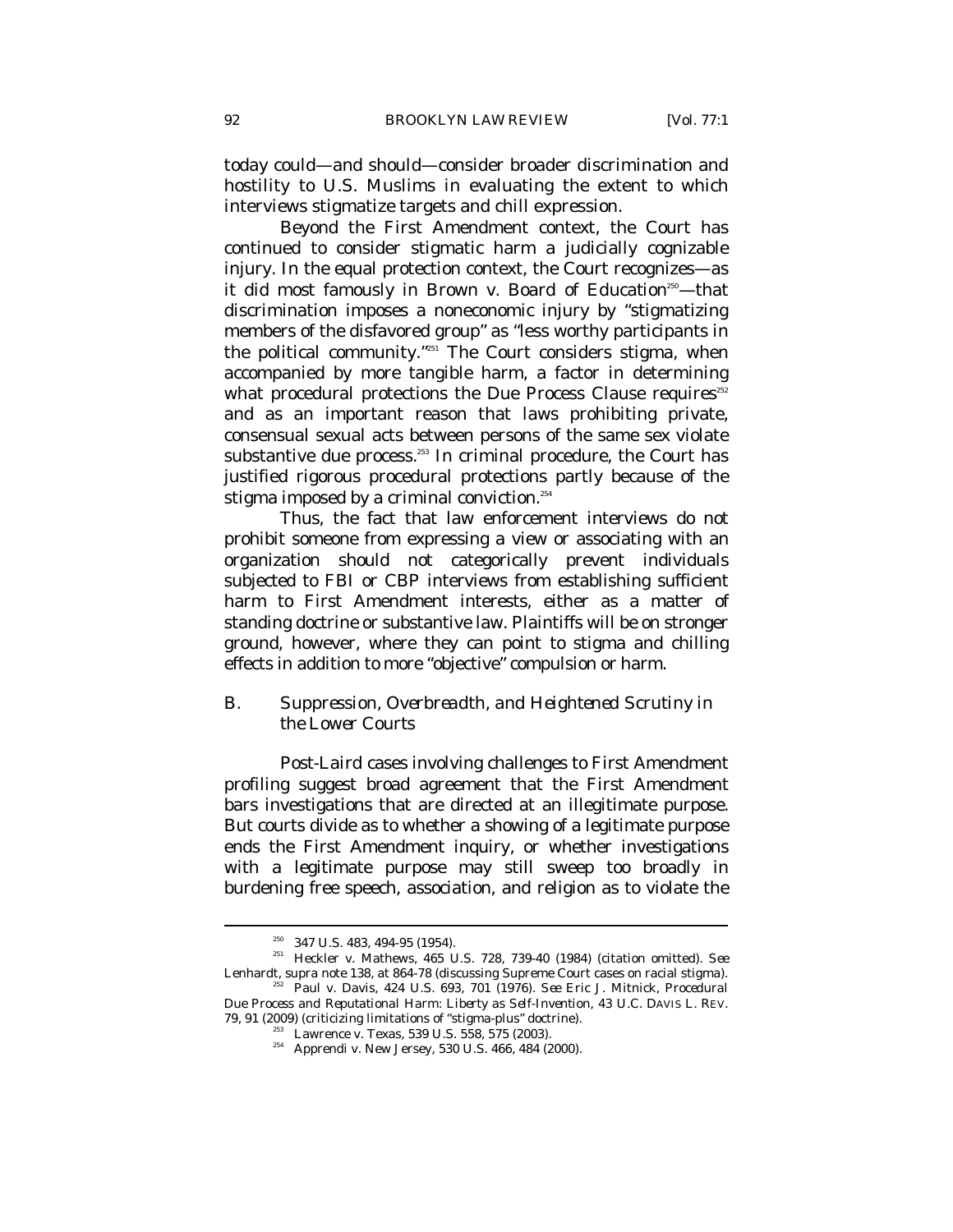today could—and should—consider broader discrimination and hostility to U.S. Muslims in evaluating the extent to which interviews stigmatize targets and chill expression.

Beyond the First Amendment context, the Court has continued to consider stigmatic harm a judicially cognizable injury. In the equal protection context, the Court recognizes—as it did most famously in *Brown v. Board of Education*[250]—that discrimination imposes a noneconomic injury by "stigmatizing members of the disfavored group" as "less worthy participants in the political community."[251] The Court considers stigma, when accompanied by more tangible harm, a factor in determining what procedural protections the Due Process Clause requires[252] and as an important reason that laws prohibiting private, consensual sexual acts between persons of the same sex violate substantive due process.[253] In criminal procedure, the Court has justified rigorous procedural protections partly because of the stigma imposed by a criminal conviction.[254]

Thus, the fact that law enforcement interviews do not prohibit someone from expressing a view or associating with an organization should not categorically prevent individuals subjected to FBI or CBP interviews from establishing sufficient harm to First Amendment interests, either as a matter of standing doctrine or substantive law. Plaintiffs will be on stronger ground, however, where they can point to stigma and chilling effects in addition to more "objective" compulsion or harm.

## B. *Suppression, Overbreadth, and Heightened Scrutiny in the Lower Courts*

Post-*Laird* cases involving challenges to First Amendment profiling suggest broad agreement that the First Amendment bars investigations that are directed at an illegitimate purpose. But courts divide as to whether a showing of a legitimate purpose ends the First Amendment inquiry, or whether investigations with a legitimate purpose may still sweep too broadly in burdening free speech, association, and religion as to violate the

---

[250] 347 U.S. 483, 494-95 (1954).

[251] Heckler v. Mathews, 465 U.S. 728, 739-40 (1984) (citation omitted). *See* Lenhardt, *supra* note 138, at 864-78 (discussing Supreme Court cases on racial stigma).

[252] Paul v. Davis, 424 U.S. 693, 701 (1976). *See* Eric J. Mitnick, *Procedural Due Process and Reputational Harm: Liberty as Self-Invention*, 43 U.C. DAVIS L. REV. 79, 91 (2009) (criticizing limitations of "stigma-plus" doctrine).

[253] Lawrence v. Texas, 539 U.S. 558, 575 (2003).

[254] Apprendi v. New Jersey, 530 U.S. 466, 484 (2000).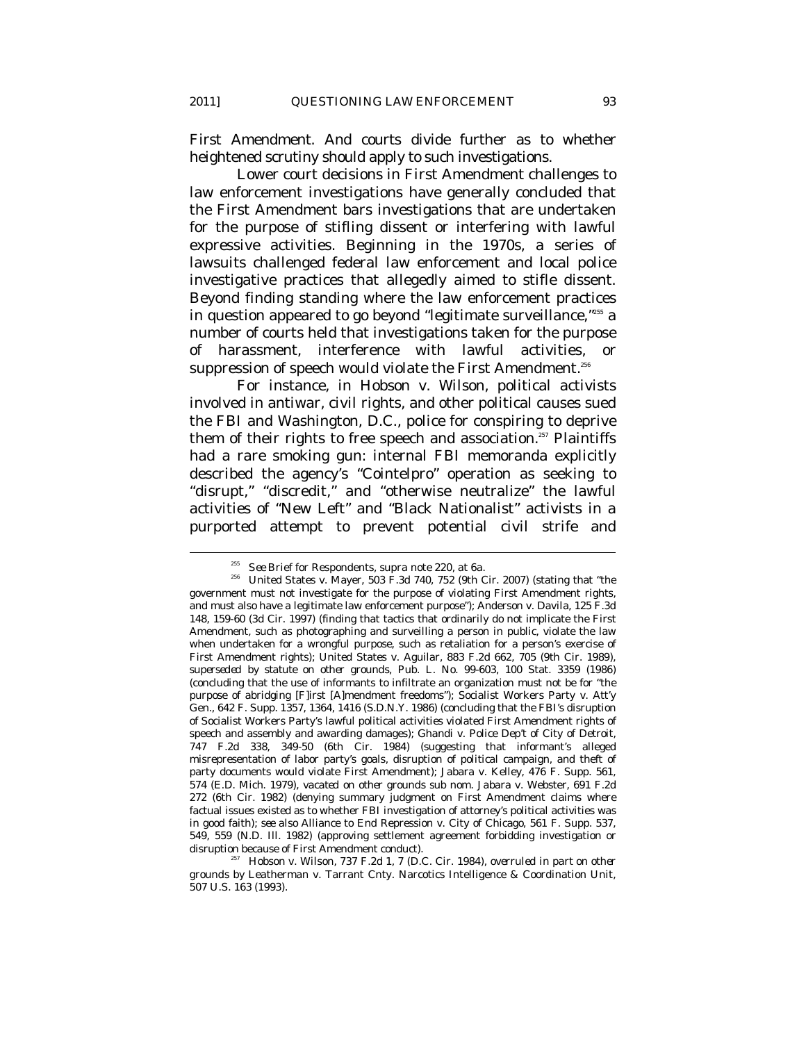First Amendment. And courts divide further as to whether heightened scrutiny should apply to such investigations.

Lower court decisions in First Amendment challenges to law enforcement investigations have generally concluded that the First Amendment bars investigations that are undertaken for the purpose of stifling dissent or interfering with lawful expressive activities. Beginning in the 1970s, a series of lawsuits challenged federal law enforcement and local police investigative practices that allegedly aimed to stifle dissent. Beyond finding standing where the law enforcement practices in question appeared to go beyond "legitimate surveillance,"[255] a number of courts held that investigations taken for the purpose of harassment, interference with lawful activities, or suppression of speech would violate the First Amendment.[256]

For instance, in Hobson v. Wilson, political activists involved in antiwar, civil rights, and other political causes sued the FBI and Washington, D.C., police for conspiring to deprive them of their rights to free speech and association.[257] Plaintiffs had a rare smoking gun: internal FBI memoranda explicitly described the agency's "Cointelpro" operation as seeking to "disrupt," "discredit," and "otherwise neutralize" the lawful activities of "New Left" and "Black Nationalist" activists in a purported attempt to prevent potential civil strife and

---

[255] *See* Brief for Respondents, *supra* note 220, at 6a.

[256] United States v. Mayer, 503 F.3d 740, 752 (9th Cir. 2007) (stating that "the government must not investigate for the purpose of violating First Amendment rights, and must also have a legitimate law enforcement purpose"); Anderson v. Davila, 125 F.3d 148, 159-60 (3d Cir. 1997) (finding that tactics that ordinarily do not implicate the First Amendment, such as photographing and surveilling a person in public, violate the law when undertaken for a wrongful purpose, such as retaliation for a person's exercise of First Amendment rights); United States v. Aguilar, 883 F.2d 662, 705 (9th Cir. 1989), *superseded by statute on other grounds*, Pub. L. No. 99-603, 100 Stat. 3359 (1986) (concluding that the use of informants to infiltrate an organization must not be for "the purpose of abridging [F]irst [A]mendment freedoms"); Socialist Workers Party v. Att'y Gen., 642 F. Supp. 1357, 1364, 1416 (S.D.N.Y. 1986) (concluding that the FBI's disruption of Socialist Workers Party's lawful political activities violated First Amendment rights of speech and assembly and awarding damages); Ghandi v. Police Dep't of City of Detroit, 747 F.2d 338, 349-50 (6th Cir. 1984) (suggesting that informant's alleged misrepresentation of labor party's goals, disruption of political campaign, and theft of party documents would violate First Amendment); Jabara v. Kelley, 476 F. Supp. 561, 574 (E.D. Mich. 1979), *vacated on other grounds sub nom.* Jabara v. Webster, 691 F.2d 272 (6th Cir. 1982) (denying summary judgment on First Amendment claims where factual issues existed as to whether FBI investigation of attorney's political activities was in good faith); *see also* Alliance to End Repression v. City of Chicago, 561 F. Supp. 537, 549, 559 (N.D. Ill. 1982) (approving settlement agreement forbidding investigation or disruption because of First Amendment conduct).

[257] Hobson v. Wilson, 737 F.2d 1, 7 (D.C. Cir. 1984), *overruled in part on other grounds by* Leatherman v. Tarrant Cnty. Narcotics Intelligence & Coordination Unit, 507 U.S. 163 (1993).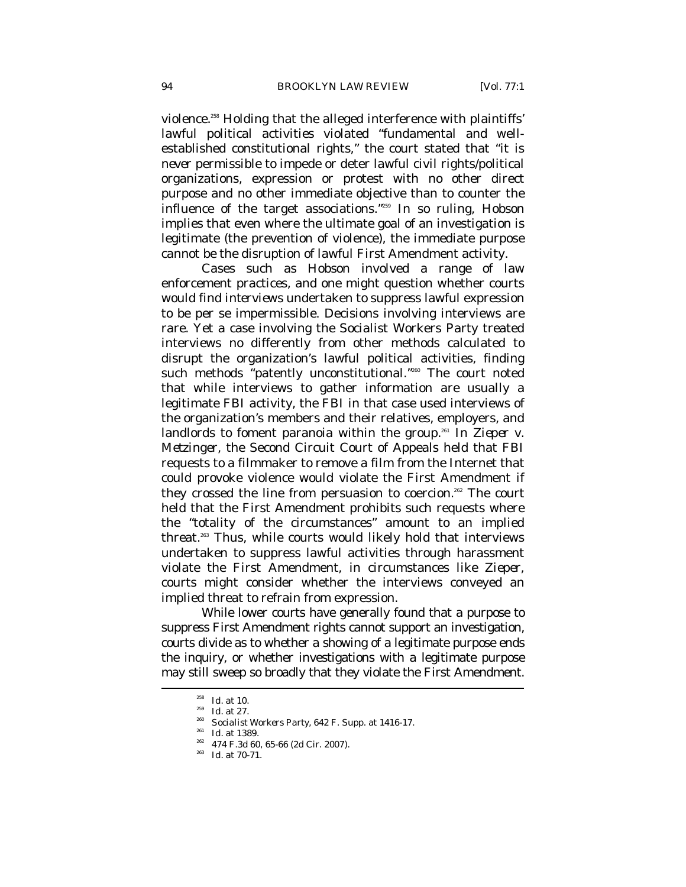violence.[258] Holding that the alleged interference with plaintiffs' lawful political activities violated "fundamental and well-established constitutional rights," the court stated that "it is *never* permissible to impede or deter lawful civil rights/political organizations, expression or protest with no other direct purpose and no other immediate objective than to counter the influence of the target associations."[259] In so ruling, *Hobson* implies that even where the ultimate goal of an investigation is legitimate (the prevention of violence), the immediate purpose cannot be the disruption of lawful First Amendment activity.

Cases such as *Hobson* involved a range of law enforcement practices, and one might question whether courts would find *interviews* undertaken to suppress lawful expression to be per se impermissible. Decisions involving interviews are rare. Yet a case involving the Socialist Workers Party treated interviews no differently from other methods calculated to disrupt the organization's lawful political activities, finding such methods "patently unconstitutional."[260] The court noted that while interviews to gather information are usually a legitimate FBI activity, the FBI in that case used interviews of the organization's members and their relatives, employers, and landlords to foment paranoia within the group.[261] In *Zieper v. Metzinger*, the Second Circuit Court of Appeals held that FBI requests to a filmmaker to remove a film from the Internet that could provoke violence would violate the First Amendment if they crossed the line from persuasion to coercion.[262] The court held that the First Amendment prohibits such requests where the "totality of the circumstances" amount to an implied threat.[263] Thus, while courts would likely hold that interviews undertaken to suppress lawful activities through harassment violate the First Amendment, in circumstances like *Zieper*, courts might consider whether the interviews conveyed an implied threat to refrain from expression.

While lower courts have generally found that a purpose to suppress First Amendment rights cannot support an investigation, courts divide as to whether a showing of a legitimate purpose ends the inquiry, or whether investigations with a legitimate purpose may still sweep so broadly that they violate the First Amendment.

---

[258] *Id.* at 10.

[259] *Id.* at 27.

[260] *Socialist Workers Party*, 642 F. Supp. at 1416-17.

[261] *Id.* at 1389.

[262] 474 F.3d 60, 65-66 (2d Cir. 2007).

[263] *Id.* at 70-71.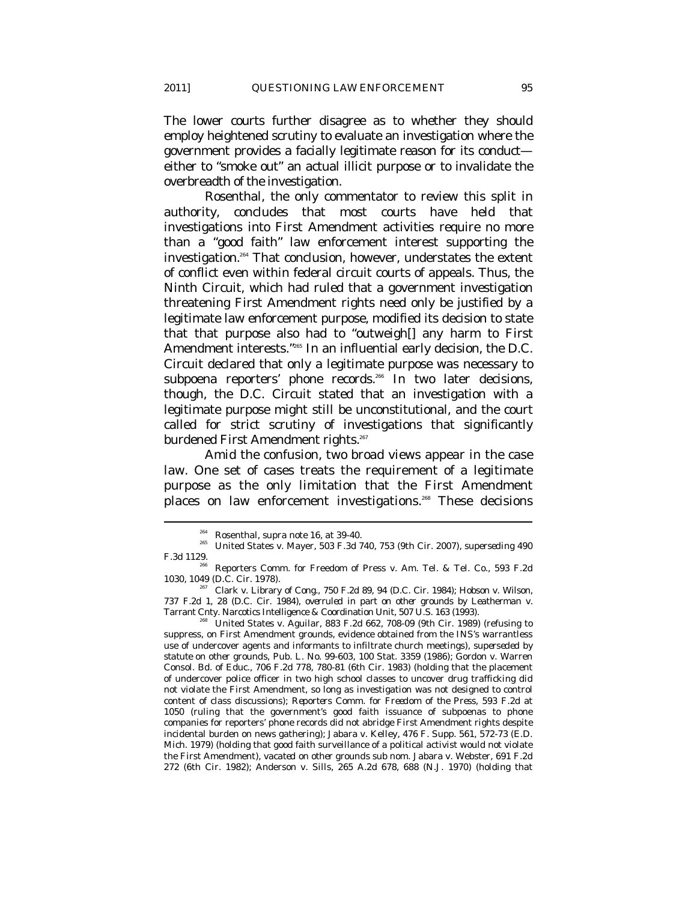The lower courts further disagree as to whether they should employ heightened scrutiny to evaluate an investigation where the government provides a facially legitimate reason for its conduct—either to "smoke out" an actual illicit purpose or to invalidate the overbreadth of the investigation.

Rosenthal, the only commentator to review this split in authority, concludes that most courts have held that investigations into First Amendment activities require no more than a "good faith" law enforcement interest supporting the investigation.[264] That conclusion, however, understates the extent of conflict even within federal circuit courts of appeals. Thus, the Ninth Circuit, which had ruled that a government investigation threatening First Amendment rights need only be justified by a legitimate law enforcement purpose, modified its decision to state that that purpose also had to "outweigh[] any harm to First Amendment interests."[265] In an influential early decision, the D.C. Circuit declared that only a legitimate purpose was necessary to subpoena reporters' phone records.[266] In two later decisions, though, the D.C. Circuit stated that an investigation with a legitimate purpose might still be unconstitutional, and the court called for strict scrutiny of investigations that significantly burdened First Amendment rights.[267]

Amid the confusion, two broad views appear in the case law. One set of cases treats the requirement of a legitimate purpose as the only limitation that the First Amendment places on law enforcement investigations.[268] These decisions

---

[264] Rosenthal, *supra* note 16, at 39-40.

[265] United States v. Mayer, 503 F.3d 740, 753 (9th Cir. 2007), *superseding* 490 F.3d 1129.

[266] Reporters Comm. for Freedom of Press v. Am. Tel. & Tel. Co., 593 F.2d 1030, 1049 (D.C. Cir. 1978).

[267] Clark v. Library of Cong., 750 F.2d 89, 94 (D.C. Cir. 1984); Hobson v. Wilson, 737 F.2d 1, 28 (D.C. Cir. 1984), *overruled in part on other grounds by* Leatherman v. Tarrant Cnty. Narcotics Intelligence & Coordination Unit, 507 U.S. 163 (1993).

[268] United States v. Aguilar, 883 F.2d 662, 708-09 (9th Cir. 1989) (refusing to suppress, on First Amendment grounds, evidence obtained from the INS's warrantless use of undercover agents and informants to infiltrate church meetings), *superseded by statute on other grounds*, Pub. L. No. 99-603, 100 Stat. 3359 (1986); Gordon v. Warren Consol. Bd. of Educ., 706 F.2d 778, 780-81 (6th Cir. 1983) (holding that the placement of undercover police officer in two high school classes to uncover drug trafficking did not violate the First Amendment, so long as investigation was not designed to control content of class discussions); *Reporters Comm. for Freedom of the Press*, 593 F.2d at 1050 (ruling that the government's good faith issuance of subpoenas to phone companies for reporters' phone records did not abridge First Amendment rights despite incidental burden on news gathering); Jabara v. Kelley, 476 F. Supp. 561, 572-73 (E.D. Mich. 1979) (holding that good faith surveillance of a political activist would not violate the First Amendment), *vacated on other grounds sub nom.* Jabara v. Webster, 691 F.2d 272 (6th Cir. 1982); Anderson v. Sills, 265 A.2d 678, 688 (N.J. 1970) (holding that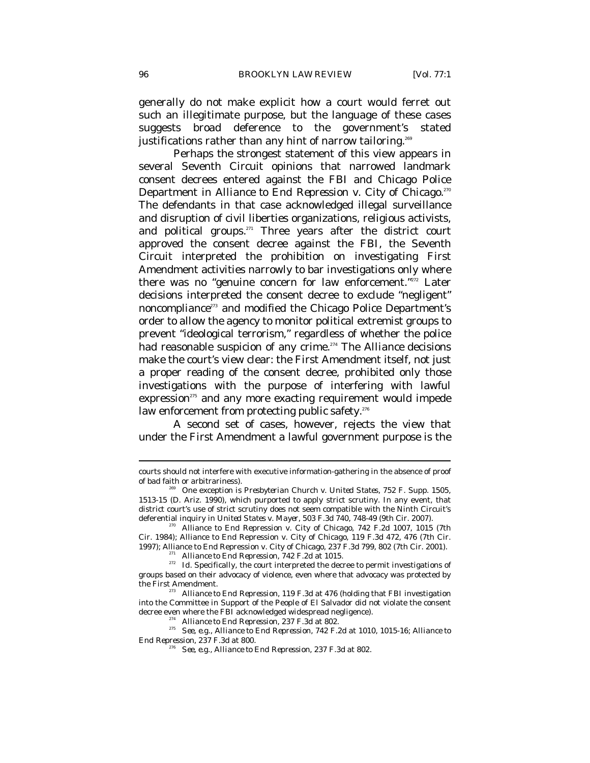generally do not make explicit how a court would ferret out such an illegitimate purpose, but the language of these cases suggests broad deference to the government's stated justifications rather than any hint of narrow tailoring.[269]

Perhaps the strongest statement of this view appears in several Seventh Circuit opinions that narrowed landmark consent decrees entered against the FBI and Chicago Police Department in *Alliance to End Repression v. City of Chicago*.[270] The defendants in that case acknowledged illegal surveillance and disruption of civil liberties organizations, religious activists, and political groups.[271] Three years after the district court approved the consent decree against the FBI, the Seventh Circuit interpreted the prohibition on investigating First Amendment activities narrowly to bar investigations only where there was no "genuine concern for law enforcement."[272] Later decisions interpreted the consent decree to exclude "negligent" noncompliance[273] and modified the Chicago Police Department's order to allow the agency to monitor political extremist groups to prevent "ideological terrorism," regardless of whether the police had reasonable suspicion of any crime.[274] The *Alliance* decisions make the court's view clear: the First Amendment itself, not just a proper reading of the consent decree, prohibited only those investigations with the purpose of interfering with lawful expression[275] and any more exacting requirement would impede law enforcement from protecting public safety.[276]

A second set of cases, however, rejects the view that under the First Amendment a lawful government purpose is the

---

courts should not interfere with executive information-gathering in the absence of proof of bad faith or arbitrariness).

[269] One exception is *Presbyterian Church v. United States*, 752 F. Supp. 1505, 1513-15 (D. Ariz. 1990), which purported to apply strict scrutiny. In any event, that district court's use of strict scrutiny does not seem compatible with the Ninth Circuit's deferential inquiry in *United States v. Mayer*, 503 F.3d 740, 748-49 (9th Cir. 2007).

[270] Alliance to End Repression v. City of Chicago, 742 F.2d 1007, 1015 (7th Cir. 1984); Alliance to End Repression v. City of Chicago, 119 F.3d 472, 476 (7th Cir. 1997); Alliance to End Repression v. City of Chicago, 237 F.3d 799, 802 (7th Cir. 2001).

[271] *Alliance to End Repression*, 742 F.2d at 1015.

[272] *Id.* Specifically, the court interpreted the decree to permit investigations of groups based on their advocacy of violence, even where that advocacy was protected by the First Amendment.

[273] *Alliance to End Repression*, 119 F.3d at 476 (holding that FBI investigation into the Committee in Support of the People of El Salvador did not violate the consent decree even where the FBI acknowledged widespread negligence).

[274] *Alliance to End Repression*, 237 F.3d at 802.

[275] *See, e.g.*, *Alliance to End Repression*, 742 F.2d at 1010, 1015-16; *Alliance to End Repression*, 237 F.3d at 800.

[276] *See, e.g.*, *Alliance to End Repression*, 237 F.3d at 802.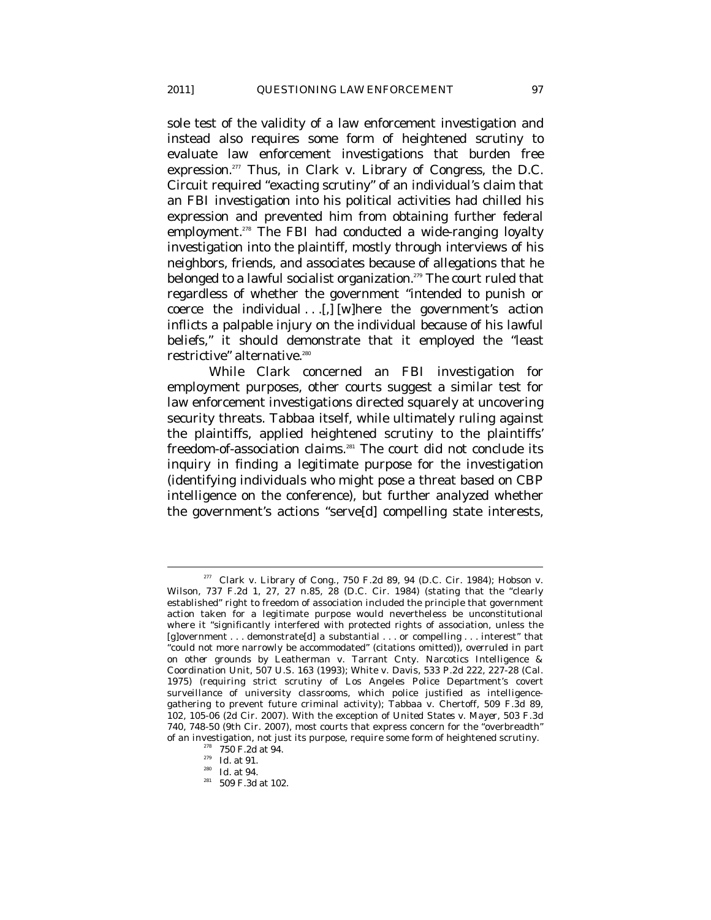sole test of the validity of a law enforcement investigation and instead also requires some form of heightened scrutiny to evaluate law enforcement investigations that burden free expression.[277] Thus, in *Clark v. Library of Congress*, the D.C. Circuit required "exacting scrutiny" of an individual's claim that an FBI investigation into his political activities had chilled his expression and prevented him from obtaining further federal employment.[278] The FBI had conducted a wide-ranging loyalty investigation into the plaintiff, mostly through interviews of his neighbors, friends, and associates because of allegations that he belonged to a lawful socialist organization.[279] The court ruled that regardless of whether the government "intended to punish or coerce the individual . . .[,] [w]here the government's action inflicts a palpable injury on the individual because of his lawful beliefs," it should demonstrate that it employed the "least restrictive" alternative.[280]

While *Clark* concerned an FBI investigation for employment purposes, other courts suggest a similar test for law enforcement investigations directed squarely at uncovering security threats. *Tabbaa* itself, while ultimately ruling against the plaintiffs, applied heightened scrutiny to the plaintiffs' freedom-of-association claims.[281] The court did not conclude its inquiry in finding a legitimate purpose for the investigation (identifying individuals who might pose a threat based on CBP intelligence on the conference), but further analyzed whether the government's actions "serve[d] compelling state interests,

---

[277] *Clark v. Library of Cong.*, 750 F.2d 89, 94 (D.C. Cir. 1984); *Hobson v. Wilson*, 737 F.2d 1, 27, 27 n.85, 28 (D.C. Cir. 1984) (stating that the "clearly established" right to freedom of association included the principle that government action taken for a legitimate purpose would nevertheless be unconstitutional where it "significantly interfered with protected rights of association, unless the [g]overnment . . . demonstrate[d] a substantial . . . or compelling . . . interest" that "could not more narrowly be accommodated" (citations omitted)), *overruled in part on other grounds by Leatherman v. Tarrant Cnty. Narcotics Intelligence & Coordination Unit*, 507 U.S. 163 (1993); *White v. Davis*, 533 P.2d 222, 227-28 (Cal. 1975) (requiring strict scrutiny of Los Angeles Police Department's covert surveillance of university classrooms, which police justified as intelligence-gathering to prevent future criminal activity); *Tabbaa v. Chertoff*, 509 F.3d 89, 102, 105-06 (2d Cir. 2007). With the exception of *United States v. Mayer*, 503 F.3d 740, 748-50 (9th Cir. 2007), most courts that express concern for the "overbreadth" of an investigation, not just its purpose, require some form of heightened scrutiny.

[278] 750 F.2d at 94.

[279] *Id.* at 91.

[280] *Id.* at 94.

[281] 509 F.3d at 102.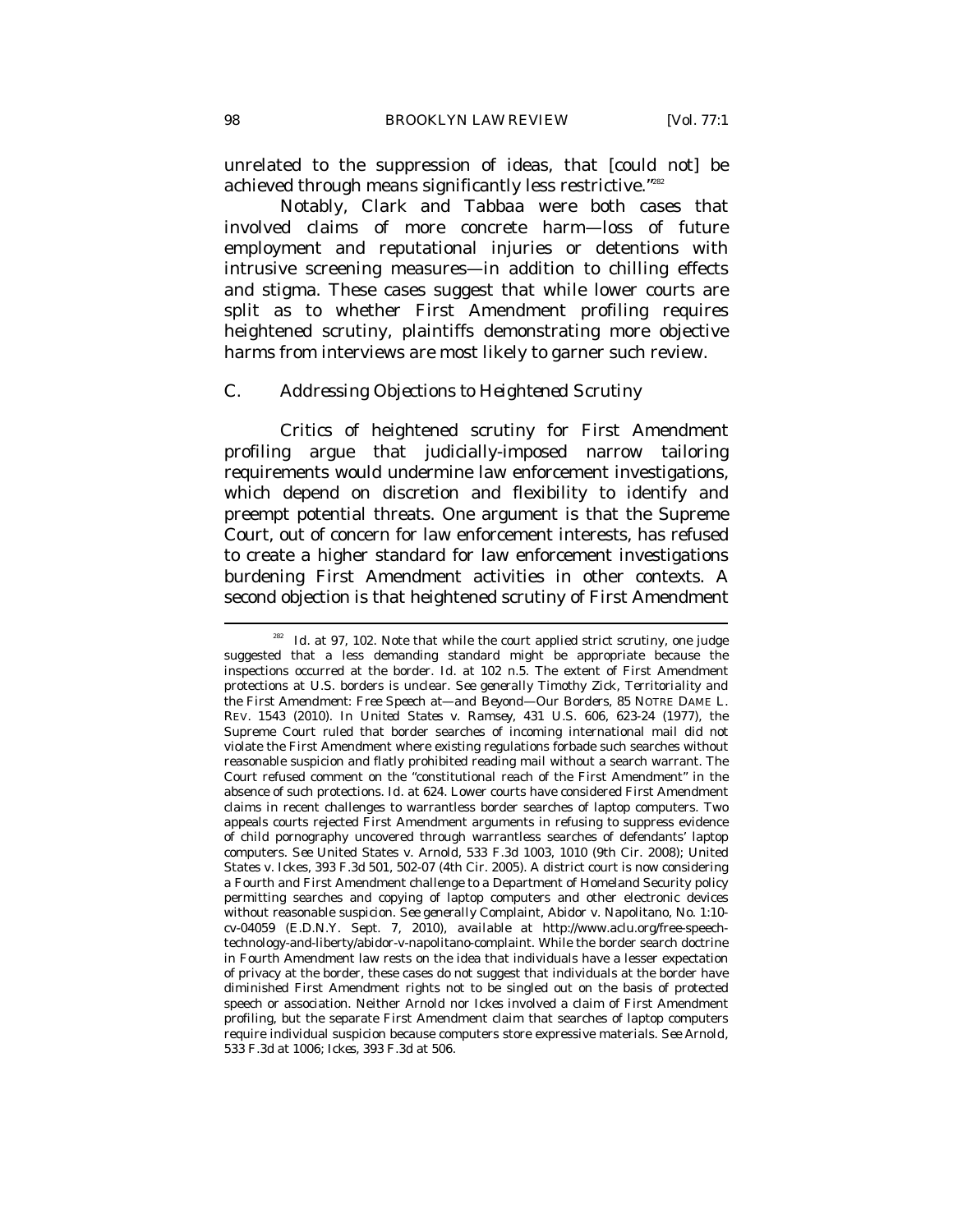unrelated to the suppression of ideas, that [could not] be achieved through means significantly less restrictive."[282]

Notably, *Clark* and *Tabbaa* were both cases that involved claims of more concrete harm—loss of future employment and reputational injuries or detentions with intrusive screening measures—in addition to chilling effects and stigma. These cases suggest that while lower courts are split as to whether First Amendment profiling requires heightened scrutiny, plaintiffs demonstrating more objective harms from interviews are most likely to garner such review.

### C. Addressing Objections to Heightened Scrutiny

Critics of heightened scrutiny for First Amendment profiling argue that judicially-imposed narrow tailoring requirements would undermine law enforcement investigations, which depend on discretion and flexibility to identify and preempt potential threats. One argument is that the Supreme Court, out of concern for law enforcement interests, has refused to create a higher standard for law enforcement investigations burdening First Amendment activities in other contexts. A second objection is that heightened scrutiny of First Amendment

---

[282] *Id.* at 97, 102. Note that while the court applied strict scrutiny, one judge suggested that a less demanding standard might be appropriate because the inspections occurred at the border. *Id.* at 102 n.5. The extent of First Amendment protections at U.S. borders is unclear. *See generally* Timothy Zick, *Territoriality and the First Amendment: Free Speech at—and Beyond—Our Borders*, 85 NOTRE DAME L. REV. 1543 (2010). In *United States v. Ramsey*, 431 U.S. 606, 623-24 (1977), the Supreme Court ruled that border searches of incoming international mail did not violate the First Amendment where existing regulations forbade such searches without reasonable suspicion and flatly prohibited reading mail without a search warrant. The Court refused comment on the "constitutional reach of the First Amendment" in the absence of such protections. *Id.* at 624. Lower courts have considered First Amendment claims in recent challenges to warrantless border searches of laptop computers. Two appeals courts rejected First Amendment arguments in refusing to suppress evidence of child pornography uncovered through warrantless searches of defendants' laptop computers. *See* United States v. Arnold, 533 F.3d 1003, 1010 (9th Cir. 2008); United States v. Ickes, 393 F.3d 501, 502-07 (4th Cir. 2005). A district court is now considering a Fourth and First Amendment challenge to a Department of Homeland Security policy permitting searches and copying of laptop computers and other electronic devices without reasonable suspicion. *See generally* Complaint, Abidor v. Napolitano, No. 1:10-cv-04059 (E.D.N.Y. Sept. 7, 2010), *available at* http://www.aclu.org/free-speech-technology-and-liberty/abidor-v-napolitano-complaint. While the border search doctrine in Fourth Amendment law rests on the idea that individuals have a lesser expectation of privacy at the border, these cases do not suggest that individuals at the border have diminished First Amendment rights not to be singled out on the basis of protected speech or association. Neither *Arnold* nor *Ickes* involved a claim of First Amendment profiling, but the separate First Amendment claim that searches of laptop computers require individual suspicion because computers store expressive materials. *See Arnold*, 533 F.3d at 1006; *Ickes*, 393 F.3d at 506.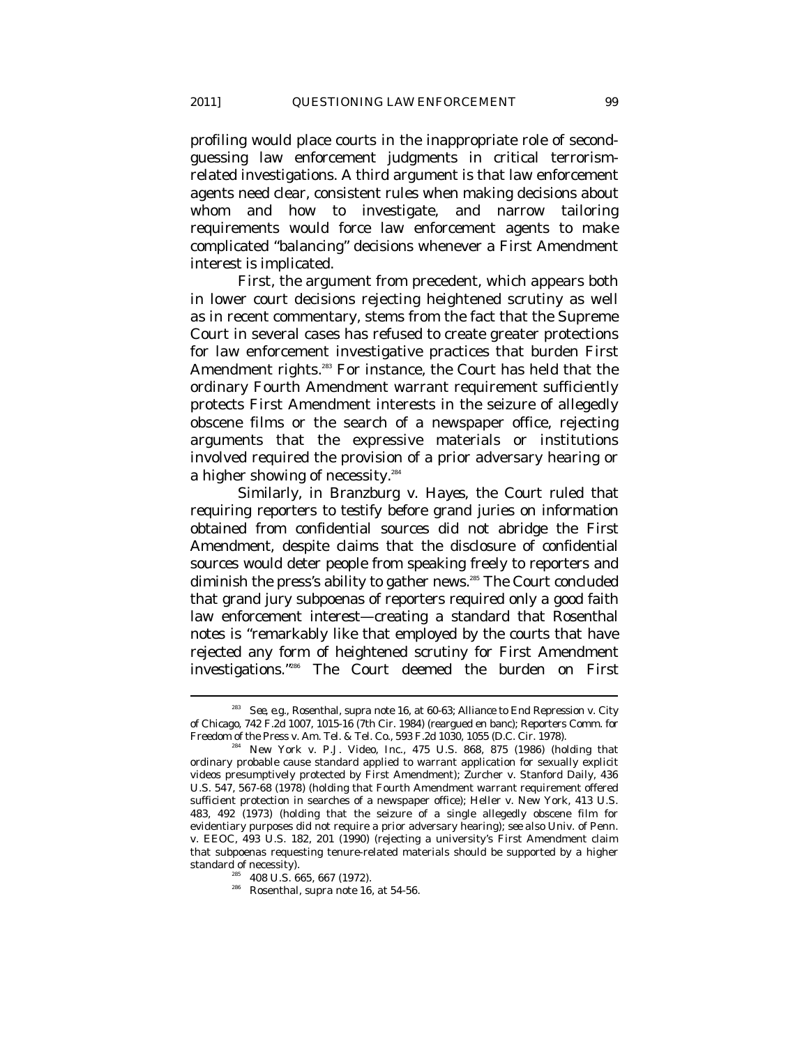profiling would place courts in the inappropriate role of second-guessing law enforcement judgments in critical terrorism-related investigations. A third argument is that law enforcement agents need clear, consistent rules when making decisions about whom and how to investigate, and narrow tailoring requirements would force law enforcement agents to make complicated "balancing" decisions whenever a First Amendment interest is implicated.

First, the argument from precedent, which appears both in lower court decisions rejecting heightened scrutiny as well as in recent commentary, stems from the fact that the Supreme Court in several cases has refused to create greater protections for law enforcement investigative practices that burden First Amendment rights.[283] For instance, the Court has held that the ordinary Fourth Amendment warrant requirement sufficiently protects First Amendment interests in the seizure of allegedly obscene films or the search of a newspaper office, rejecting arguments that the expressive materials or institutions involved required the provision of a prior adversary hearing or a higher showing of necessity.[284]

Similarly, in *Branzburg v. Hayes*, the Court ruled that requiring reporters to testify before grand juries on information obtained from confidential sources did not abridge the First Amendment, despite claims that the disclosure of confidential sources would deter people from speaking freely to reporters and diminish the press's ability to gather news.[285] The Court concluded that grand jury subpoenas of reporters required only a good faith law enforcement interest—creating a standard that Rosenthal notes is "remarkably like that employed by the courts that have rejected any form of heightened scrutiny for First Amendment investigations."[286] The Court deemed the burden on First

---

[283] *See, e.g.*, Rosenthal, *supra* note 16, at 60-63; Alliance to End Repression v. City of Chicago, 742 F.2d 1007, 1015-16 (7th Cir. 1984) (reargued en banc); Reporters Comm. for Freedom of the Press v. Am. Tel. & Tel. Co., 593 F.2d 1030, 1055 (D.C. Cir. 1978).

[284] New York v. P.J. Video, Inc., 475 U.S. 868, 875 (1986) (holding that ordinary probable cause standard applied to warrant application for sexually explicit videos presumptively protected by First Amendment); Zurcher v. Stanford Daily, 436 U.S. 547, 567-68 (1978) (holding that Fourth Amendment warrant requirement offered sufficient protection in searches of a newspaper office); Heller v. New York, 413 U.S. 483, 492 (1973) (holding that the seizure of a single allegedly obscene film for evidentiary purposes did not require a prior adversary hearing); *see also* Univ. of Penn. v. EEOC, 493 U.S. 182, 201 (1990) (rejecting a university's First Amendment claim that subpoenas requesting tenure-related materials should be supported by a higher standard of necessity).

[285] 408 U.S. 665, 667 (1972).

[286] Rosenthal, *supra* note 16, at 54-56.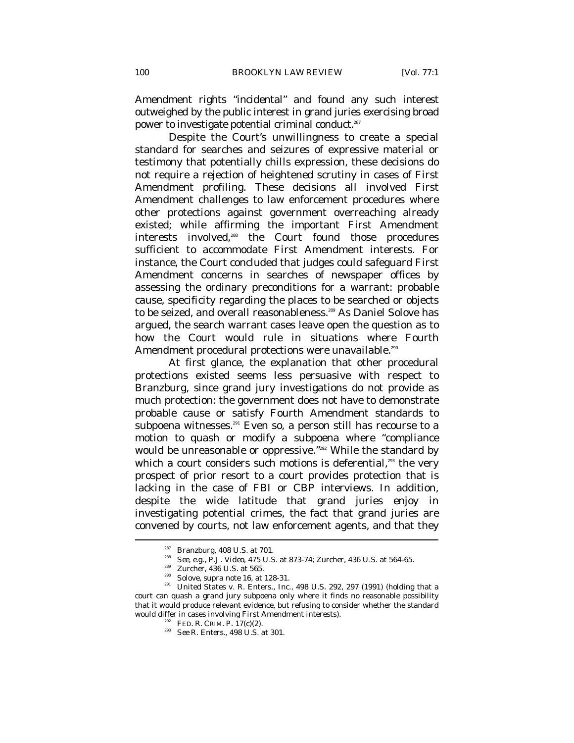Amendment rights "incidental" and found any such interest outweighed by the public interest in grand juries exercising broad power to investigate potential criminal conduct.[287]

Despite the Court's unwillingness to create a special standard for searches and seizures of expressive material or testimony that potentially chills expression, these decisions do not require a rejection of heightened scrutiny in cases of First Amendment profiling. These decisions all involved First Amendment challenges to law enforcement procedures where other protections against government overreaching already existed; while affirming the important First Amendment interests involved,[288] the Court found those procedures sufficient to accommodate First Amendment interests. For instance, the Court concluded that judges could safeguard First Amendment concerns in searches of newspaper offices by assessing the ordinary preconditions for a warrant: probable cause, specificity regarding the places to be searched or objects to be seized, and overall reasonableness.[289] As Daniel Solove has argued, the search warrant cases leave open the question as to how the Court would rule in situations where Fourth Amendment procedural protections were unavailable.[290]

At first glance, the explanation that other procedural protections existed seems less persuasive with respect to Branzburg, since grand jury investigations do not provide as much protection: the government does not have to demonstrate probable cause or satisfy Fourth Amendment standards to subpoena witnesses.[291] Even so, a person still has recourse to a motion to quash or modify a subpoena where "compliance would be unreasonable or oppressive."[292] While the standard by which a court considers such motions is deferential,[293] the very prospect of prior resort to a court provides protection that is lacking in the case of FBI or CBP interviews. In addition, despite the wide latitude that grand juries enjoy in investigating potential crimes, the fact that grand juries are convened by courts, not law enforcement agents, and that they

---

[287] *Branzburg*, 408 U.S. at 701.

[288] *See, e.g.*, *P.J. Video*, 475 U.S. at 873-74; *Zurcher*, 436 U.S. at 564-65.

[289] *Zurcher*, 436 U.S. at 565.

[290] Solove, *supra* note 16, at 128-31.

[291] United States v. R. Enters., Inc., 498 U.S. 292, 297 (1991) (holding that a court can quash a grand jury subpoena only where it finds no reasonable possibility that it would produce relevant evidence, but refusing to consider whether the standard would differ in cases involving First Amendment interests).

[292] FED. R. CRIM. P. 17(c)(2).

[293] *See R. Enters.*, 498 U.S. at 301.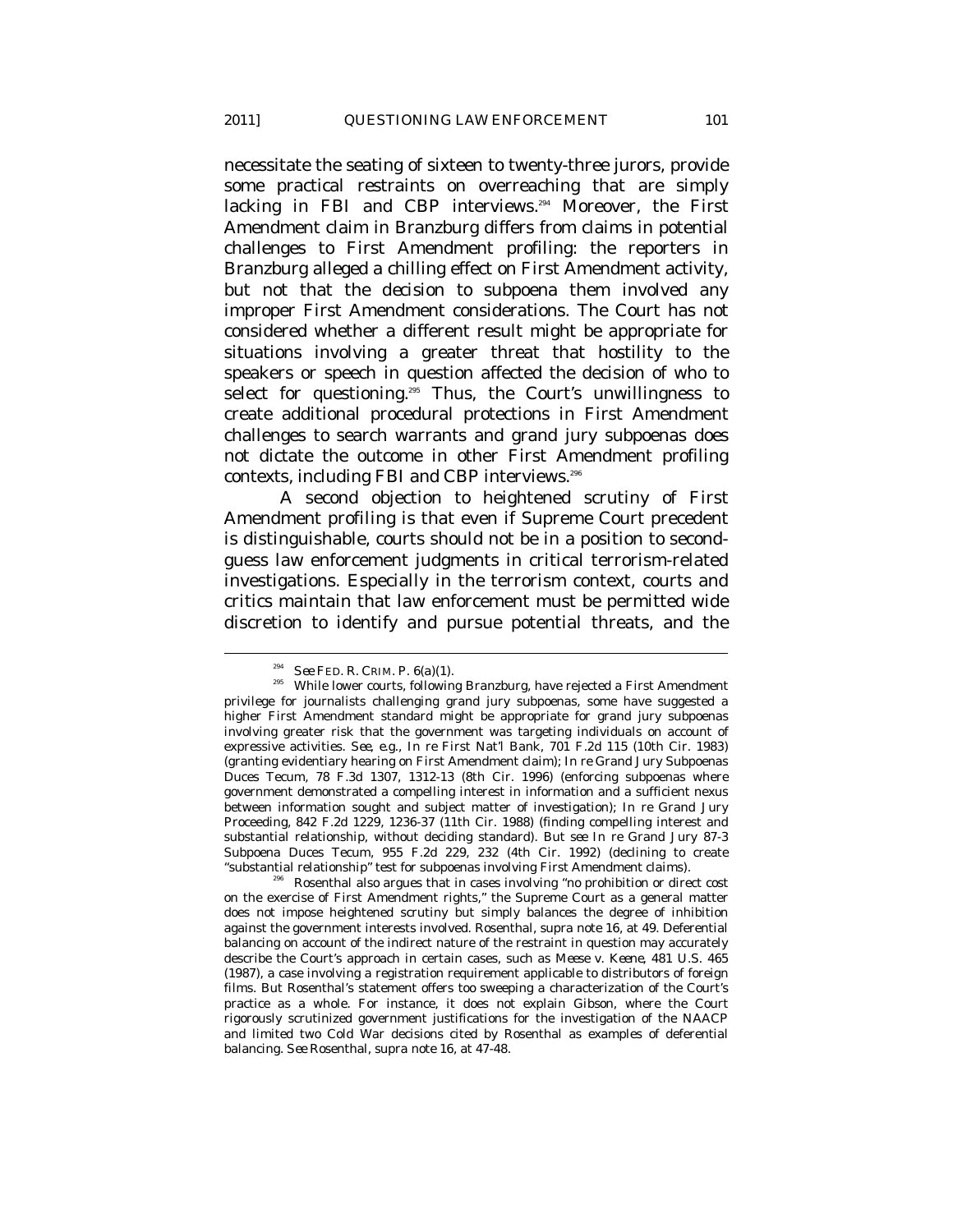necessitate the seating of sixteen to twenty-three jurors, provide some practical restraints on overreaching that are simply lacking in FBI and CBP interviews.[294] Moreover, the First Amendment claim in *Branzburg* differs from claims in potential challenges to First Amendment profiling: the reporters in *Branzburg* alleged a chilling effect on First Amendment activity, but not that the decision to subpoena them involved any improper First Amendment considerations. The Court has not considered whether a different result might be appropriate for situations involving a greater threat that hostility to the speakers or speech in question affected the decision of who to select for questioning.[295] Thus, the Court's unwillingness to create additional procedural protections in First Amendment challenges to search warrants and grand jury subpoenas does not dictate the outcome in other First Amendment profiling contexts, including FBI and CBP interviews.[296]

A second objection to heightened scrutiny of First Amendment profiling is that even if Supreme Court precedent is distinguishable, courts should not be in a position to second-guess law enforcement judgments in critical terrorism-related investigations. Especially in the terrorism context, courts and critics maintain that law enforcement must be permitted wide discretion to identify and pursue potential threats, and the

---

[294] *See* FED. R. CRIM. P. 6(a)(1).

[295] While lower courts, following *Branzburg*, have rejected a First Amendment privilege for journalists challenging grand jury subpoenas, some have suggested a higher First Amendment standard might be appropriate for grand jury subpoenas involving greater risk that the government was targeting individuals on account of expressive activities. *See, e.g.*, *In re* First Nat'l Bank, 701 F.2d 115 (10th Cir. 1983) (granting evidentiary hearing on First Amendment claim); *In re* Grand Jury Subpoenas Duces Tecum, 78 F.3d 1307, 1312-13 (8th Cir. 1996) (enforcing subpoenas where government demonstrated a compelling interest in information and a sufficient nexus between information sought and subject matter of investigation); *In re* Grand Jury Proceeding, 842 F.2d 1229, 1236-37 (11th Cir. 1988) (finding compelling interest and substantial relationship, without deciding standard). *But see* *In re* Grand Jury 87-3 Subpoena Duces Tecum, 955 F.2d 229, 232 (4th Cir. 1992) (declining to create "substantial relationship" test for subpoenas involving First Amendment claims).

[296] Rosenthal also argues that in cases involving "no prohibition or direct cost on the exercise of First Amendment rights," the Supreme Court as a general matter does not impose heightened scrutiny but simply balances the degree of inhibition against the government interests involved. Rosenthal, *supra* note 16, at 49. Deferential balancing on account of the indirect nature of the restraint in question may accurately describe the Court's approach in certain cases, such as *Meese v. Keene*, 481 U.S. 465 (1987), a case involving a registration requirement applicable to distributors of foreign films. But Rosenthal's statement offers too sweeping a characterization of the Court's practice as a whole. For instance, it does not explain *Gibson*, where the Court rigorously scrutinized government justifications for the investigation of the NAACP and limited two Cold War decisions cited by Rosenthal as examples of deferential balancing. *See* Rosenthal, *supra* note 16, at 47-48.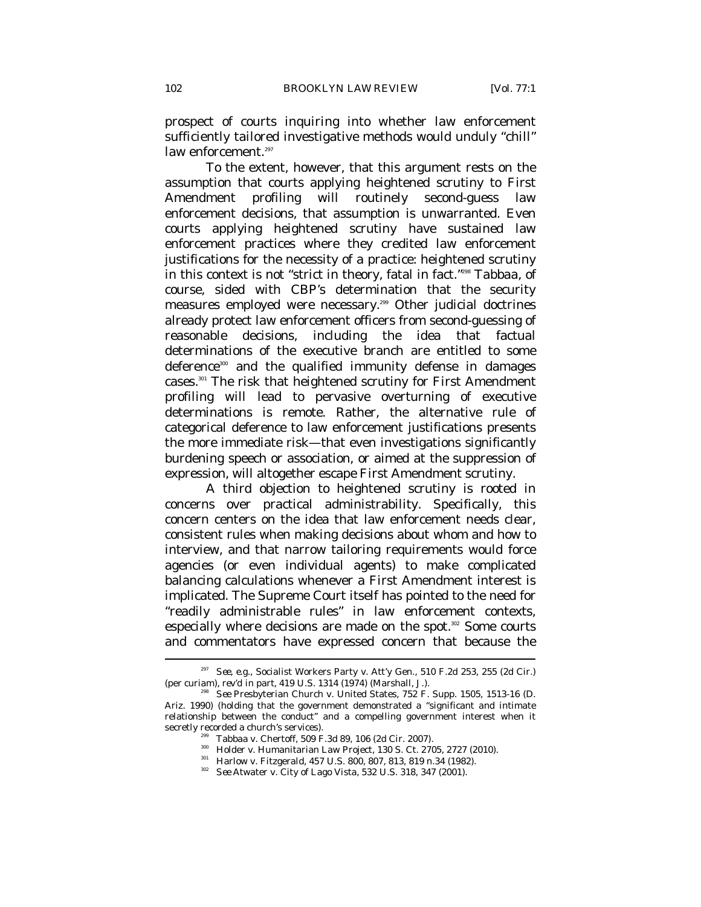prospect of courts inquiring into whether law enforcement sufficiently tailored investigative methods would unduly "chill" law enforcement.[297]

To the extent, however, that this argument rests on the assumption that courts applying heightened scrutiny to First Amendment profiling will routinely second-guess law enforcement decisions, that assumption is unwarranted. Even courts applying heightened scrutiny have sustained law enforcement practices where they credited law enforcement justifications for the necessity of a practice: heightened scrutiny in this context is not "strict in theory, fatal in fact."[298] *Tabbaa*, of course, sided with CBP's determination that the security measures employed were necessary.[299] Other judicial doctrines already protect law enforcement officers from second-guessing of reasonable decisions, including the idea that factual determinations of the executive branch are entitled to some deference[300] and the qualified immunity defense in damages cases.[301] The risk that heightened scrutiny for First Amendment profiling will lead to pervasive overturning of executive determinations is remote. Rather, the alternative rule of categorical deference to law enforcement justifications presents the more immediate risk—that even investigations significantly burdening speech or association, or aimed at the suppression of expression, will altogether escape First Amendment scrutiny.

A third objection to heightened scrutiny is rooted in concerns over practical administrability. Specifically, this concern centers on the idea that law enforcement needs clear, consistent rules when making decisions about whom and how to interview, and that narrow tailoring requirements would force agencies (or even individual agents) to make complicated balancing calculations whenever a First Amendment interest is implicated. The Supreme Court itself has pointed to the need for "readily administrable rules" in law enforcement contexts, especially where decisions are made on the spot.[302] Some courts and commentators have expressed concern that because the

---

[297] *See, e.g.*, Socialist Workers Party v. Att'y Gen., 510 F.2d 253, 255 (2d Cir.) (per curiam), *rev'd in part*, 419 U.S. 1314 (1974) (Marshall, J.).

[298] *See* Presbyterian Church v. United States, 752 F. Supp. 1505, 1513-16 (D. Ariz. 1990) (holding that the government demonstrated a "significant and intimate relationship between the conduct" and a compelling government interest when it secretly recorded a church's services).

[299] Tabbaa v. Chertoff, 509 F.3d 89, 106 (2d Cir. 2007).

[300] Holder v. Humanitarian Law Project, 130 S. Ct. 2705, 2727 (2010).

[301] Harlow v. Fitzgerald, 457 U.S. 800, 807, 813, 819 n.34 (1982).

[302] *See* Atwater v. City of Lago Vista, 532 U.S. 318, 347 (2001).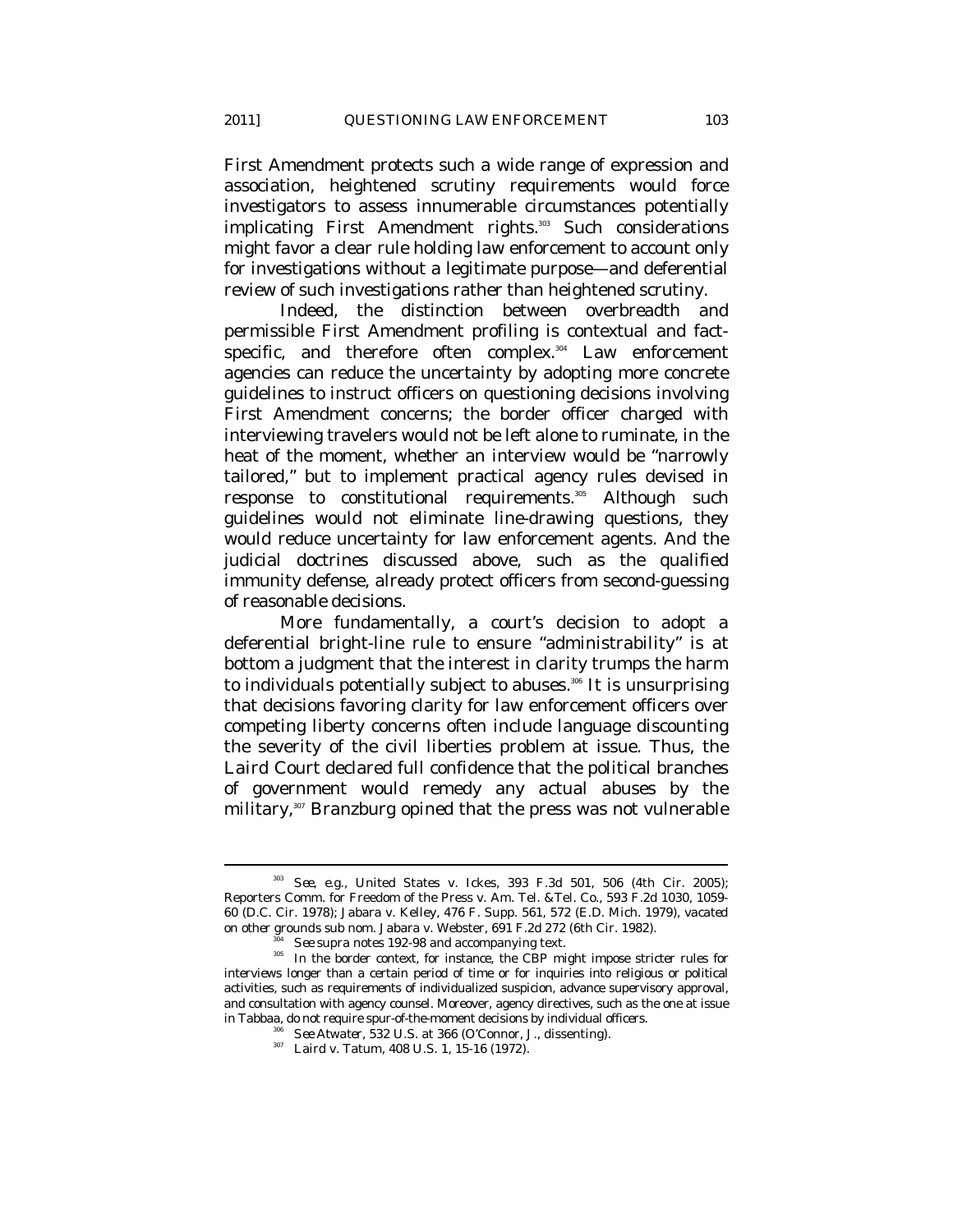First Amendment protects such a wide range of expression and association, heightened scrutiny requirements would force investigators to assess innumerable circumstances potentially implicating First Amendment rights.[303] Such considerations might favor a clear rule holding law enforcement to account only for investigations without a legitimate purpose—and deferential review of such investigations rather than heightened scrutiny.

Indeed, the distinction between overbreadth and permissible First Amendment profiling is contextual and fact-specific, and therefore often complex.[304] Law enforcement agencies can reduce the uncertainty by adopting more concrete guidelines to instruct officers on questioning decisions involving First Amendment concerns; the border officer charged with interviewing travelers would not be left alone to ruminate, in the heat of the moment, whether an interview would be "narrowly tailored," but to implement practical agency rules devised in response to constitutional requirements.[305] Although such guidelines would not eliminate line-drawing questions, they would reduce uncertainty for law enforcement agents. And the judicial doctrines discussed above, such as the qualified immunity defense, already protect officers from second-guessing of reasonable decisions.

More fundamentally, a court's decision to adopt a deferential bright-line rule to ensure "administrability" is at bottom a judgment that the interest in clarity trumps the harm to individuals potentially subject to abuses.[306] It is unsurprising that decisions favoring clarity for law enforcement officers over competing liberty concerns often include language discounting the severity of the civil liberties problem at issue. Thus, the *Laird* Court declared full confidence that the political branches of government would remedy any actual abuses by the military,[307] *Branzburg* opined that the press was not vulnerable

---

[303] *See, e.g.*, United States v. Ickes, 393 F.3d 501, 506 (4th Cir. 2005); Reporters Comm. for Freedom of the Press v. Am. Tel. & Tel. Co., 593 F.2d 1030, 1059-60 (D.C. Cir. 1978); Jabara v. Kelley, 476 F. Supp. 561, 572 (E.D. Mich. 1979), *vacated on other grounds sub nom.* Jabara v. Webster, 691 F.2d 272 (6th Cir. 1982).

[304] *See supra* notes 192-98 and accompanying text.

[305] In the border context, for instance, the CBP might impose stricter rules for interviews longer than a certain period of time or for inquiries into religious or political activities, such as requirements of individualized suspicion, advance supervisory approval, and consultation with agency counsel. Moreover, agency directives, such as the one at issue in *Tabbaa*, do not require spur-of-the-moment decisions by individual officers.

[306] *See Atwater*, 532 U.S. at 366 (O'Connor, J., dissenting).

[307] Laird v. Tatum, 408 U.S. 1, 15-16 (1972).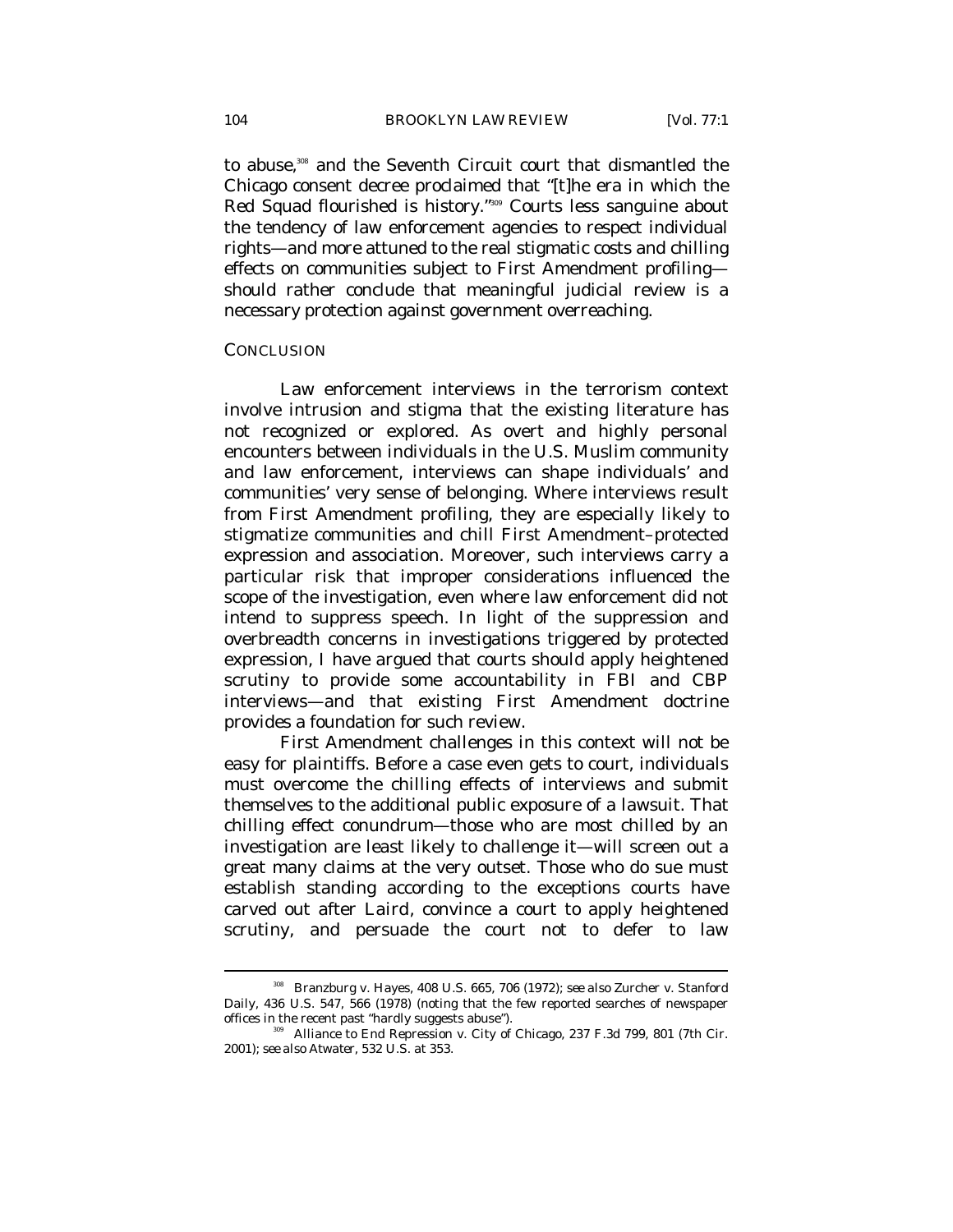to abuse,[308] and the Seventh Circuit court that dismantled the Chicago consent decree proclaimed that "[t]he era in which the Red Squad flourished is history."[309] Courts less sanguine about the tendency of law enforcement agencies to respect individual rights—and more attuned to the real stigmatic costs and chilling effects on communities subject to First Amendment profiling—should rather conclude that meaningful judicial review is a necessary protection against government overreaching.

## CONCLUSION

Law enforcement interviews in the terrorism context involve intrusion and stigma that the existing literature has not recognized or explored. As overt and highly personal encounters between individuals in the U.S. Muslim community and law enforcement, interviews can shape individuals' and communities' very sense of belonging. Where interviews result from First Amendment profiling, they are especially likely to stigmatize communities and chill First Amendment–protected expression and association. Moreover, such interviews carry a particular risk that improper considerations influenced the scope of the investigation, even where law enforcement did not intend to suppress speech. In light of the suppression and overbreadth concerns in investigations triggered by protected expression, I have argued that courts should apply heightened scrutiny to provide some accountability in FBI and CBP interviews—and that existing First Amendment doctrine provides a foundation for such review.

First Amendment challenges in this context will not be easy for plaintiffs. Before a case even gets to court, individuals must overcome the chilling effects of interviews and submit themselves to the additional public exposure of a lawsuit. That chilling effect conundrum—those who are most chilled by an investigation are least likely to challenge it—will screen out a great many claims at the very outset. Those who do sue must establish standing according to the exceptions courts have carved out after *Laird*, convince a court to apply heightened scrutiny, and persuade the court not to defer to law

---

[308] Branzburg v. Hayes, 408 U.S. 665, 706 (1972); *see also* Zurcher v. Stanford Daily, 436 U.S. 547, 566 (1978) (noting that the few reported searches of newspaper offices in the recent past "hardly suggests abuse").

[309] Alliance to End Repression v. City of Chicago, 237 F.3d 799, 801 (7th Cir. 2001); *see also* *Atwater*, 532 U.S. at 353.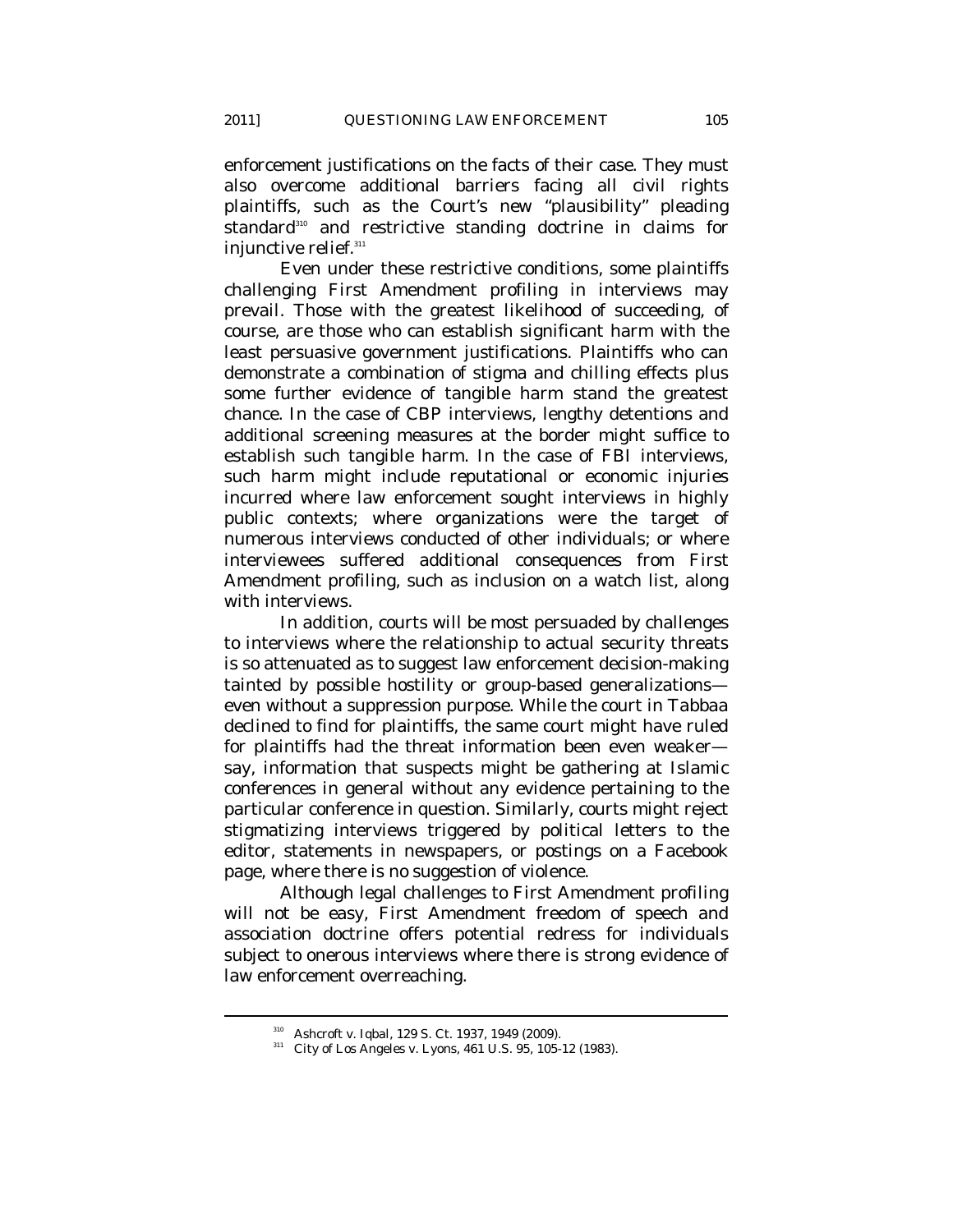enforcement justifications on the facts of their case. They must also overcome additional barriers facing all civil rights plaintiffs, such as the Court's new "plausibility" pleading standard[310] and restrictive standing doctrine in claims for injunctive relief.[311]

Even under these restrictive conditions, some plaintiffs challenging First Amendment profiling in interviews may prevail. Those with the greatest likelihood of succeeding, of course, are those who can establish significant harm with the least persuasive government justifications. Plaintiffs who can demonstrate a combination of stigma and chilling effects plus some further evidence of tangible harm stand the greatest chance. In the case of CBP interviews, lengthy detentions and additional screening measures at the border might suffice to establish such tangible harm. In the case of FBI interviews, such harm might include reputational or economic injuries incurred where law enforcement sought interviews in highly public contexts; where organizations were the target of numerous interviews conducted of other individuals; or where interviewees suffered additional consequences from First Amendment profiling, such as inclusion on a watch list, along with interviews.

In addition, courts will be most persuaded by challenges to interviews where the relationship to actual security threats is so attenuated as to suggest law enforcement decision-making tainted by possible hostility or group-based generalizations—even without a suppression purpose. While the court in *Tabbaa* declined to find for plaintiffs, the same court might have ruled for plaintiffs had the threat information been even weaker—say, information that suspects might be gathering at Islamic conferences in general without any evidence pertaining to the particular conference in question. Similarly, courts might reject stigmatizing interviews triggered by political letters to the editor, statements in newspapers, or postings on a Facebook page, where there is no suggestion of violence.

Although legal challenges to First Amendment profiling will not be easy, First Amendment freedom of speech and association doctrine offers potential redress for individuals subject to onerous interviews where there is strong evidence of law enforcement overreaching.

---

[310] *Ashcroft v. Iqbal*, 129 S. Ct. 1937, 1949 (2009).

[311] *City of Los Angeles v. Lyons*, 461 U.S. 95, 105-12 (1983).